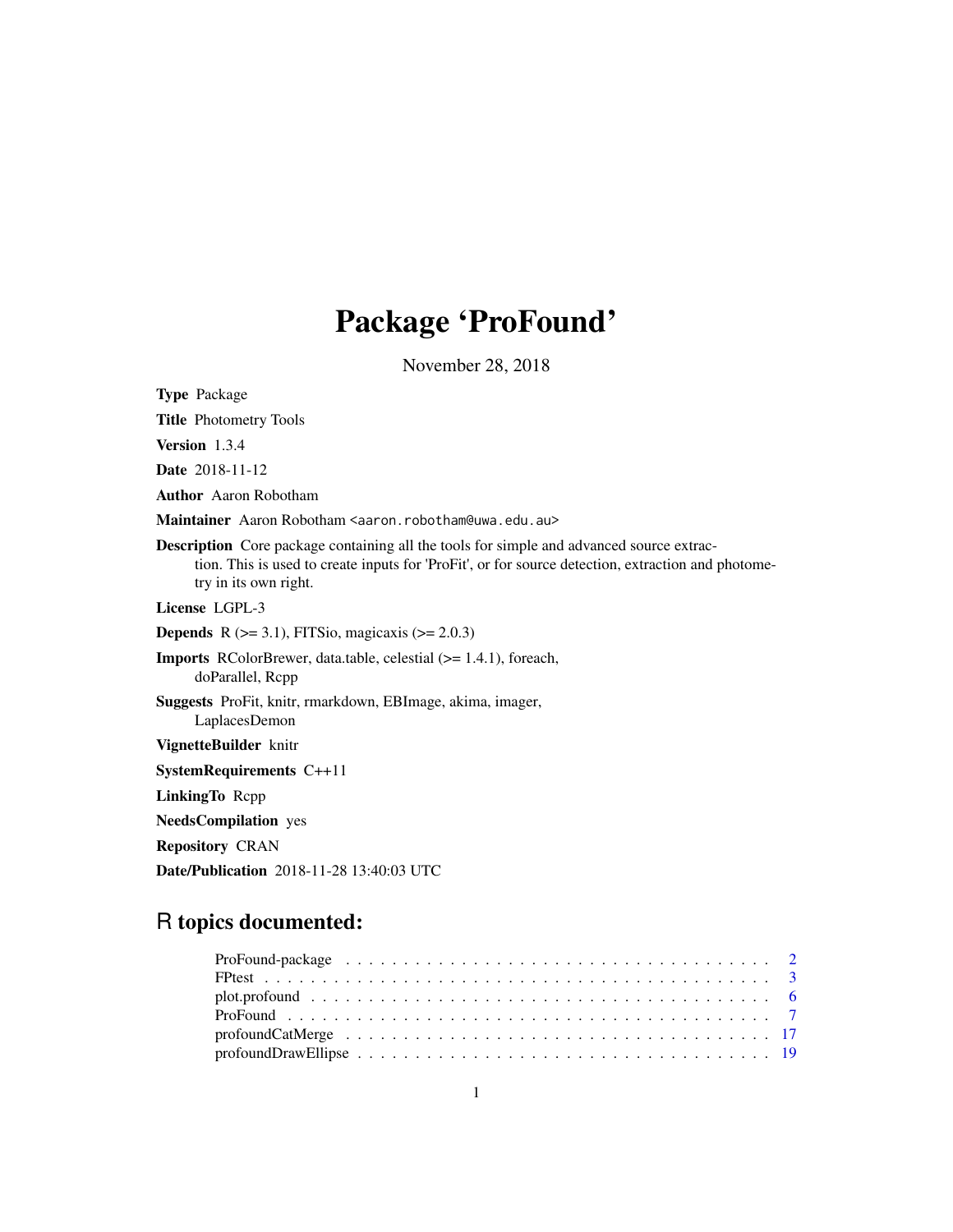# Package 'ProFound'

November 28, 2018

**Type** Package

**Title** Photometry Tools

**Version** 1.3.4

**Date** 2018-11-12

**Author** Aaron Robotham

**Maintainer** Aaron Robotham <aaron.robotham@uwa.edu.au>

**Description** Core package containing all the tools for simple and advanced source extraction. This is used to create inputs for 'ProFit', or for source detection, extraction and photometry in its own right.

**License** LGPL-3

**Depends** R (>= 3.1), FITSio, magicaxis (>= 2.0.3)

**Imports** RColorBrewer, data.table, celestial (>= 1.4.1), foreach, doParallel, Rcpp

**Suggests** ProFit, knitr, rmarkdown, EBImage, akima, imager, LaplacesDemon

**VignetteBuilder** knitr

**SystemRequirements** C++11

**LinkingTo** Rcpp

**NeedsCompilation** yes

**Repository** CRAN

**Date/Publication** 2018-11-28 13:40:03 UTC

## R topics documented:

| | |
|---|---|
| ProFound-package | 2 |
| FPtest | 3 |
| plot.profound | 6 |
| ProFound | 7 |
| profoundCatMerge | 17 |
| profoundDrawEllipse | 19 |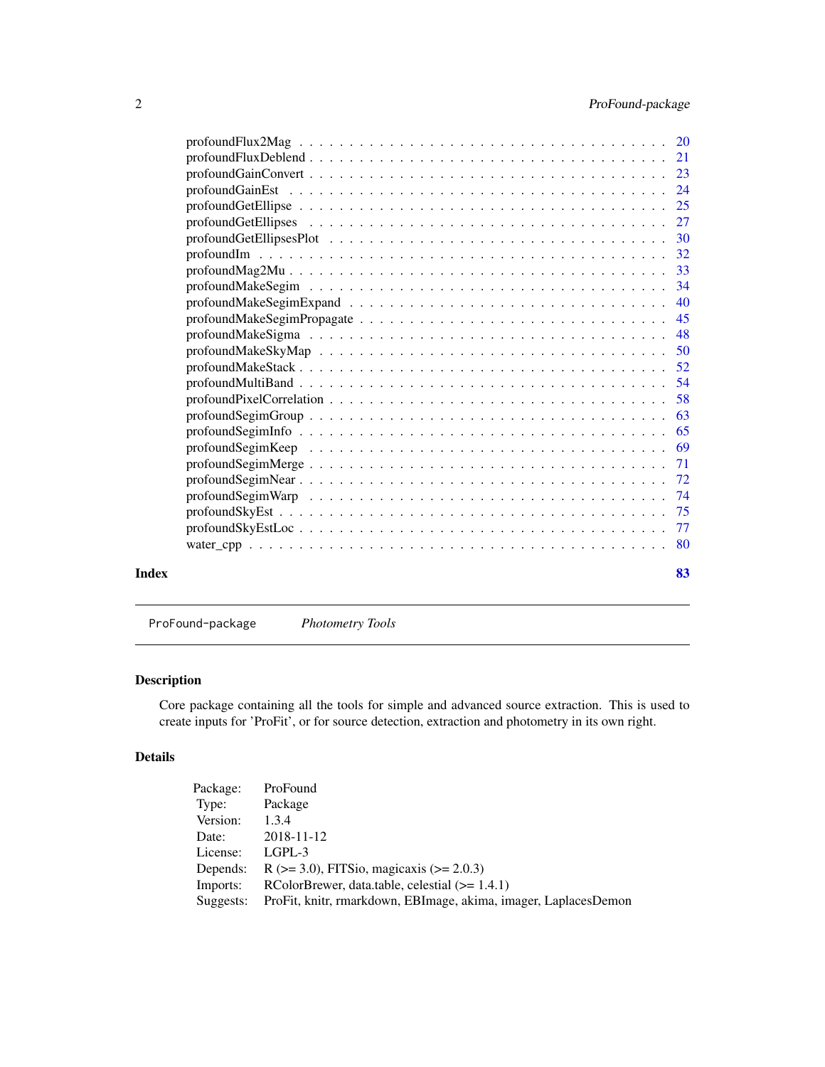profoundFlux2Mag . . . . . . . . . . . . . . . . . . . . . . . . . . . . . . . . 20
profoundFluxDeblend . . . . . . . . . . . . . . . . . . . . . . . . . . . . . . . 21
profoundGainConvert . . . . . . . . . . . . . . . . . . . . . . . . . . . . . . . 23
profoundGainEst . . . . . . . . . . . . . . . . . . . . . . . . . . . . . . . . . 24
profoundGetEllipse . . . . . . . . . . . . . . . . . . . . . . . . . . . . . . . . 25
profoundGetEllipses . . . . . . . . . . . . . . . . . . . . . . . . . . . . . . . 27
profoundGetEllipsesPlot . . . . . . . . . . . . . . . . . . . . . . . . . . . . . 30
profoundIm . . . . . . . . . . . . . . . . . . . . . . . . . . . . . . . . . . . . 32
profoundMag2Mu . . . . . . . . . . . . . . . . . . . . . . . . . . . . . . . . . 33
profoundMakeSegim . . . . . . . . . . . . . . . . . . . . . . . . . . . . . . . . 34
profoundMakeSegimExpand . . . . . . . . . . . . . . . . . . . . . . . . . . . . 40
profoundMakeSegimPropagate . . . . . . . . . . . . . . . . . . . . . . . . . . . 45
profoundMakeSigma . . . . . . . . . . . . . . . . . . . . . . . . . . . . . . . . 48
profoundMakeSkyMap . . . . . . . . . . . . . . . . . . . . . . . . . . . . . . . 50
profoundMakeStack . . . . . . . . . . . . . . . . . . . . . . . . . . . . . . . . 52
profoundMultiBand . . . . . . . . . . . . . . . . . . . . . . . . . . . . . . . . 54
profoundPixelCorrelation . . . . . . . . . . . . . . . . . . . . . . . . . . . . . 58
profoundSegimGroup . . . . . . . . . . . . . . . . . . . . . . . . . . . . . . . 63
profoundSegimInfo . . . . . . . . . . . . . . . . . . . . . . . . . . . . . . . . 65
profoundSegimKeep . . . . . . . . . . . . . . . . . . . . . . . . . . . . . . . . 69
profoundSegimMerge . . . . . . . . . . . . . . . . . . . . . . . . . . . . . . . 71
profoundSegimNear . . . . . . . . . . . . . . . . . . . . . . . . . . . . . . . . 72
profoundSegimWarp . . . . . . . . . . . . . . . . . . . . . . . . . . . . . . . . 74
profoundSkyEst . . . . . . . . . . . . . . . . . . . . . . . . . . . . . . . . . . 75
profoundSkyEstLoc . . . . . . . . . . . . . . . . . . . . . . . . . . . . . . . . 77
water_cpp . . . . . . . . . . . . . . . . . . . . . . . . . . . . . . . . . . . . . 80

**Index** **83**

---

`ProFound-package` *Photometry Tools*

---

## Description

Core package containing all the tools for simple and advanced source extraction. This is used to create inputs for 'ProFit', or for source detection, extraction and photometry in its own right.

## Details

| | |
|---|---|
| Package: | ProFound |
| Type: | Package |
| Version: | 1.3.4 |
| Date: | 2018-11-12 |
| License: | LGPL-3 |
| Depends: | R (>= 3.0), FITSio, magicaxis (>= 2.0.3) |
| Imports: | RColorBrewer, data.table, celestial (>= 1.4.1) |
| Suggests: | ProFit, knitr, rmarkdown, EBImage, akima, imager, LaplacesDemon |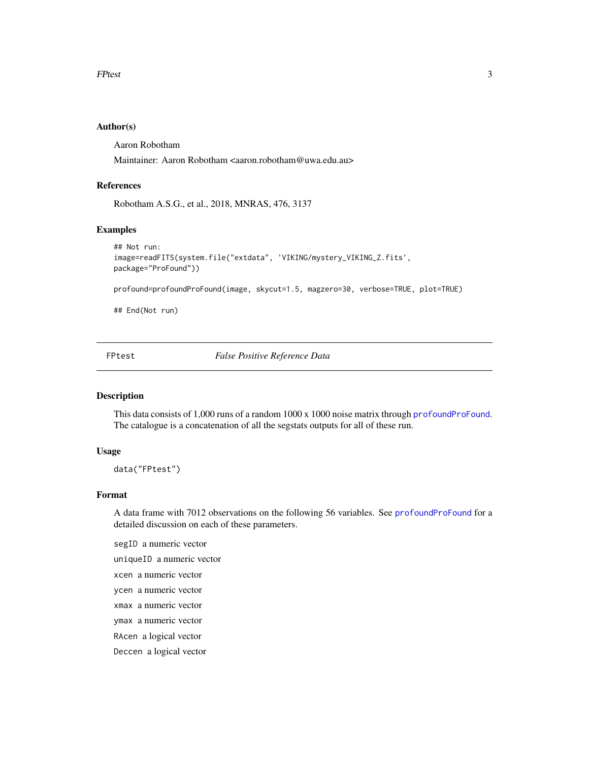### Author(s)

Aaron Robotham

Maintainer: Aaron Robotham <aaron.robotham@uwa.edu.au>

### References

Robotham A.S.G., et al., 2018, MNRAS, 476, 3137

### Examples

```
## Not run:
image=readFITS(system.file("extdata", 'VIKING/mystery_VIKING_Z.fits',
package="ProFound"))

profound=profoundProFound(image, skycut=1.5, magzero=30, verbose=TRUE, plot=TRUE)

## End(Not run)
```

---

## FPtest *False Positive Reference Data*

### Description

This data consists of 1,000 runs of a random 1000 x 1000 noise matrix through profoundProFound. The catalogue is a concatenation of all the segstats outputs for all of these run.

### Usage

```
data("FPtest")
```

### Format

A data frame with 7012 observations on the following 56 variables. See profoundProFound for a detailed discussion on each of these parameters.

- `segID` a numeric vector
- `uniqueID` a numeric vector
- `xcen` a numeric vector
- `ycen` a numeric vector
- `xmax` a numeric vector
- `ymax` a numeric vector
- `RAcen` a logical vector
- `Deccen` a logical vector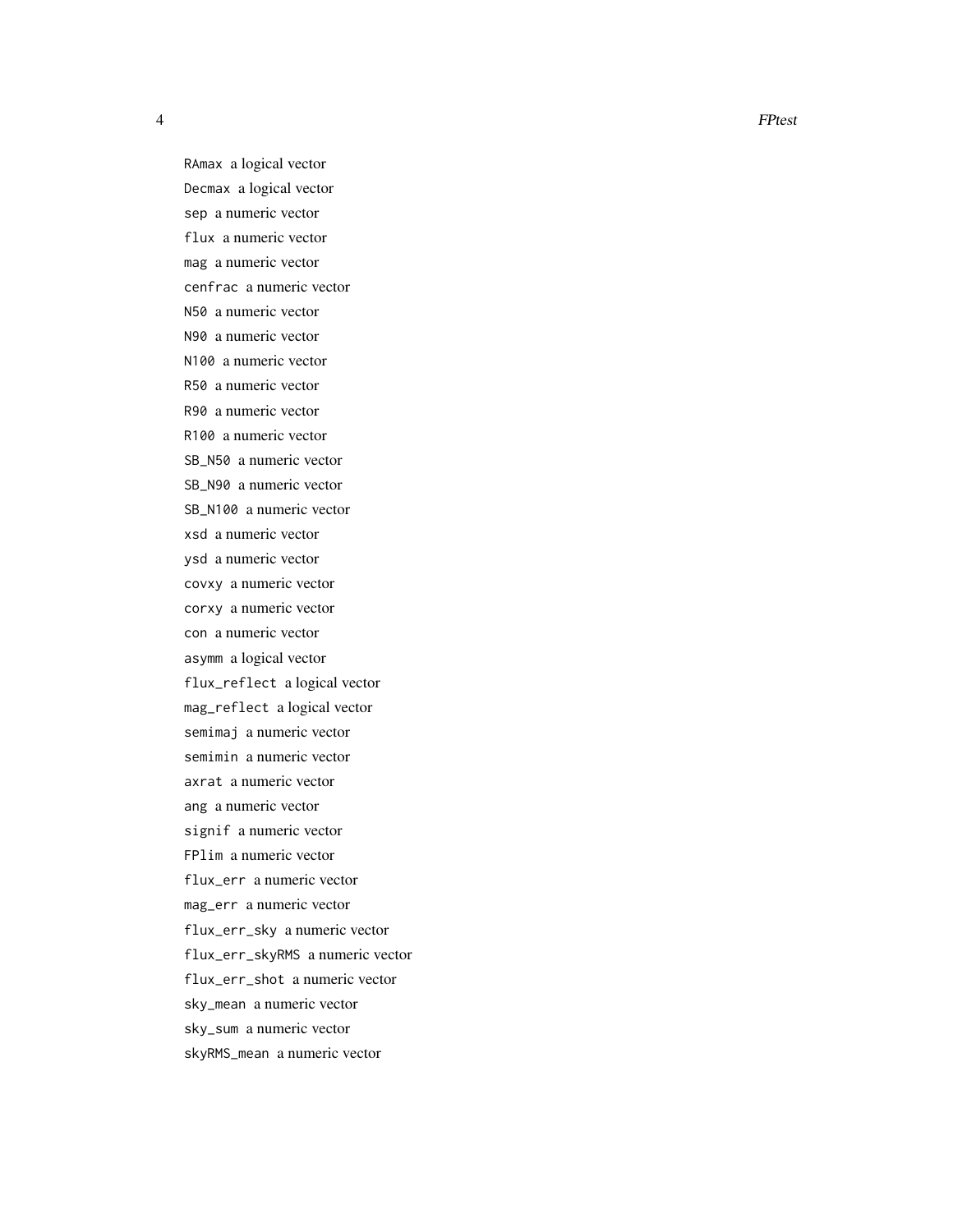RAmax a logical vector

Decmax a logical vector

sep a numeric vector

flux a numeric vector

mag a numeric vector

cenfrac a numeric vector

N50 a numeric vector

N90 a numeric vector

N100 a numeric vector

R50 a numeric vector

R90 a numeric vector

R100 a numeric vector

SB_N50 a numeric vector

SB_N90 a numeric vector

SB_N100 a numeric vector

xsd a numeric vector

ysd a numeric vector

covxy a numeric vector

corxy a numeric vector

con a numeric vector

asymm a logical vector

flux_reflect a logical vector

mag_reflect a logical vector

semimaj a numeric vector

semimin a numeric vector

axrat a numeric vector

ang a numeric vector

signif a numeric vector

FPlim a numeric vector

flux_err a numeric vector

mag_err a numeric vector

flux_err_sky a numeric vector

flux_err_skyRMS a numeric vector

flux_err_shot a numeric vector

sky_mean a numeric vector

sky_sum a numeric vector

skyRMS_mean a numeric vector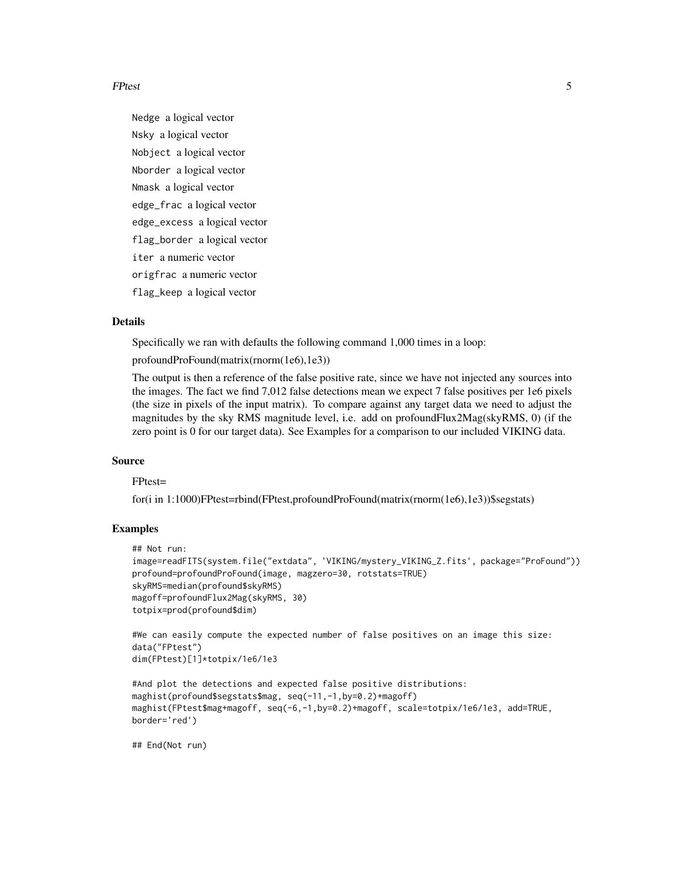Nedge a logical vector

Nsky a logical vector

Nobject a logical vector

Nborder a logical vector

Nmask a logical vector

edge_frac a logical vector

edge_excess a logical vector

flag_border a logical vector

iter a numeric vector

origfrac a numeric vector

flag_keep a logical vector

## Details

Specifically we ran with defaults the following command 1,000 times in a loop:

profoundProFound(matrix(rnorm(1e6),1e3))

The output is then a reference of the false positive rate, since we have not injected any sources into the images. The fact we find 7,012 false detections mean we expect 7 false positives per 1e6 pixels (the size in pixels of the input matrix). To compare against any target data we need to adjust the magnitudes by the sky RMS magnitude level, i.e. add on profoundFlux2Mag(skyRMS, 0) (if the zero point is 0 for our target data). See Examples for a comparison to our included VIKING data.

## Source

FPtest=

for(i in 1:1000)FPtest=rbind(FPtest,profoundProFound(matrix(rnorm(1e6),1e3))$segstats)

## Examples

```
## Not run:
image=readFITS(system.file("extdata", 'VIKING/mystery_VIKING_Z.fits', package="ProFound"))
profound=profoundProFound(image, magzero=30, rotstats=TRUE)
skyRMS=median(profound$skyRMS)
magoff=profoundFlux2Mag(skyRMS, 30)
totpix=prod(profound$dim)

#We can easily compute the expected number of false positives on an image this size:
data("FPtest")
dim(FPtest)[1]*totpix/1e6/1e3

#And plot the detections and expected false positive distributions:
maghist(profound$segstats$mag, seq(-11,-1,by=0.2)+magoff)
maghist(FPtest$mag+magoff, seq(-6,-1,by=0.2)+magoff, scale=totpix/1e6/1e3, add=TRUE,
border='red')

## End(Not run)
```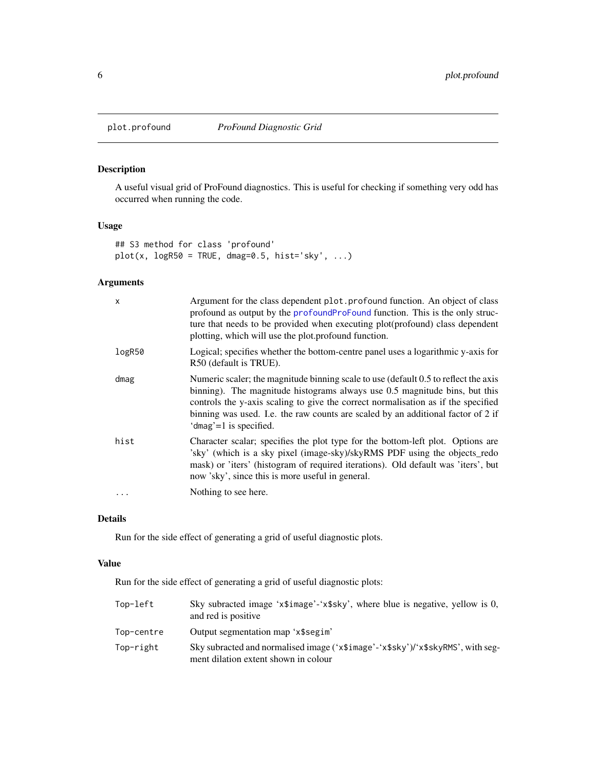plot.profound — *ProFound Diagnostic Grid*

## Description

A useful visual grid of ProFound diagnostics. This is useful for checking if something very odd has occurred when running the code.

## Usage

```
## S3 method for class 'profound'
plot(x, logR50 = TRUE, dmag=0.5, hist='sky', ...)
```

## Arguments

| | |
|---|---|
| `x` | Argument for the class dependent `plot.profound` function. An object of class profound as output by the `profoundProFound` function. This is the only structure that needs to be provided when executing plot(profound) class dependent plotting, which will use the plot.profound function. |
| `logR50` | Logical; specifies whether the bottom-centre panel uses a logarithmic y-axis for R50 (default is TRUE). |
| `dmag` | Numeric scaler; the magnitude binning scale to use (default 0.5 to reflect the axis binning). The magnitude histograms always use 0.5 magnitude bins, but this controls the y-axis scaling to give the correct normalisation as if the specified binning was used. I.e. the raw counts are scaled by an additional factor of 2 if 'dmag'=1 is specified. |
| `hist` | Character scalar; specifies the plot type for the bottom-left plot. Options are 'sky' (which is a sky pixel (image-sky)/skyRMS PDF using the objects_redo mask) or 'iters' (histogram of required iterations). Old default was 'iters', but now 'sky', since this is more useful in general. |
| `...` | Nothing to see here. |

## Details

Run for the side effect of generating a grid of useful diagnostic plots.

## Value

Run for the side effect of generating a grid of useful diagnostic plots:

| | |
|---|---|
| `Top-left` | Sky subracted image '`x$image`'-'`x$sky`', where blue is negative, yellow is 0, and red is positive |
| `Top-centre` | Output segmentation map '`x$segim`' |
| `Top-right` | Sky subracted and normalised image ('`x$image`'-'`x$sky`')/'`x$skyRMS`', with segment dilation extent shown in colour |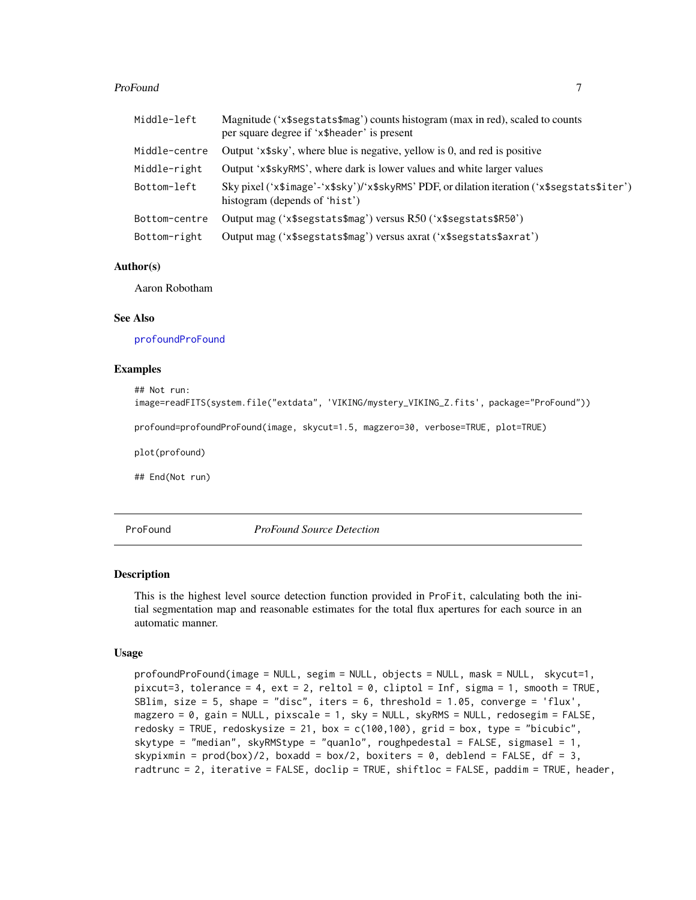| | |
|---|---|
| Middle-left | Magnitude ('x$segstats$mag') counts histogram (max in red), scaled to counts per square degree if 'x$header' is present |
| Middle-centre | Output 'x$sky', where blue is negative, yellow is 0, and red is positive |
| Middle-right | Output 'x$skyRMS', where dark is lower values and white larger values |
| Bottom-left | Sky pixel ('x$image'-'x$sky')/'x$skyRMS' PDF, or dilation iteration ('x$segstats$iter') histogram (depends of 'hist') |
| Bottom-centre | Output mag ('x$segstats$mag') versus R50 ('x$segstats$R50') |
| Bottom-right | Output mag ('x$segstats$mag') versus axrat ('x$segstats$axrat') |

### Author(s)

Aaron Robotham

### See Also

profoundProFound

### Examples

```
## Not run:
image=readFITS(system.file("extdata", 'VIKING/mystery_VIKING_Z.fits', package="ProFound"))

profound=profoundProFound(image, skycut=1.5, magzero=30, verbose=TRUE, plot=TRUE)

plot(profound)

## End(Not run)
```

---

## ProFound — *ProFound Source Detection*

### Description

This is the highest level source detection function provided in ProFit, calculating both the initial segmentation map and reasonable estimates for the total flux apertures for each source in an automatic manner.

### Usage

```
profoundProFound(image = NULL, segim = NULL, objects = NULL, mask = NULL,  skycut=1,
pixcut=3, tolerance = 4, ext = 2, reltol = 0, cliptol = Inf, sigma = 1, smooth = TRUE,
SBlim, size = 5, shape = "disc", iters = 6, threshold = 1.05, converge = 'flux',
magzero = 0, gain = NULL, pixscale = 1, sky = NULL, skyRMS = NULL, redosegim = FALSE,
redosky = TRUE, redoskysize = 21, box = c(100,100), grid = box, type = "bicubic",
skytype = "median", skyRMStype = "quanlo", roughpedestal = FALSE, sigmasel = 1,
skypixmin = prod(box)/2, boxadd = box/2, boxiters = 0, deblend = FALSE, df = 3,
radtrunc = 2, iterative = FALSE, doclip = TRUE, shiftloc = FALSE, paddim = TRUE, header,
```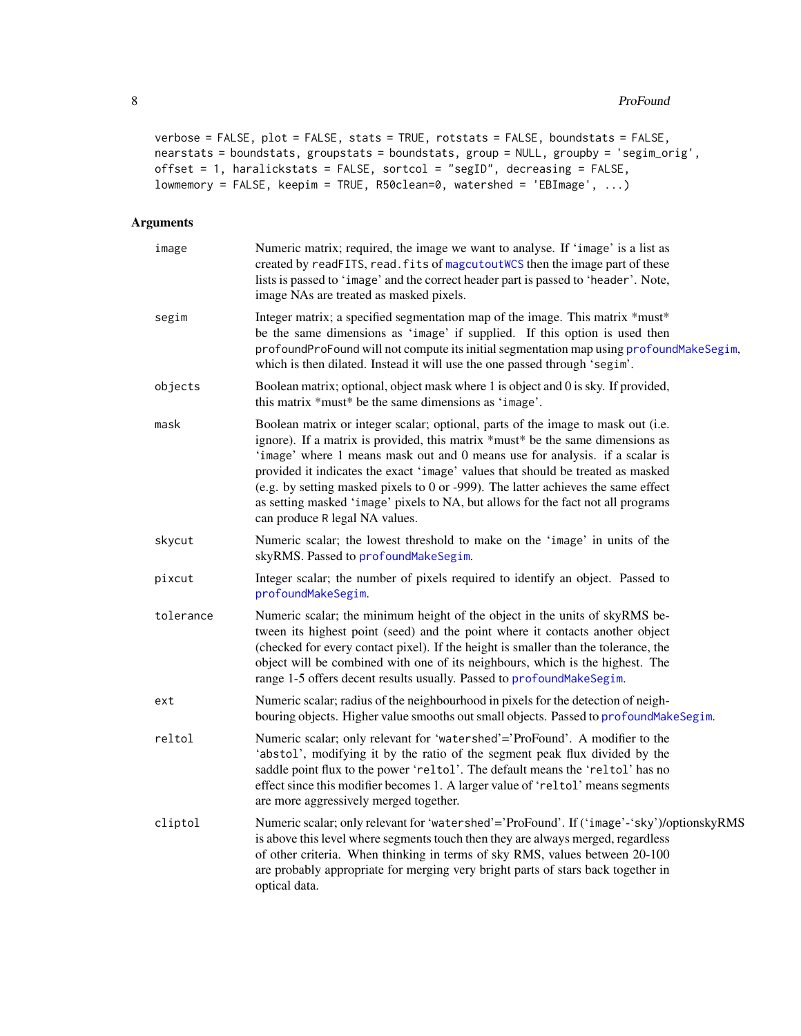```
verbose = FALSE, plot = FALSE, stats = TRUE, rotstats = FALSE, boundstats = FALSE,
nearstats = boundstats, groupstats = boundstats, group = NULL, groupby = 'segim_orig',
offset = 1, haralickstats = FALSE, sortcol = "segID", decreasing = FALSE,
lowmemory = FALSE, keepim = TRUE, R50clean=0, watershed = 'EBImage', ...)
```

## Arguments

`image` — Numeric matrix; required, the image we want to analyse. If 'image' is a list as created by readFITS, read.fits of magcutoutWCS then the image part of these lists is passed to 'image' and the correct header part is passed to 'header'. Note, image NAs are treated as masked pixels.

`segim` — Integer matrix; a specified segmentation map of the image. This matrix *must* be the same dimensions as 'image' if supplied. If this option is used then profoundProFound will not compute its initial segmentation map using profoundMakeSegim, which is then dilated. Instead it will use the one passed through 'segim'.

`objects` — Boolean matrix; optional, object mask where 1 is object and 0 is sky. If provided, this matrix *must* be the same dimensions as 'image'.

`mask` — Boolean matrix or integer scalar; optional, parts of the image to mask out (i.e. ignore). If a matrix is provided, this matrix *must* be the same dimensions as 'image' where 1 means mask out and 0 means use for analysis. if a scalar is provided it indicates the exact 'image' values that should be treated as masked (e.g. by setting masked pixels to 0 or -999). The latter achieves the same effect as setting masked 'image' pixels to NA, but allows for the fact not all programs can produce R legal NA values.

`skycut` — Numeric scalar; the lowest threshold to make on the 'image' in units of the skyRMS. Passed to profoundMakeSegim.

`pixcut` — Integer scalar; the number of pixels required to identify an object. Passed to profoundMakeSegim.

`tolerance` — Numeric scalar; the minimum height of the object in the units of skyRMS between its highest point (seed) and the point where it contacts another object (checked for every contact pixel). If the height is smaller than the tolerance, the object will be combined with one of its neighbours, which is the highest. The range 1-5 offers decent results usually. Passed to profoundMakeSegim.

`ext` — Numeric scalar; radius of the neighbourhood in pixels for the detection of neighbouring objects. Higher value smooths out small objects. Passed to profoundMakeSegim.

`reltol` — Numeric scalar; only relevant for 'watershed'='ProFound'. A modifier to the 'abstol', modifying it by the ratio of the segment peak flux divided by the saddle point flux to the power 'reltol'. The default means the 'reltol' has no effect since this modifier becomes 1. A larger value of 'reltol' means segments are more aggressively merged together.

`cliptol` — Numeric scalar; only relevant for 'watershed'='ProFound'. If ('image'-'sky')/optionskyRMS is above this level where segments touch then they are always merged, regardless of other criteria. When thinking in terms of sky RMS, values between 20-100 are probably appropriate for merging very bright parts of stars back together in optical data.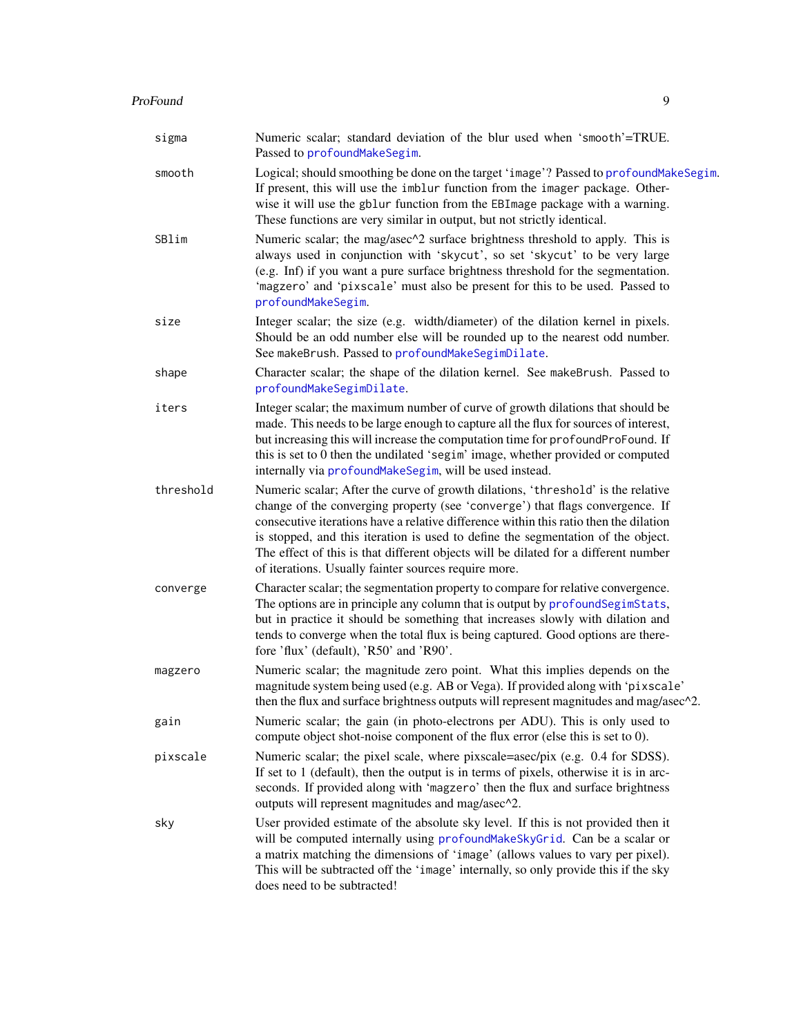| | |
|---|---|
| sigma | Numeric scalar; standard deviation of the blur used when 'smooth'=TRUE. Passed to profoundMakeSegim. |
| smooth | Logical; should smoothing be done on the target 'image'? Passed to profoundMakeSegim. If present, this will use the imblur function from the imager package. Otherwise it will use the gblur function from the EBImage package with a warning. These functions are very similar in output, but not strictly identical. |
| SBlim | Numeric scalar; the mag/asec^2 surface brightness threshold to apply. This is always used in conjunction with 'skycut', so set 'skycut' to be very large (e.g. Inf) if you want a pure surface brightness threshold for the segmentation. 'magzero' and 'pixscale' must also be present for this to be used. Passed to profoundMakeSegim. |
| size | Integer scalar; the size (e.g. width/diameter) of the dilation kernel in pixels. Should be an odd number else will be rounded up to the nearest odd number. See makeBrush. Passed to profoundMakeSegimDilate. |
| shape | Character scalar; the shape of the dilation kernel. See makeBrush. Passed to profoundMakeSegimDilate. |
| iters | Integer scalar; the maximum number of curve of growth dilations that should be made. This needs to be large enough to capture all the flux for sources of interest, but increasing this will increase the computation time for profoundProFound. If this is set to 0 then the undilated 'segim' image, whether provided or computed internally via profoundMakeSegim, will be used instead. |
| threshold | Numeric scalar; After the curve of growth dilations, 'threshold' is the relative change of the converging property (see 'converge') that flags convergence. If consecutive iterations have a relative difference within this ratio then the dilation is stopped, and this iteration is used to define the segmentation of the object. The effect of this is that different objects will be dilated for a different number of iterations. Usually fainter sources require more. |
| converge | Character scalar; the segmentation property to compare for relative convergence. The options are in principle any column that is output by profoundSegimStats, but in practice it should be something that increases slowly with dilation and tends to converge when the total flux is being captured. Good options are therefore 'flux' (default), 'R50' and 'R90'. |
| magzero | Numeric scalar; the magnitude zero point. What this implies depends on the magnitude system being used (e.g. AB or Vega). If provided along with 'pixscale' then the flux and surface brightness outputs will represent magnitudes and mag/asec^2. |
| gain | Numeric scalar; the gain (in photo-electrons per ADU). This is only used to compute object shot-noise component of the flux error (else this is set to 0). |
| pixscale | Numeric scalar; the pixel scale, where pixscale=asec/pix (e.g. 0.4 for SDSS). If set to 1 (default), then the output is in terms of pixels, otherwise it is in arcseconds. If provided along with 'magzero' then the flux and surface brightness outputs will represent magnitudes and mag/asec^2. |
| sky | User provided estimate of the absolute sky level. If this is not provided then it will be computed internally using profoundMakeSkyGrid. Can be a scalar or a matrix matching the dimensions of 'image' (allows values to vary per pixel). This will be subtracted off the 'image' internally, so only provide this if the sky does need to be subtracted! |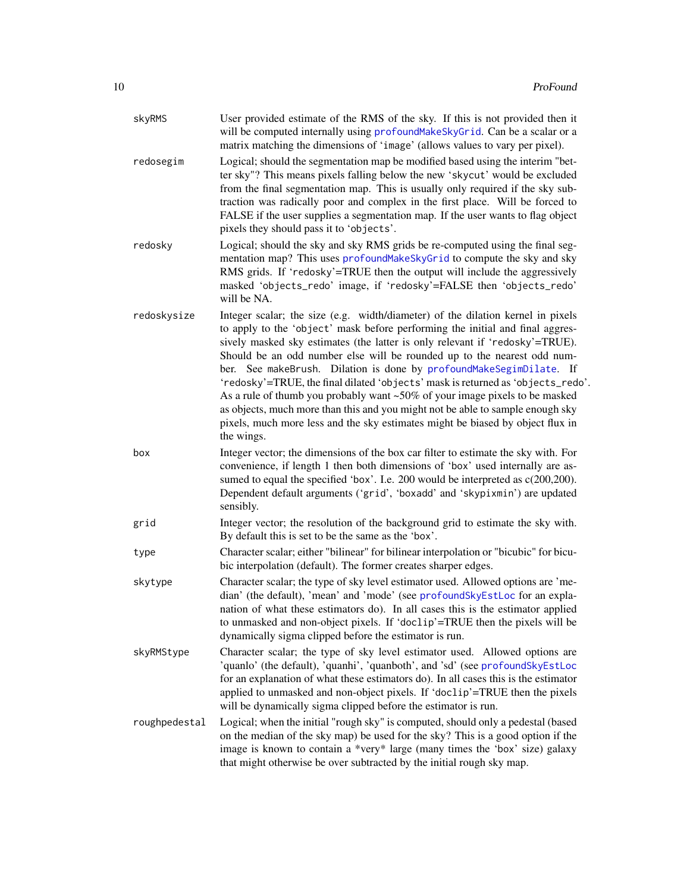**skyRMS** User provided estimate of the RMS of the sky. If this is not provided then it will be computed internally using profoundMakeSkyGrid. Can be a scalar or a matrix matching the dimensions of 'image' (allows values to vary per pixel).

**redosegim** Logical; should the segmentation map be modified based using the interim "better sky"? This means pixels falling below the new 'skycut' would be excluded from the final segmentation map. This is usually only required if the sky subtraction was radically poor and complex in the first place. Will be forced to FALSE if the user supplies a segmentation map. If the user wants to flag object pixels they should pass it to 'objects'.

**redosky** Logical; should the sky and sky RMS grids be re-computed using the final segmentation map? This uses profoundMakeSkyGrid to compute the sky and sky RMS grids. If 'redosky'=TRUE then the output will include the aggressively masked 'objects_redo' image, if 'redosky'=FALSE then 'objects_redo' will be NA.

**redoskysize** Integer scalar; the size (e.g. width/diameter) of the dilation kernel in pixels to apply to the 'object' mask before performing the initial and final aggressively masked sky estimates (the latter is only relevant if 'redosky'=TRUE). Should be an odd number else will be rounded up to the nearest odd number. See makeBrush. Dilation is done by profoundMakeSegimDilate. If 'redosky'=TRUE, the final dilated 'objects' mask is returned as 'objects_redo'. As a rule of thumb you probably want ~50% of your image pixels to be masked as objects, much more than this and you might not be able to sample enough sky pixels, much more less and the sky estimates might be biased by object flux in the wings.

**box** Integer vector; the dimensions of the box car filter to estimate the sky with. For convenience, if length 1 then both dimensions of 'box' used internally are assumed to equal the specified 'box'. I.e. 200 would be interpreted as c(200,200). Dependent default arguments ('grid', 'boxadd' and 'skypixmin') are updated sensibly.

**grid** Integer vector; the resolution of the background grid to estimate the sky with. By default this is set to be the same as the 'box'.

**type** Character scalar; either "bilinear" for bilinear interpolation or "bicubic" for bicubic interpolation (default). The former creates sharper edges.

**skytype** Character scalar; the type of sky level estimator used. Allowed options are 'median' (the default), 'mean' and 'mode' (see profoundSkyEstLoc for an explanation of what these estimators do). In all cases this is the estimator applied to unmasked and non-object pixels. If 'doclip'=TRUE then the pixels will be dynamically sigma clipped before the estimator is run.

**skyRMStype** Character scalar; the type of sky level estimator used. Allowed options are 'quanlo' (the default), 'quanhi', 'quanboth', and 'sd' (see profoundSkyEstLoc for an explanation of what these estimators do). In all cases this is the estimator applied to unmasked and non-object pixels. If 'doclip'=TRUE then the pixels will be dynamically sigma clipped before the estimator is run.

**roughpedestal** Logical; when the initial "rough sky" is computed, should only a pedestal (based on the median of the sky map) be used for the sky? This is a good option if the image is known to contain a *very* large (many times the 'box' size) galaxy that might otherwise be over subtracted by the initial rough sky map.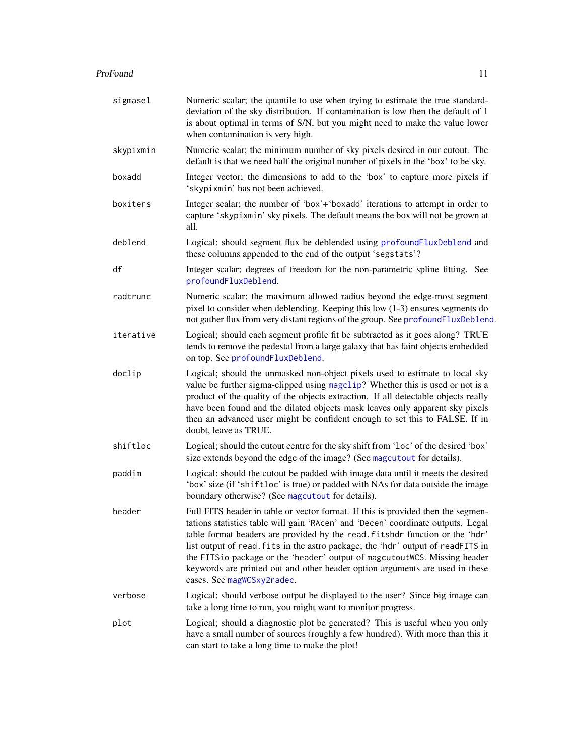| | |
|---|---|
| `sigmasel` | Numeric scalar; the quantile to use when trying to estimate the true standard-deviation of the sky distribution. If contamination is low then the default of 1 is about optimal in terms of S/N, but you might need to make the value lower when contamination is very high. |
| `skypixmin` | Numeric scalar; the minimum number of sky pixels desired in our cutout. The default is that we need half the original number of pixels in the 'box' to be sky. |
| `boxadd` | Integer vector; the dimensions to add to the 'box' to capture more pixels if 'skypixmin' has not been achieved. |
| `boxiters` | Integer scalar; the number of 'box'+'boxadd' iterations to attempt in order to capture 'skypixmin' sky pixels. The default means the box will not be grown at all. |
| `deblend` | Logical; should segment flux be deblended using `profoundFluxDeblend` and these columns appended to the end of the output 'segstats'? |
| `df` | Integer scalar; degrees of freedom for the non-parametric spline fitting. See `profoundFluxDeblend`. |
| `radtrunc` | Numeric scalar; the maximum allowed radius beyond the edge-most segment pixel to consider when deblending. Keeping this low (1-3) ensures segments do not gather flux from very distant regions of the group. See `profoundFluxDeblend`. |
| `iterative` | Logical; should each segment profile fit be subtracted as it goes along? TRUE tends to remove the pedestal from a large galaxy that has faint objects embedded on top. See `profoundFluxDeblend`. |
| `doclip` | Logical; should the unmasked non-object pixels used to estimate to local sky value be further sigma-clipped using `magclip`? Whether this is used or not is a product of the quality of the objects extraction. If all detectable objects really have been found and the dilated objects mask leaves only apparent sky pixels then an advanced user might be confident enough to set this to FALSE. If in doubt, leave as TRUE. |
| `shiftloc` | Logical; should the cutout centre for the sky shift from 'loc' of the desired 'box' size extends beyond the edge of the image? (See `magcutout` for details). |
| `paddim` | Logical; should the cutout be padded with image data until it meets the desired 'box' size (if 'shiftloc' is true) or padded with NAs for data outside the image boundary otherwise? (See `magcutout` for details). |
| `header` | Full FITS header in table or vector format. If this is provided then the segmentations statistics table will gain 'RAcen' and 'Decen' coordinate outputs. Legal table format headers are provided by the `read.fitshdr` function or the 'hdr' list output of `read.fits` in the astro package; the 'hdr' output of `readFITS` in the `FITSio` package or the 'header' output of `magcutoutWCS`. Missing header keywords are printed out and other header option arguments are used in these cases. See `magWCSxy2radec`. |
| `verbose` | Logical; should verbose output be displayed to the user? Since big image can take a long time to run, you might want to monitor progress. |
| `plot` | Logical; should a diagnostic plot be generated? This is useful when you only have a small number of sources (roughly a few hundred). With more than this it can start to take a long time to make the plot! |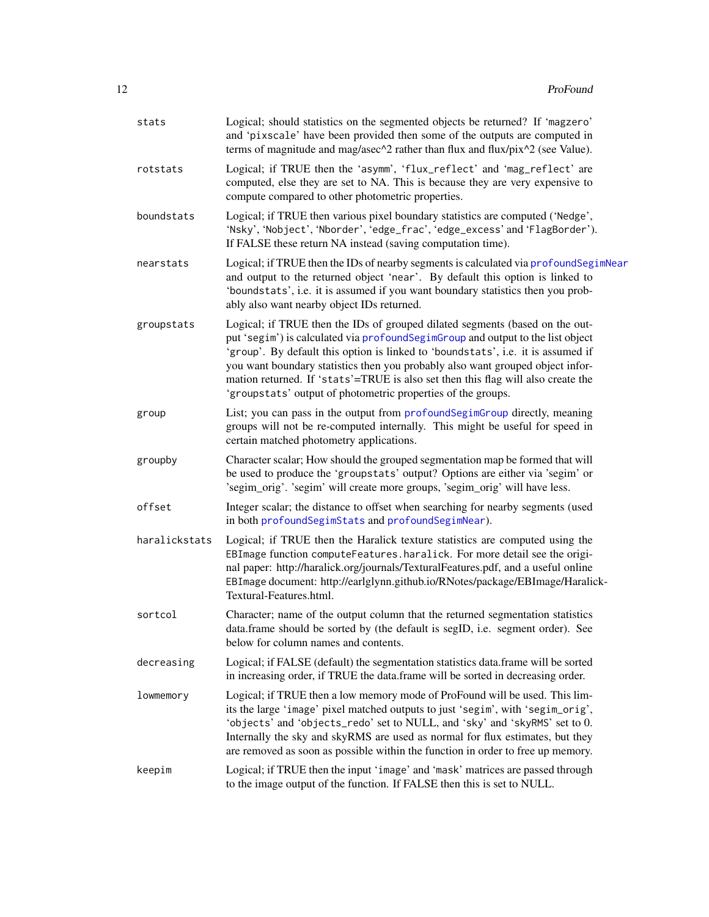| | |
|---|---|
| stats | Logical; should statistics on the segmented objects be returned? If 'magzero' and 'pixscale' have been provided then some of the outputs are computed in terms of magnitude and mag/asec^2 rather than flux and flux/pix^2 (see Value). |
| rotstats | Logical; if TRUE then the 'asymm', 'flux_reflect' and 'mag_reflect' are computed, else they are set to NA. This is because they are very expensive to compute compared to other photometric properties. |
| boundstats | Logical; if TRUE then various pixel boundary statistics are computed ('Nedge', 'Nsky', 'Nobject', 'Nborder', 'edge_frac', 'edge_excess' and 'FlagBorder'). If FALSE these return NA instead (saving computation time). |
| nearstats | Logical; if TRUE then the IDs of nearby segments is calculated via profoundSegimNear and output to the returned object 'near'. By default this option is linked to 'boundstats', i.e. it is assumed if you want boundary statistics then you probably also want nearby object IDs returned. |
| groupstats | Logical; if TRUE then the IDs of grouped dilated segments (based on the output 'segim') is calculated via profoundSegimGroup and output to the list object 'group'. By default this option is linked to 'boundstats', i.e. it is assumed if you want boundary statistics then you probably also want grouped object information returned. If 'stats'=TRUE is also set then this flag will also create the 'groupstats' output of photometric properties of the groups. |
| group | List; you can pass in the output from profoundSegimGroup directly, meaning groups will not be re-computed internally. This might be useful for speed in certain matched photometry applications. |
| groupby | Character scalar; How should the grouped segmentation map be formed that will be used to produce the 'groupstats' output? Options are either via 'segim' or 'segim_orig'. 'segim' will create more groups, 'segim_orig' will have less. |
| offset | Integer scalar; the distance to offset when searching for nearby segments (used in both profoundSegimStats and profoundSegimNear). |
| haralickstats | Logical; if TRUE then the Haralick texture statistics are computed using the EBImage function computeFeatures.haralick. For more detail see the original paper: http://haralick.org/journals/TexturalFeatures.pdf, and a useful online EBImage document: http://earlglynn.github.io/RNotes/package/EBImage/Haralick-Textural-Features.html. |
| sortcol | Character; name of the output column that the returned segmentation statistics data.frame should be sorted by (the default is segID, i.e. segment order). See below for column names and contents. |
| decreasing | Logical; if FALSE (default) the segmentation statistics data.frame will be sorted in increasing order, if TRUE the data.frame will be sorted in decreasing order. |
| lowmemory | Logical; if TRUE then a low memory mode of ProFound will be used. This limits the large 'image' pixel matched outputs to just 'segim', with 'segim_orig', 'objects' and 'objects_redo' set to NULL, and 'sky' and 'skyRMS' set to 0. Internally the sky and skyRMS are used as normal for flux estimates, but they are removed as soon as possible within the function in order to free up memory. |
| keepim | Logical; if TRUE then the input 'image' and 'mask' matrices are passed through to the image output of the function. If FALSE then this is set to NULL. |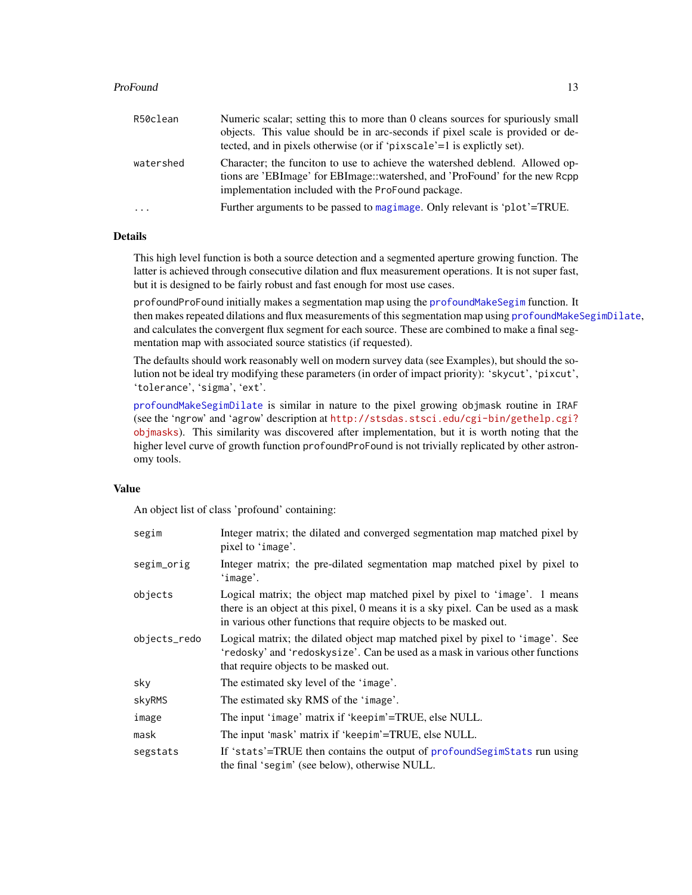| | |
|---|---|
| R50clean | Numeric scalar; setting this to more than 0 cleans sources for spuriously small objects. This value should be in arc-seconds if pixel scale is provided or detected, and in pixels otherwise (or if 'pixscale'=1 is explictly set). |
| watershed | Character; the funciton to use to achieve the watershed deblend. Allowed options are 'EBImage' for EBImage::watershed, and 'ProFound' for the new Rcpp implementation included with the ProFound package. |
| ... | Further arguments to be passed to magimage. Only relevant is 'plot'=TRUE. |

## Details

This high level function is both a source detection and a segmented aperture growing function. The latter is achieved through consecutive dilation and flux measurement operations. It is not super fast, but it is designed to be fairly robust and fast enough for most use cases.

profoundProFound initially makes a segmentation map using the profoundMakeSegim function. It then makes repeated dilations and flux measurements of this segmentation map using profoundMakeSegimDilate, and calculates the convergent flux segment for each source. These are combined to make a final segmentation map with associated source statistics (if requested).

The defaults should work reasonably well on modern survey data (see Examples), but should the solution not be ideal try modifying these parameters (in order of impact priority): 'skycut', 'pixcut', 'tolerance', 'sigma', 'ext'.

profoundMakeSegimDilate is similar in nature to the pixel growing objmask routine in IRAF (see the 'ngrow' and 'agrow' description at http://stsdas.stsci.edu/cgi-bin/gethelp.cgi?objmasks). This similarity was discovered after implementation, but it is worth noting that the higher level curve of growth function profoundProFound is not trivially replicated by other astronomy tools.

## Value

An object list of class 'profound' containing:

| | |
|---|---|
| segim | Integer matrix; the dilated and converged segmentation map matched pixel by pixel to 'image'. |
| segim_orig | Integer matrix; the pre-dilated segmentation map matched pixel by pixel to 'image'. |
| objects | Logical matrix; the object map matched pixel by pixel to 'image'. 1 means there is an object at this pixel, 0 means it is a sky pixel. Can be used as a mask in various other functions that require objects to be masked out. |
| objects_redo | Logical matrix; the dilated object map matched pixel by pixel to 'image'. See 'redosky' and 'redoskysize'. Can be used as a mask in various other functions that require objects to be masked out. |
| sky | The estimated sky level of the 'image'. |
| skyRMS | The estimated sky RMS of the 'image'. |
| image | The input 'image' matrix if 'keepim'=TRUE, else NULL. |
| mask | The input 'mask' matrix if 'keepim'=TRUE, else NULL. |
| segstats | If 'stats'=TRUE then contains the output of profoundSegimStats run using the final 'segim' (see below), otherwise NULL. |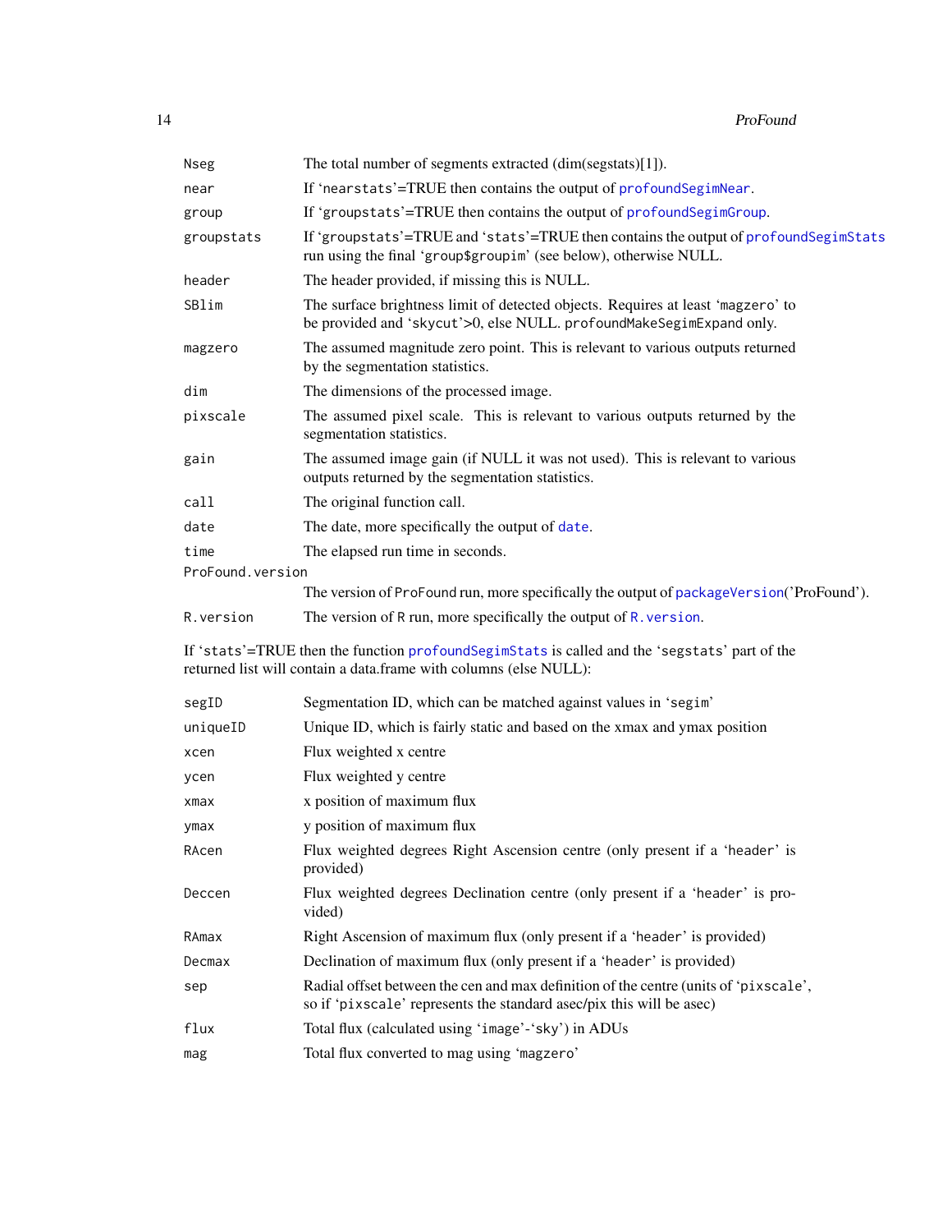| | |
|---|---|
| Nseg | The total number of segments extracted (dim(segstats)[1]). |
| near | If 'nearstats'=TRUE then contains the output of profoundSegimNear. |
| group | If 'groupstats'=TRUE then contains the output of profoundSegimGroup. |
| groupstats | If 'groupstats'=TRUE and 'stats'=TRUE then contains the output of profoundSegimStats run using the final 'group$groupim' (see below), otherwise NULL. |
| header | The header provided, if missing this is NULL. |
| SBlim | The surface brightness limit of detected objects. Requires at least 'magzero' to be provided and 'skycut'>0, else NULL. profoundMakeSegimExpand only. |
| magzero | The assumed magnitude zero point. This is relevant to various outputs returned by the segmentation statistics. |
| dim | The dimensions of the processed image. |
| pixscale | The assumed pixel scale. This is relevant to various outputs returned by the segmentation statistics. |
| gain | The assumed image gain (if NULL it was not used). This is relevant to various outputs returned by the segmentation statistics. |
| call | The original function call. |
| date | The date, more specifically the output of date. |
| time | The elapsed run time in seconds. |
| ProFound.version | The version of ProFound run, more specifically the output of packageVersion('ProFound'). |
| R.version | The version of R run, more specifically the output of R.version. |

If 'stats'=TRUE then the function profoundSegimStats is called and the 'segstats' part of the returned list will contain a data.frame with columns (else NULL):

| | |
|---|---|
| segID | Segmentation ID, which can be matched against values in 'segim' |
| uniqueID | Unique ID, which is fairly static and based on the xmax and ymax position |
| xcen | Flux weighted x centre |
| ycen | Flux weighted y centre |
| xmax | x position of maximum flux |
| ymax | y position of maximum flux |
| RAcen | Flux weighted degrees Right Ascension centre (only present if a 'header' is provided) |
| Deccen | Flux weighted degrees Declination centre (only present if a 'header' is provided) |
| RAmax | Right Ascension of maximum flux (only present if a 'header' is provided) |
| Decmax | Declination of maximum flux (only present if a 'header' is provided) |
| sep | Radial offset between the cen and max definition of the centre (units of 'pixscale', so if 'pixscale' represents the standard asec/pix this will be asec) |
| flux | Total flux (calculated using 'image'-'sky') in ADUs |
| mag | Total flux converted to mag using 'magzero' |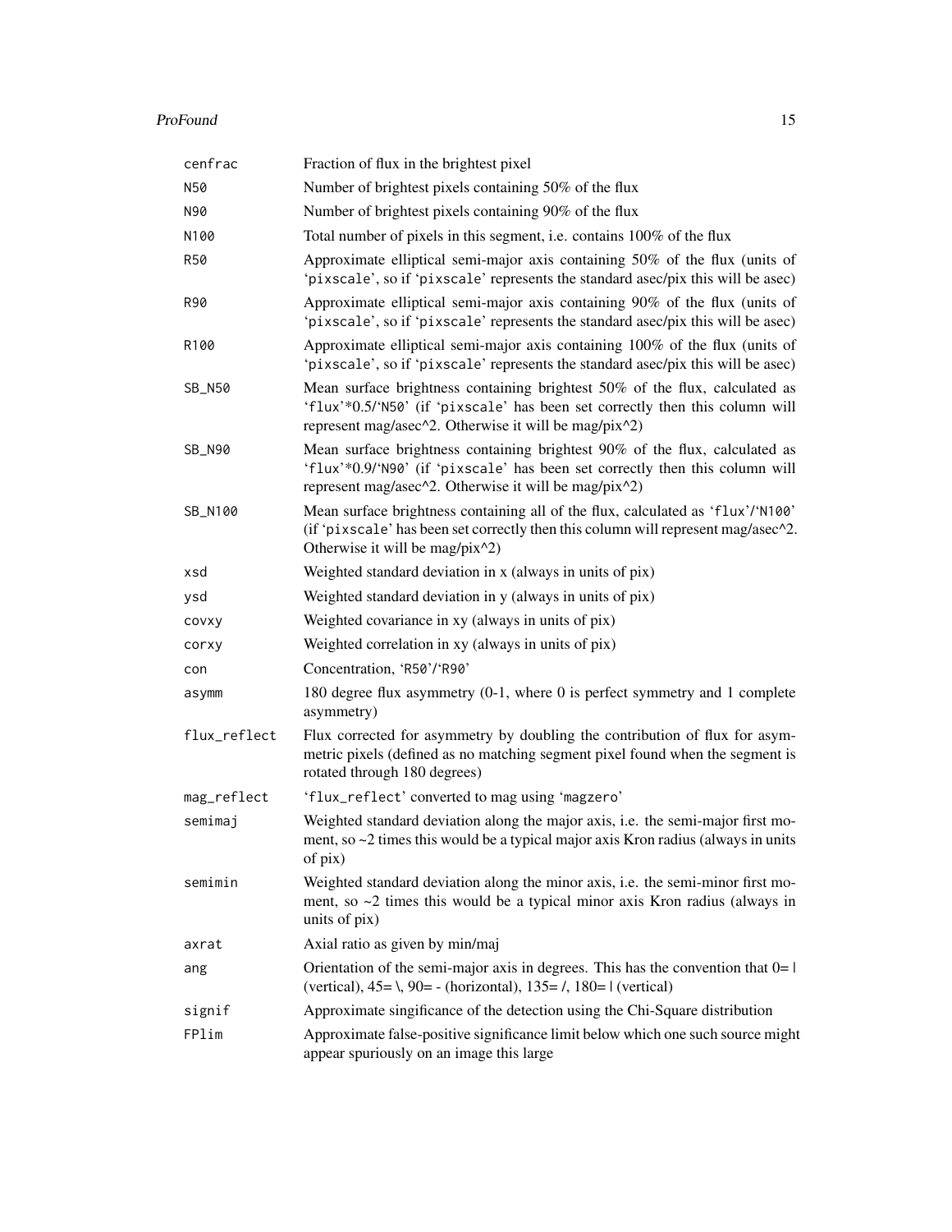| | |
|---|---|
| cenfrac | Fraction of flux in the brightest pixel |
| N50 | Number of brightest pixels containing 50% of the flux |
| N90 | Number of brightest pixels containing 90% of the flux |
| N100 | Total number of pixels in this segment, i.e. contains 100% of the flux |
| R50 | Approximate elliptical semi-major axis containing 50% of the flux (units of 'pixscale', so if 'pixscale' represents the standard asec/pix this will be asec) |
| R90 | Approximate elliptical semi-major axis containing 90% of the flux (units of 'pixscale', so if 'pixscale' represents the standard asec/pix this will be asec) |
| R100 | Approximate elliptical semi-major axis containing 100% of the flux (units of 'pixscale', so if 'pixscale' represents the standard asec/pix this will be asec) |
| SB_N50 | Mean surface brightness containing brightest 50% of the flux, calculated as 'flux'*0.5/'N50' (if 'pixscale' has been set correctly then this column will represent mag/asec^2. Otherwise it will be mag/pix^2) |
| SB_N90 | Mean surface brightness containing brightest 90% of the flux, calculated as 'flux'*0.9/'N90' (if 'pixscale' has been set correctly then this column will represent mag/asec^2. Otherwise it will be mag/pix^2) |
| SB_N100 | Mean surface brightness containing all of the flux, calculated as 'flux'/'N100' (if 'pixscale' has been set correctly then this column will represent mag/asec^2. Otherwise it will be mag/pix^2) |
| xsd | Weighted standard deviation in x (always in units of pix) |
| ysd | Weighted standard deviation in y (always in units of pix) |
| covxy | Weighted covariance in xy (always in units of pix) |
| corxy | Weighted correlation in xy (always in units of pix) |
| con | Concentration, 'R50'/'R90' |
| asymm | 180 degree flux asymmetry (0-1, where 0 is perfect symmetry and 1 complete asymmetry) |
| flux_reflect | Flux corrected for asymmetry by doubling the contribution of flux for asymmetric pixels (defined as no matching segment pixel found when the segment is rotated through 180 degrees) |
| mag_reflect | 'flux_reflect' converted to mag using 'magzero' |
| semimaj | Weighted standard deviation along the major axis, i.e. the semi-major first moment, so ~2 times this would be a typical major axis Kron radius (always in units of pix) |
| semimin | Weighted standard deviation along the minor axis, i.e. the semi-minor first moment, so ~2 times this would be a typical minor axis Kron radius (always in units of pix) |
| axrat | Axial ratio as given by min/maj |
| ang | Orientation of the semi-major axis in degrees. This has the convention that 0= \| (vertical), 45= \, 90= - (horizontal), 135= /, 180= \| (vertical) |
| signif | Approximate singificance of the detection using the Chi-Square distribution |
| FPlim | Approximate false-positive significance limit below which one such source might appear spuriously on an image this large |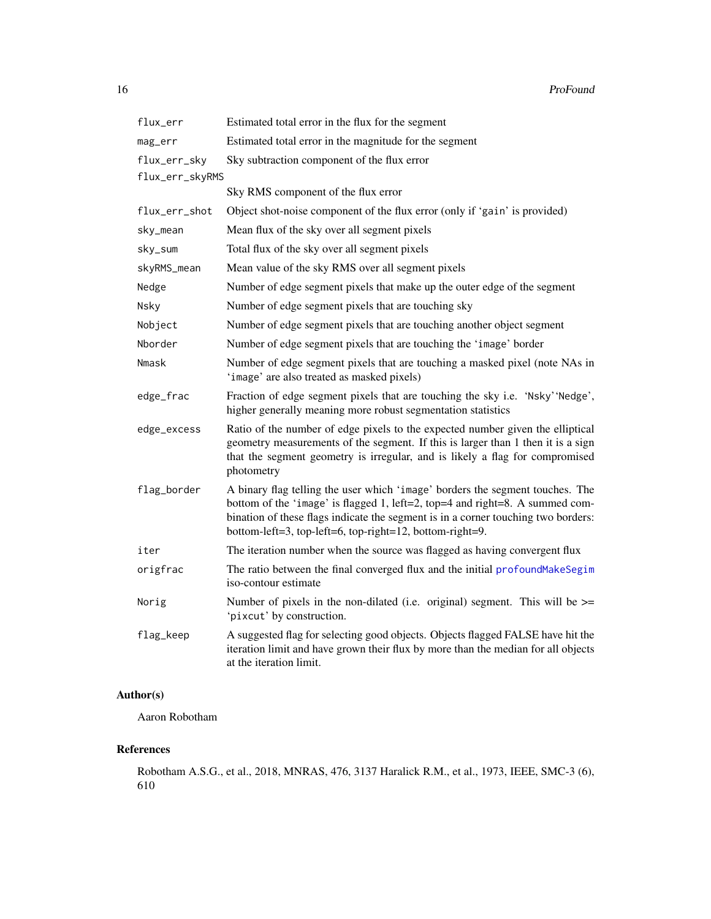| | |
|---|---|
| `flux_err` | Estimated total error in the flux for the segment |
| `mag_err` | Estimated total error in the magnitude for the segment |
| `flux_err_sky` | Sky subtraction component of the flux error |
| `flux_err_skyRMS` | Sky RMS component of the flux error |
| `flux_err_shot` | Object shot-noise component of the flux error (only if 'gain' is provided) |
| `sky_mean` | Mean flux of the sky over all segment pixels |
| `sky_sum` | Total flux of the sky over all segment pixels |
| `skyRMS_mean` | Mean value of the sky RMS over all segment pixels |
| `Nedge` | Number of edge segment pixels that make up the outer edge of the segment |
| `Nsky` | Number of edge segment pixels that are touching sky |
| `Nobject` | Number of edge segment pixels that are touching another object segment |
| `Nborder` | Number of edge segment pixels that are touching the 'image' border |
| `Nmask` | Number of edge segment pixels that are touching a masked pixel (note NAs in 'image' are also treated as masked pixels) |
| `edge_frac` | Fraction of edge segment pixels that are touching the sky i.e. 'Nsky''Nedge', higher generally meaning more robust segmentation statistics |
| `edge_excess` | Ratio of the number of edge pixels to the expected number given the elliptical geometry measurements of the segment. If this is larger than 1 then it is a sign that the segment geometry is irregular, and is likely a flag for compromised photometry |
| `flag_border` | A binary flag telling the user which 'image' borders the segment touches. The bottom of the 'image' is flagged 1, left=2, top=4 and right=8. A summed combination of these flags indicate the segment is in a corner touching two borders: bottom-left=3, top-left=6, top-right=12, bottom-right=9. |
| `iter` | The iteration number when the source was flagged as having convergent flux |
| `origfrac` | The ratio between the final converged flux and the initial `profoundMakeSegim` iso-contour estimate |
| `Norig` | Number of pixels in the non-dilated (i.e. original) segment. This will be >= 'pixcut' by construction. |
| `flag_keep` | A suggested flag for selecting good objects. Objects flagged FALSE have hit the iteration limit and have grown their flux by more than the median for all objects at the iteration limit. |

## Author(s)

Aaron Robotham

## References

Robotham A.S.G., et al., 2018, MNRAS, 476, 3137 Haralick R.M., et al., 1973, IEEE, SMC-3 (6), 610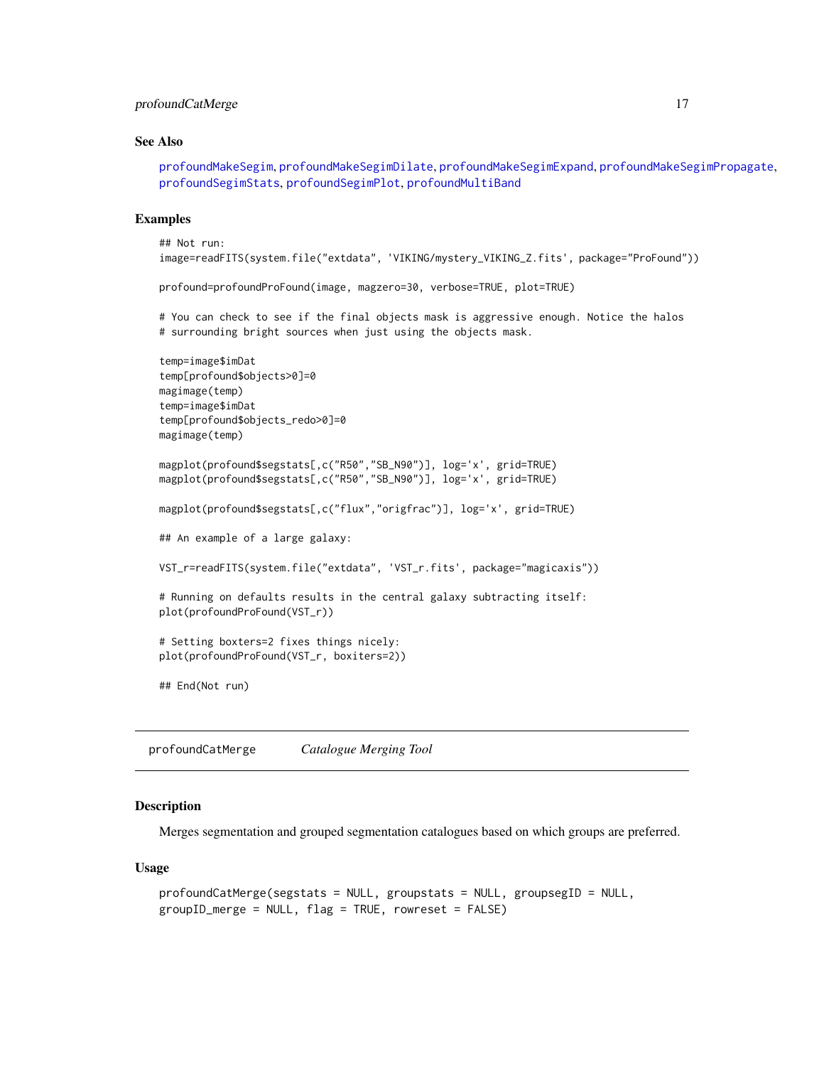### See Also

profoundMakeSegim, profoundMakeSegimDilate, profoundMakeSegimExpand, profoundMakeSegimPropagate, profoundSegimStats, profoundSegimPlot, profoundMultiBand

### Examples

```
## Not run:
image=readFITS(system.file("extdata", 'VIKING/mystery_VIKING_Z.fits', package="ProFound"))

profound=profoundProFound(image, magzero=30, verbose=TRUE, plot=TRUE)

# You can check to see if the final objects mask is aggressive enough. Notice the halos
# surrounding bright sources when just using the objects mask.

temp=image$imDat
temp[profound$objects>0]=0
magimage(temp)
temp=image$imDat
temp[profound$objects_redo>0]=0
magimage(temp)

magplot(profound$segstats[,c("R50","SB_N90")], log='x', grid=TRUE)
magplot(profound$segstats[,c("R50","SB_N90")], log='x', grid=TRUE)

magplot(profound$segstats[,c("flux","origfrac")], log='x', grid=TRUE)

## An example of a large galaxy:

VST_r=readFITS(system.file("extdata", 'VST_r.fits', package="magicaxis"))

# Running on defaults results in the central galaxy subtracting itself:
plot(profoundProFound(VST_r))

# Setting boxters=2 fixes things nicely:
plot(profoundProFound(VST_r, boxiters=2))

## End(Not run)
```

---

## profoundCatMerge    *Catalogue Merging Tool*

### Description

Merges segmentation and grouped segmentation catalogues based on which groups are preferred.

### Usage

```
profoundCatMerge(segstats = NULL, groupstats = NULL, groupsegID = NULL,
groupID_merge = NULL, flag = TRUE, rowreset = FALSE)
```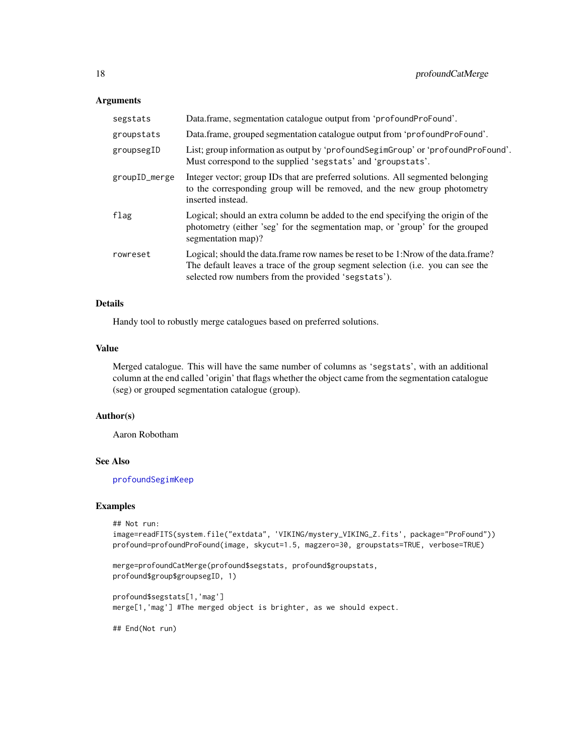### Arguments

| | |
|---|---|
| segstats | Data.frame, segmentation catalogue output from 'profoundProFound'. |
| groupstats | Data.frame, grouped segmentation catalogue output from 'profoundProFound'. |
| groupsegID | List; group information as output by 'profoundSegimGroup' or 'profoundProFound'. Must correspond to the supplied 'segstats' and 'groupstats'. |
| groupID_merge | Integer vector; group IDs that are preferred solutions. All segmented belonging to the corresponding group will be removed, and the new group photometry inserted instead. |
| flag | Logical; should an extra column be added to the end specifying the origin of the photometry (either 'seg' for the segmentation map, or 'group' for the grouped segmentation map)? |
| rowreset | Logical; should the data.frame row names be reset to be 1:Nrow of the data.frame? The default leaves a trace of the group segment selection (i.e. you can see the selected row numbers from the provided 'segstats'). |

### Details

Handy tool to robustly merge catalogues based on preferred solutions.

### Value

Merged catalogue. This will have the same number of columns as 'segstats', with an additional column at the end called 'origin' that flags whether the object came from the segmentation catalogue (seg) or grouped segmentation catalogue (group).

### Author(s)

Aaron Robotham

### See Also

profoundSegimKeep

### Examples

```
## Not run:
image=readFITS(system.file("extdata", 'VIKING/mystery_VIKING_Z.fits', package="ProFound"))
profound=profoundProFound(image, skycut=1.5, magzero=30, groupstats=TRUE, verbose=TRUE)

merge=profoundCatMerge(profound$segstats, profound$groupstats,
profound$group$groupsegID, 1)

profound$segstats[1,'mag']
merge[1,'mag'] #The merged object is brighter, as we should expect.

## End(Not run)
```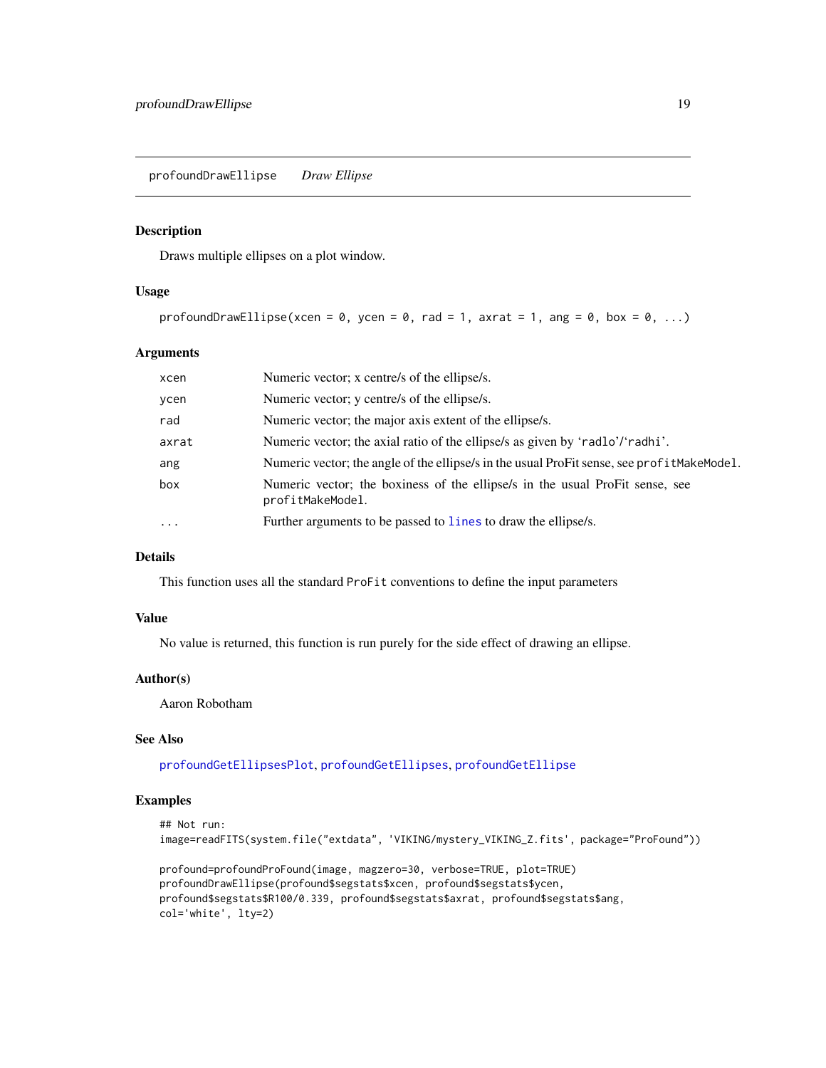## profoundDrawEllipse    *Draw Ellipse*

### Description

Draws multiple ellipses on a plot window.

### Usage

```
profoundDrawEllipse(xcen = 0, ycen = 0, rad = 1, axrat = 1, ang = 0, box = 0, ...)
```

### Arguments

| | |
|---|---|
| `xcen` | Numeric vector; x centre/s of the ellipse/s. |
| `ycen` | Numeric vector; y centre/s of the ellipse/s. |
| `rad` | Numeric vector; the major axis extent of the ellipse/s. |
| `axrat` | Numeric vector; the axial ratio of the ellipse/s as given by 'radlo'/'radhi'. |
| `ang` | Numeric vector; the angle of the ellipse/s in the usual ProFit sense, see `profitMakeModel`. |
| `box` | Numeric vector; the boxiness of the ellipse/s in the usual ProFit sense, see `profitMakeModel`. |
| `...` | Further arguments to be passed to `lines` to draw the ellipse/s. |

### Details

This function uses all the standard `ProFit` conventions to define the input parameters

### Value

No value is returned, this function is run purely for the side effect of drawing an ellipse.

### Author(s)

Aaron Robotham

### See Also

`profoundGetEllipsesPlot`, `profoundGetEllipses`, `profoundGetEllipse`

### Examples

```
## Not run:
image=readFITS(system.file("extdata", 'VIKING/mystery_VIKING_Z.fits', package="ProFound"))

profound=profoundProFound(image, magzero=30, verbose=TRUE, plot=TRUE)
profoundDrawEllipse(profound$segstats$xcen, profound$segstats$ycen,
profound$segstats$R100/0.339, profound$segstats$axrat, profound$segstats$ang,
col='white', lty=2)
```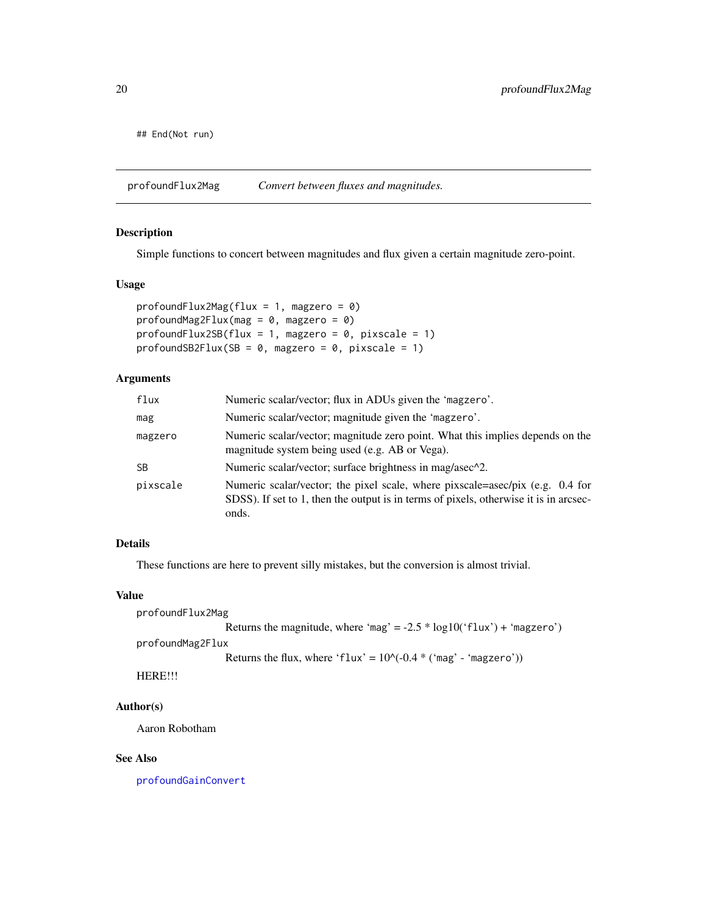```
## End(Not run)
```

## profoundFlux2Mag — *Convert between fluxes and magnitudes.*

### Description

Simple functions to concert between magnitudes and flux given a certain magnitude zero-point.

### Usage

```
profoundFlux2Mag(flux = 1, magzero = 0)
profoundMag2Flux(mag = 0, magzero = 0)
profoundFlux2SB(flux = 1, magzero = 0, pixscale = 1)
profoundSB2Flux(SB = 0, magzero = 0, pixscale = 1)
```

### Arguments

| | |
|---|---|
| `flux` | Numeric scalar/vector; flux in ADUs given the 'magzero'. |
| `mag` | Numeric scalar/vector; magnitude given the 'magzero'. |
| `magzero` | Numeric scalar/vector; magnitude zero point. What this implies depends on the magnitude system being used (e.g. AB or Vega). |
| `SB` | Numeric scalar/vector; surface brightness in mag/asec^2. |
| `pixscale` | Numeric scalar/vector; the pixel scale, where pixscale=asec/pix (e.g. 0.4 for SDSS). If set to 1, then the output is in terms of pixels, otherwise it is in arcseconds. |

### Details

These functions are here to prevent silly mistakes, but the conversion is almost trivial.

### Value

`profoundFlux2Mag`
: Returns the magnitude, where 'mag' = -2.5 * log10('flux') + 'magzero')

`profoundMag2Flux`
: Returns the flux, where 'flux' = 10^(-0.4 * ('mag' - 'magzero'))

HERE!!!

### Author(s)

Aaron Robotham

### See Also

profoundGainConvert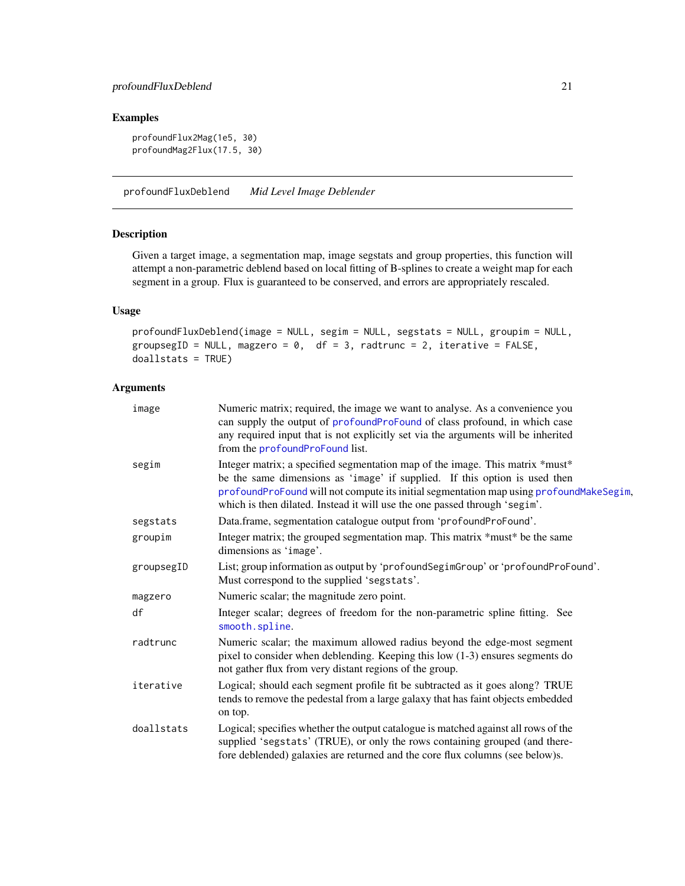## Examples

```
profoundFlux2Mag(1e5, 30)
profoundMag2Flux(17.5, 30)
```

---

`profoundFluxDeblend` *Mid Level Image Deblender*

---

## Description

Given a target image, a segmentation map, image segstats and group properties, this function will attempt a non-parametric deblend based on local fitting of B-splines to create a weight map for each segment in a group. Flux is guaranteed to be conserved, and errors are appropriately rescaled.

## Usage

```
profoundFluxDeblend(image = NULL, segim = NULL, segstats = NULL, groupim = NULL,
groupsegID = NULL, magzero = 0,  df = 3, radtrunc = 2, iterative = FALSE,
doallstats = TRUE)
```

## Arguments

| | |
|---|---|
| `image` | Numeric matrix; required, the image we want to analyse. As a convenience you can supply the output of `profoundProFound` of class profound, in which case any required input that is not explicitly set via the arguments will be inherited from the `profoundProFound` list. |
| `segim` | Integer matrix; a specified segmentation map of the image. This matrix *must* be the same dimensions as 'image' if supplied. If this option is used then `profoundProFound` will not compute its initial segmentation map using `profoundMakeSegim`, which is then dilated. Instead it will use the one passed through 'segim'. |
| `segstats` | Data.frame, segmentation catalogue output from 'profoundProFound'. |
| `groupim` | Integer matrix; the grouped segmentation map. This matrix *must* be the same dimensions as 'image'. |
| `groupsegID` | List; group information as output by 'profoundSegimGroup' or 'profoundProFound'. Must correspond to the supplied 'segstats'. |
| `magzero` | Numeric scalar; the magnitude zero point. |
| `df` | Integer scalar; degrees of freedom for the non-parametric spline fitting. See `smooth.spline`. |
| `radtrunc` | Numeric scalar; the maximum allowed radius beyond the edge-most segment pixel to consider when deblending. Keeping this low (1-3) ensures segments do not gather flux from very distant regions of the group. |
| `iterative` | Logical; should each segment profile fit be subtracted as it goes along? TRUE tends to remove the pedestal from a large galaxy that has faint objects embedded on top. |
| `doallstats` | Logical; specifies whether the output catalogue is matched against all rows of the supplied 'segstats' (TRUE), or only the rows containing grouped (and therefore deblended) galaxies are returned and the core flux columns (see below)s. |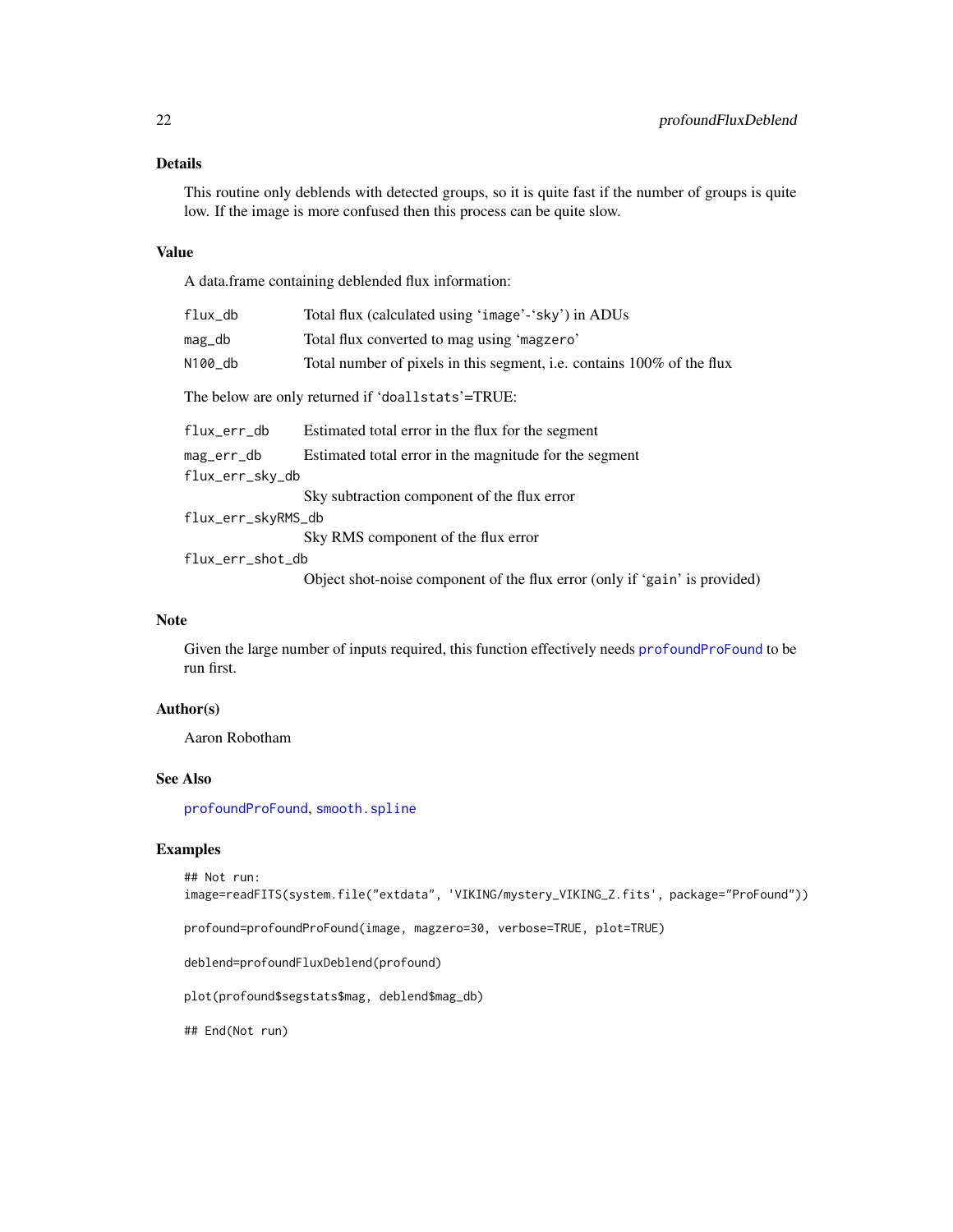### Details

This routine only deblends with detected groups, so it is quite fast if the number of groups is quite low. If the image is more confused then this process can be quite slow.

### Value

A data.frame containing deblended flux information:

| | |
|---|---|
| `flux_db` | Total flux (calculated using 'image'-'sky') in ADUs |
| `mag_db` | Total flux converted to mag using 'magzero' |
| `N100_db` | Total number of pixels in this segment, i.e. contains 100% of the flux |

The below are only returned if 'doallstats'=TRUE:

| | |
|---|---|
| `flux_err_db` | Estimated total error in the flux for the segment |
| `mag_err_db` | Estimated total error in the magnitude for the segment |
| `flux_err_sky_db` | Sky subtraction component of the flux error |
| `flux_err_skyRMS_db` | Sky RMS component of the flux error |
| `flux_err_shot_db` | Object shot-noise component of the flux error (only if 'gain' is provided) |

### Note

Given the large number of inputs required, this function effectively needs profoundProFound to be run first.

### Author(s)

Aaron Robotham

### See Also

profoundProFound, smooth.spline

### Examples

```
## Not run:
image=readFITS(system.file("extdata", 'VIKING/mystery_VIKING_Z.fits', package="ProFound"))

profound=profoundProFound(image, magzero=30, verbose=TRUE, plot=TRUE)

deblend=profoundFluxDeblend(profound)

plot(profound$segstats$mag, deblend$mag_db)

## End(Not run)
```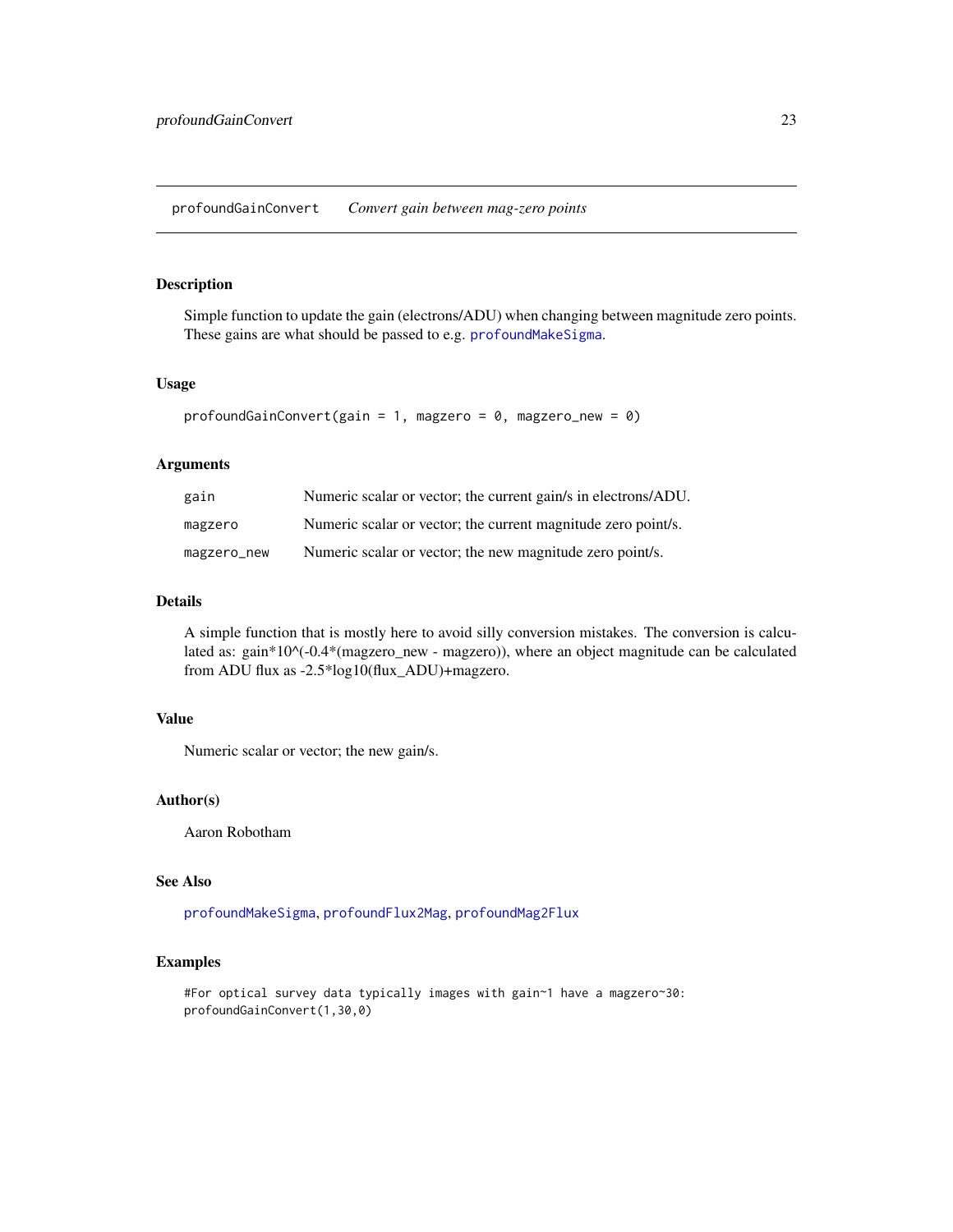## profoundGainConvert — *Convert gain between mag-zero points*

### Description

Simple function to update the gain (electrons/ADU) when changing between magnitude zero points. These gains are what should be passed to e.g. profoundMakeSigma.

### Usage

```
profoundGainConvert(gain = 1, magzero = 0, magzero_new = 0)
```

### Arguments

| | |
|---|---|
| gain | Numeric scalar or vector; the current gain/s in electrons/ADU. |
| magzero | Numeric scalar or vector; the current magnitude zero point/s. |
| magzero_new | Numeric scalar or vector; the new magnitude zero point/s. |

### Details

A simple function that is mostly here to avoid silly conversion mistakes. The conversion is calculated as: gain*10^(-0.4*(magzero_new - magzero)), where an object magnitude can be calculated from ADU flux as -2.5*log10(flux_ADU)+magzero.

### Value

Numeric scalar or vector; the new gain/s.

### Author(s)

Aaron Robotham

### See Also

profoundMakeSigma, profoundFlux2Mag, profoundMag2Flux

### Examples

```
#For optical survey data typically images with gain~1 have a magzero~30:
profoundGainConvert(1,30,0)
```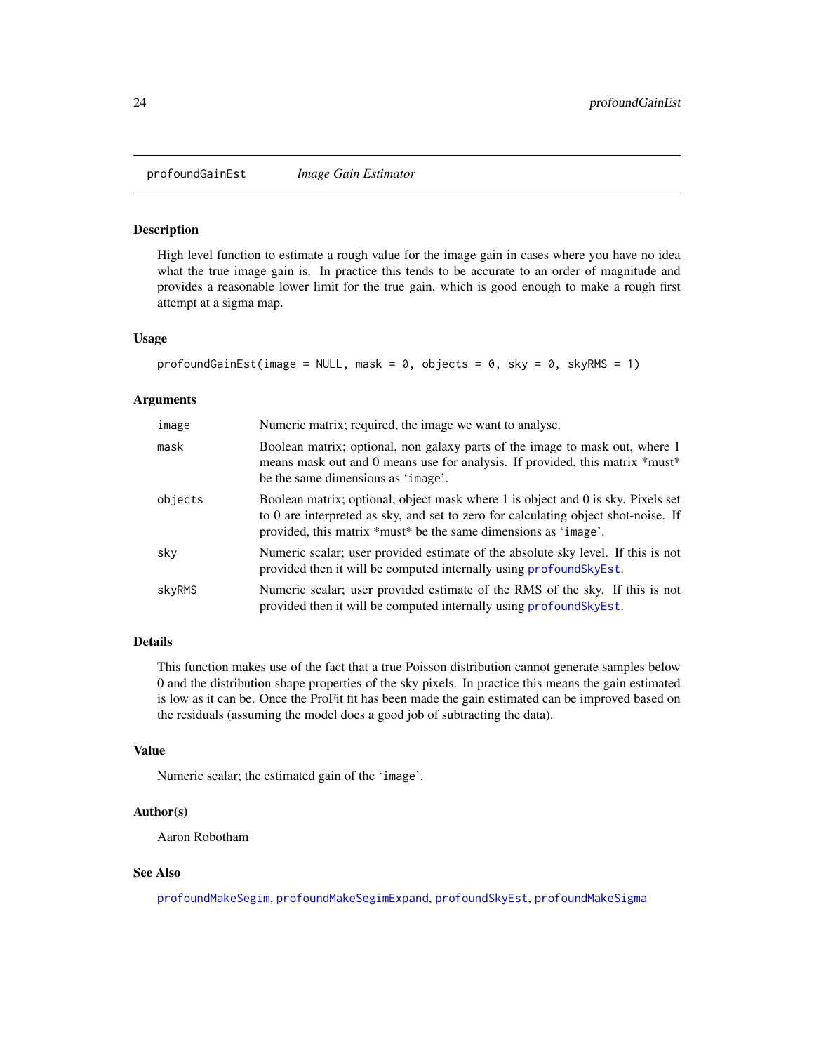## profoundGainEst — *Image Gain Estimator*

### Description

High level function to estimate a rough value for the image gain in cases where you have no idea what the true image gain is. In practice this tends to be accurate to an order of magnitude and provides a reasonable lower limit for the true gain, which is good enough to make a rough first attempt at a sigma map.

### Usage

```
profoundGainEst(image = NULL, mask = 0, objects = 0, sky = 0, skyRMS = 1)
```

### Arguments

| | |
|---|---|
| `image` | Numeric matrix; required, the image we want to analyse. |
| `mask` | Boolean matrix; optional, non galaxy parts of the image to mask out, where 1 means mask out and 0 means use for analysis. If provided, this matrix *must* be the same dimensions as 'image'. |
| `objects` | Boolean matrix; optional, object mask where 1 is object and 0 is sky. Pixels set to 0 are interpreted as sky, and set to zero for calculating object shot-noise. If provided, this matrix *must* be the same dimensions as 'image'. |
| `sky` | Numeric scalar; user provided estimate of the absolute sky level. If this is not provided then it will be computed internally using profoundSkyEst. |
| `skyRMS` | Numeric scalar; user provided estimate of the RMS of the sky. If this is not provided then it will be computed internally using profoundSkyEst. |

### Details

This function makes use of the fact that a true Poisson distribution cannot generate samples below 0 and the distribution shape properties of the sky pixels. In practice this means the gain estimated is low as it can be. Once the ProFit fit has been made the gain estimated can be improved based on the residuals (assuming the model does a good job of subtracting the data).

### Value

Numeric scalar; the estimated gain of the 'image'.

### Author(s)

Aaron Robotham

### See Also

profoundMakeSegim, profoundMakeSegimExpand, profoundSkyEst, profoundMakeSigma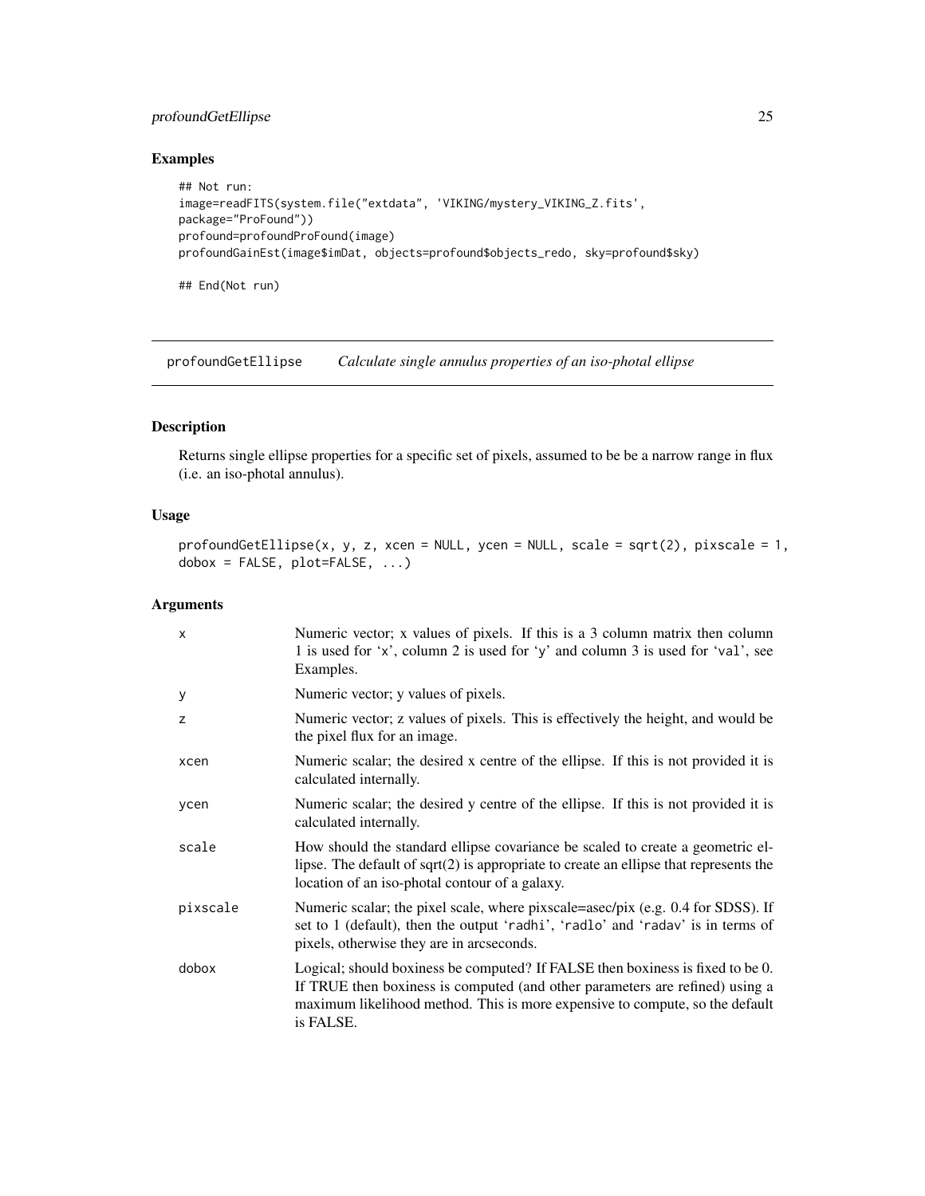## Examples

```
## Not run:
image=readFITS(system.file("extdata", 'VIKING/mystery_VIKING_Z.fits',
package="ProFound"))
profound=profoundProFound(image)
profoundGainEst(image$imDat, objects=profound$objects_redo, sky=profound$sky)

## End(Not run)
```

---

# profoundGetEllipse *Calculate single annulus properties of an iso-photal ellipse*

---

## Description

Returns single ellipse properties for a specific set of pixels, assumed to be be a narrow range in flux (i.e. an iso-photal annulus).

## Usage

```
profoundGetEllipse(x, y, z, xcen = NULL, ycen = NULL, scale = sqrt(2), pixscale = 1,
dobox = FALSE, plot=FALSE, ...)
```

## Arguments

| | |
|---|---|
| x | Numeric vector; x values of pixels. If this is a 3 column matrix then column 1 is used for 'x', column 2 is used for 'y' and column 3 is used for 'val', see Examples. |
| y | Numeric vector; y values of pixels. |
| z | Numeric vector; z values of pixels. This is effectively the height, and would be the pixel flux for an image. |
| xcen | Numeric scalar; the desired x centre of the ellipse. If this is not provided it is calculated internally. |
| ycen | Numeric scalar; the desired y centre of the ellipse. If this is not provided it is calculated internally. |
| scale | How should the standard ellipse covariance be scaled to create a geometric ellipse. The default of sqrt(2) is appropriate to create an ellipse that represents the location of an iso-photal contour of a galaxy. |
| pixscale | Numeric scalar; the pixel scale, where pixscale=asec/pix (e.g. 0.4 for SDSS). If set to 1 (default), then the output 'radhi', 'radlo' and 'radav' is in terms of pixels, otherwise they are in arcseconds. |
| dobox | Logical; should boxiness be computed? If FALSE then boxiness is fixed to be 0. If TRUE then boxiness is computed (and other parameters are refined) using a maximum likelihood method. This is more expensive to compute, so the default is FALSE. |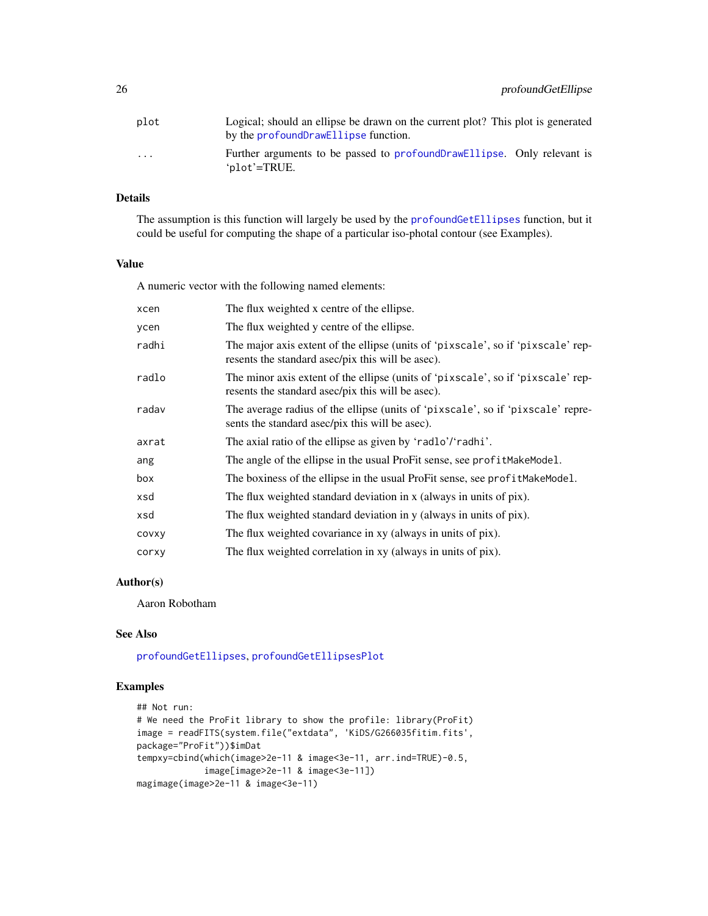| | |
|---|---|
| plot | Logical; should an ellipse be drawn on the current plot? This plot is generated by the profoundDrawEllipse function. |
| ... | Further arguments to be passed to profoundDrawEllipse. Only relevant is 'plot'=TRUE. |

## Details

The assumption is this function will largely be used by the profoundGetEllipses function, but it could be useful for computing the shape of a particular iso-photal contour (see Examples).

## Value

A numeric vector with the following named elements:

| | |
|---|---|
| xcen | The flux weighted x centre of the ellipse. |
| ycen | The flux weighted y centre of the ellipse. |
| radhi | The major axis extent of the ellipse (units of 'pixscale', so if 'pixscale' represents the standard asec/pix this will be asec). |
| radlo | The minor axis extent of the ellipse (units of 'pixscale', so if 'pixscale' represents the standard asec/pix this will be asec). |
| radav | The average radius of the ellipse (units of 'pixscale', so if 'pixscale' represents the standard asec/pix this will be asec). |
| axrat | The axial ratio of the ellipse as given by 'radlo'/'radhi'. |
| ang | The angle of the ellipse in the usual ProFit sense, see profitMakeModel. |
| box | The boxiness of the ellipse in the usual ProFit sense, see profitMakeModel. |
| xsd | The flux weighted standard deviation in x (always in units of pix). |
| xsd | The flux weighted standard deviation in y (always in units of pix). |
| covxy | The flux weighted covariance in xy (always in units of pix). |
| corxy | The flux weighted correlation in xy (always in units of pix). |

## Author(s)

Aaron Robotham

## See Also

profoundGetEllipses, profoundGetEllipsesPlot

## Examples

```
## Not run:
# We need the ProFit library to show the profile: library(ProFit)
image = readFITS(system.file("extdata", 'KiDS/G266035fitim.fits',
package="ProFit"))$imDat
tempxy=cbind(which(image>2e-11 & image<3e-11, arr.ind=TRUE)-0.5,
             image[image>2e-11 & image<3e-11])
magimage(image>2e-11 & image<3e-11)
```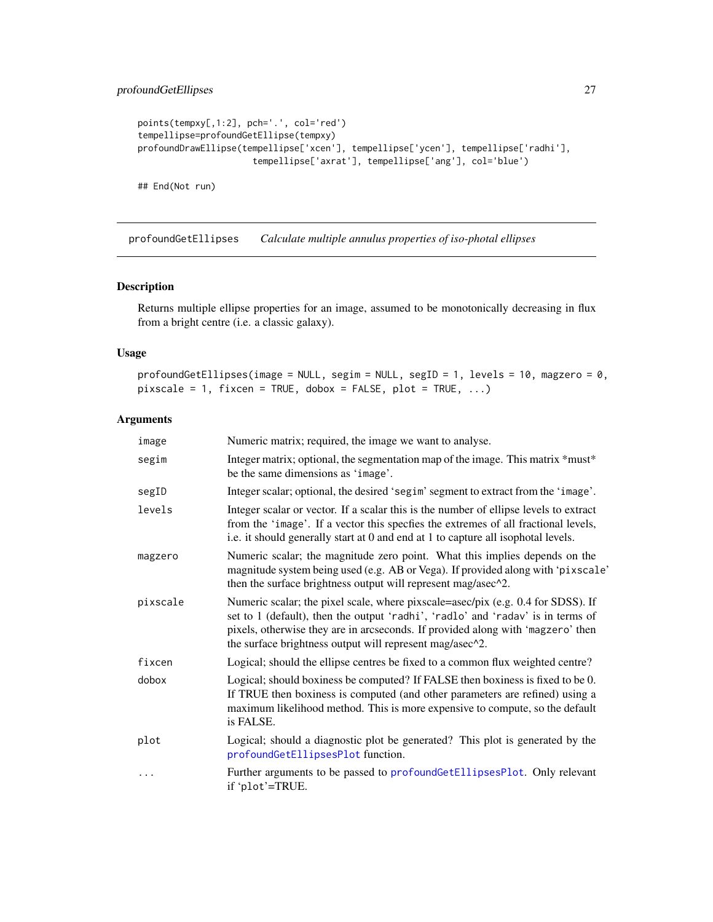```
points(tempxy[,1:2], pch='.', col='red')
tempellipse=profoundGetEllipse(tempxy)
profoundDrawEllipse(tempellipse['xcen'], tempellipse['ycen'], tempellipse['radhi'],
                    tempellipse['axrat'], tempellipse['ang'], col='blue')

## End(Not run)
```

## profoundGetEllipses *Calculate multiple annulus properties of iso-photal ellipses*

### Description

Returns multiple ellipse properties for an image, assumed to be monotonically decreasing in flux from a bright centre (i.e. a classic galaxy).

### Usage

```
profoundGetEllipses(image = NULL, segim = NULL, segID = 1, levels = 10, magzero = 0,
pixscale = 1, fixcen = TRUE, dobox = FALSE, plot = TRUE, ...)
```

### Arguments

| | |
|---|---|
| image | Numeric matrix; required, the image we want to analyse. |
| segim | Integer matrix; optional, the segmentation map of the image. This matrix *must* be the same dimensions as 'image'. |
| segID | Integer scalar; optional, the desired 'segim' segment to extract from the 'image'. |
| levels | Integer scalar or vector. If a scalar this is the number of ellipse levels to extract from the 'image'. If a vector this specfies the extremes of all fractional levels, i.e. it should generally start at 0 and end at 1 to capture all isophotal levels. |
| magzero | Numeric scalar; the magnitude zero point. What this implies depends on the magnitude system being used (e.g. AB or Vega). If provided along with 'pixscale' then the surface brightness output will represent mag/asec^2. |
| pixscale | Numeric scalar; the pixel scale, where pixscale=asec/pix (e.g. 0.4 for SDSS). If set to 1 (default), then the output 'radhi', 'radlo' and 'radav' is in terms of pixels, otherwise they are in arcseconds. If provided along with 'magzero' then the surface brightness output will represent mag/asec^2. |
| fixcen | Logical; should the ellipse centres be fixed to a common flux weighted centre? |
| dobox | Logical; should boxiness be computed? If FALSE then boxiness is fixed to be 0. If TRUE then boxiness is computed (and other parameters are refined) using a maximum likelihood method. This is more expensive to compute, so the default is FALSE. |
| plot | Logical; should a diagnostic plot be generated? This plot is generated by the profoundGetEllipsesPlot function. |
| ... | Further arguments to be passed to profoundGetEllipsesPlot. Only relevant if 'plot'=TRUE. |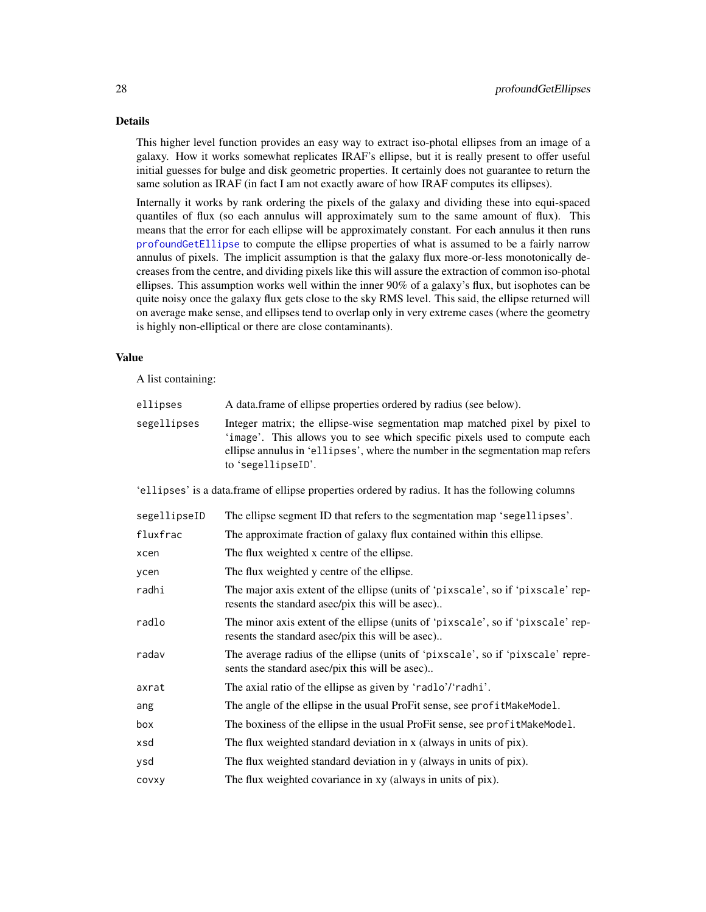## Details

This higher level function provides an easy way to extract iso-photal ellipses from an image of a galaxy. How it works somewhat replicates IRAF's ellipse, but it is really present to offer useful initial guesses for bulge and disk geometric properties. It certainly does not guarantee to return the same solution as IRAF (in fact I am not exactly aware of how IRAF computes its ellipses).

Internally it works by rank ordering the pixels of the galaxy and dividing these into equi-spaced quantiles of flux (so each annulus will approximately sum to the same amount of flux). This means that the error for each ellipse will be approximately constant. For each annulus it then runs profoundGetEllipse to compute the ellipse properties of what is assumed to be a fairly narrow annulus of pixels. The implicit assumption is that the galaxy flux more-or-less monotonically decreases from the centre, and dividing pixels like this will assure the extraction of common iso-photal ellipses. This assumption works well within the inner 90% of a galaxy's flux, but isophotes can be quite noisy once the galaxy flux gets close to the sky RMS level. This said, the ellipse returned will on average make sense, and ellipses tend to overlap only in very extreme cases (where the geometry is highly non-elliptical or there are close contaminants).

## Value

A list containing:

| | |
|---|---|
| `ellipses` | A data.frame of ellipse properties ordered by radius (see below). |
| `segellipses` | Integer matrix; the ellipse-wise segmentation map matched pixel by pixel to 'image'. This allows you to see which specific pixels used to compute each ellipse annulus in 'ellipses', where the number in the segmentation map refers to 'segellipseID'. |

'ellipses' is a data.frame of ellipse properties ordered by radius. It has the following columns

| | |
|---|---|
| `segellipseID` | The ellipse segment ID that refers to the segmentation map 'segellipses'. |
| `fluxfrac` | The approximate fraction of galaxy flux contained within this ellipse. |
| `xcen` | The flux weighted x centre of the ellipse. |
| `ycen` | The flux weighted y centre of the ellipse. |
| `radhi` | The major axis extent of the ellipse (units of 'pixscale', so if 'pixscale' represents the standard asec/pix this will be asec).. |
| `radlo` | The minor axis extent of the ellipse (units of 'pixscale', so if 'pixscale' represents the standard asec/pix this will be asec).. |
| `radav` | The average radius of the ellipse (units of 'pixscale', so if 'pixscale' represents the standard asec/pix this will be asec).. |
| `axrat` | The axial ratio of the ellipse as given by 'radlo'/'radhi'. |
| `ang` | The angle of the ellipse in the usual ProFit sense, see `profitMakeModel`. |
| `box` | The boxiness of the ellipse in the usual ProFit sense, see `profitMakeModel`. |
| `xsd` | The flux weighted standard deviation in x (always in units of pix). |
| `ysd` | The flux weighted standard deviation in y (always in units of pix). |
| `covxy` | The flux weighted covariance in xy (always in units of pix). |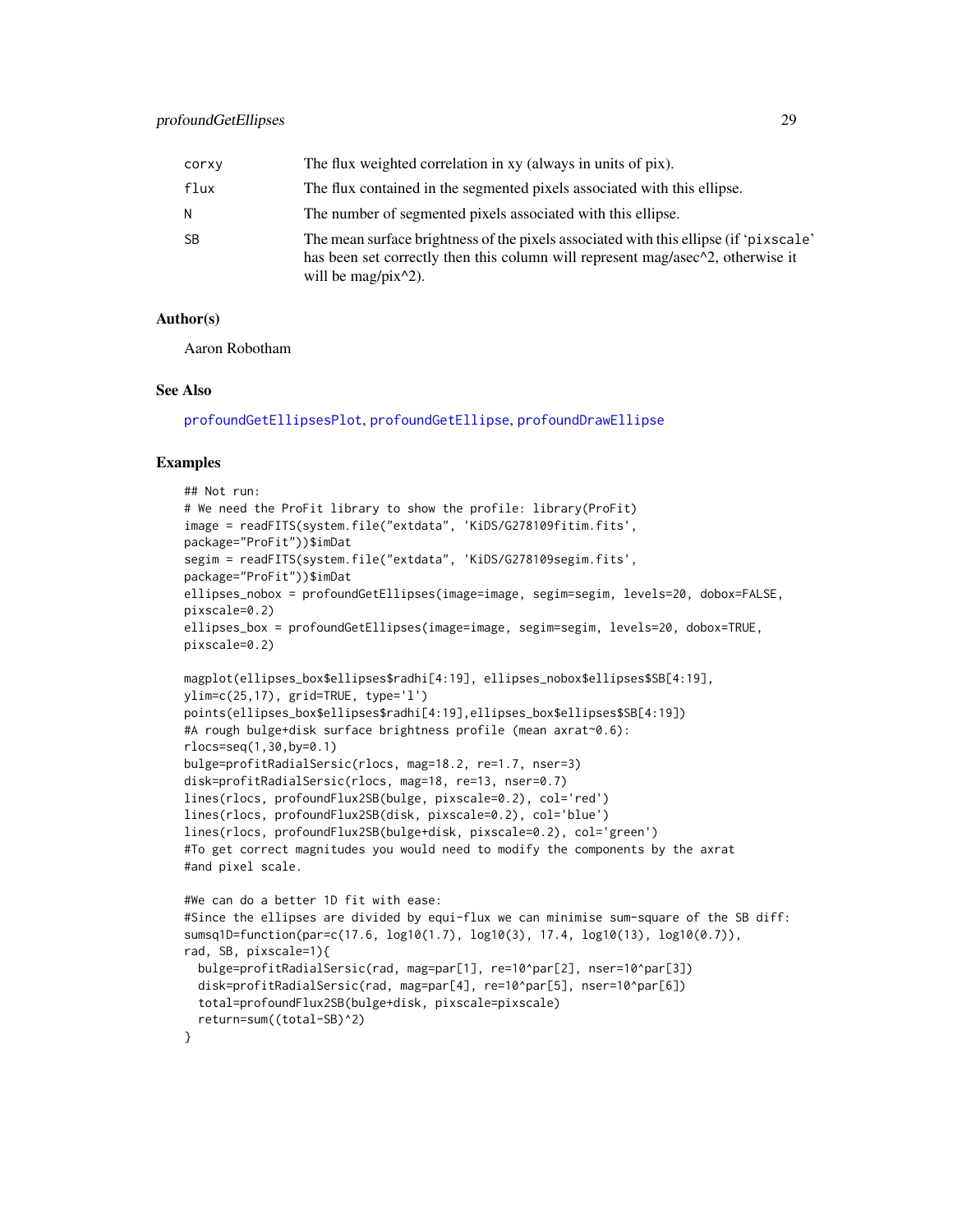| | |
|---|---|
| corxy | The flux weighted correlation in xy (always in units of pix). |
| flux | The flux contained in the segmented pixels associated with this ellipse. |
| N | The number of segmented pixels associated with this ellipse. |
| SB | The mean surface brightness of the pixels associated with this ellipse (if 'pixscale' has been set correctly then this column will represent mag/asec^2, otherwise it will be mag/pix^2). |

### Author(s)

Aaron Robotham

### See Also

profoundGetEllipsesPlot, profoundGetEllipse, profoundDrawEllipse

### Examples

```
## Not run:
# We need the ProFit library to show the profile: library(ProFit)
image = readFITS(system.file("extdata", 'KiDS/G278109fitim.fits',
package="ProFit"))$imDat
segim = readFITS(system.file("extdata", 'KiDS/G278109segim.fits',
package="ProFit"))$imDat
ellipses_nobox = profoundGetEllipses(image=image, segim=segim, levels=20, dobox=FALSE,
pixscale=0.2)
ellipses_box = profoundGetEllipses(image=image, segim=segim, levels=20, dobox=TRUE,
pixscale=0.2)

magplot(ellipses_box$ellipses$radhi[4:19], ellipses_nobox$ellipses$SB[4:19],
ylim=c(25,17), grid=TRUE, type='l')
points(ellipses_box$ellipses$radhi[4:19],ellipses_box$ellipses$SB[4:19])
#A rough bulge+disk surface brightness profile (mean axrat~0.6):
rlocs=seq(1,30,by=0.1)
bulge=profitRadialSersic(rlocs, mag=18.2, re=1.7, nser=3)
disk=profitRadialSersic(rlocs, mag=18, re=13, nser=0.7)
lines(rlocs, profoundFlux2SB(bulge, pixscale=0.2), col='red')
lines(rlocs, profoundFlux2SB(disk, pixscale=0.2), col='blue')
lines(rlocs, profoundFlux2SB(bulge+disk, pixscale=0.2), col='green')
#To get correct magnitudes you would need to modify the components by the axrat
#and pixel scale.

#We can do a better 1D fit with ease:
#Since the ellipses are divided by equi-flux we can minimise sum-square of the SB diff:
sumsq1D=function(par=c(17.6, log10(1.7), log10(3), 17.4, log10(13), log10(0.7)),
rad, SB, pixscale=1){
  bulge=profitRadialSersic(rad, mag=par[1], re=10^par[2], nser=10^par[3])
  disk=profitRadialSersic(rad, mag=par[4], re=10^par[5], nser=10^par[6])
  total=profoundFlux2SB(bulge+disk, pixscale=pixscale)
  return=sum((total-SB)^2)
}
```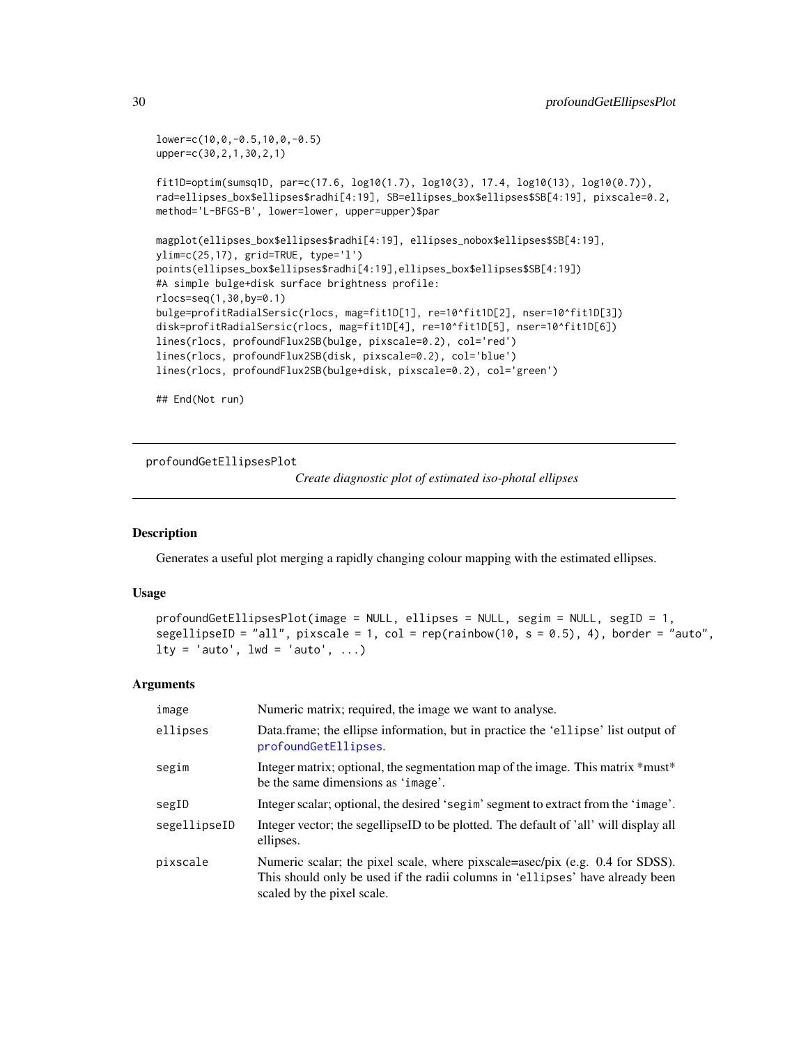```
lower=c(10,0,-0.5,10,0,-0.5)
upper=c(30,2,1,30,2,1)

fit1D=optim(sumsq1D, par=c(17.6, log10(1.7), log10(3), 17.4, log10(13), log10(0.7)),
rad=ellipses_box$ellipses$radhi[4:19], SB=ellipses_box$ellipses$SB[4:19], pixscale=0.2,
method='L-BFGS-B', lower=lower, upper=upper)$par

magplot(ellipses_box$ellipses$radhi[4:19], ellipses_nobox$ellipses$SB[4:19],
ylim=c(25,17), grid=TRUE, type='l')
points(ellipses_box$ellipses$radhi[4:19],ellipses_box$ellipses$SB[4:19])
#A simple bulge+disk surface brightness profile:
rlocs=seq(1,30,by=0.1)
bulge=profitRadialSersic(rlocs, mag=fit1D[1], re=10^fit1D[2], nser=10^fit1D[3])
disk=profitRadialSersic(rlocs, mag=fit1D[4], re=10^fit1D[5], nser=10^fit1D[6])
lines(rlocs, profoundFlux2SB(bulge, pixscale=0.2), col='red')
lines(rlocs, profoundFlux2SB(disk, pixscale=0.2), col='blue')
lines(rlocs, profoundFlux2SB(bulge+disk, pixscale=0.2), col='green')

## End(Not run)
```

---

## profoundGetEllipsesPlot

*Create diagnostic plot of estimated iso-photal ellipses*

---

### Description

Generates a useful plot merging a rapidly changing colour mapping with the estimated ellipses.

### Usage

```
profoundGetEllipsesPlot(image = NULL, ellipses = NULL, segim = NULL, segID = 1,
segellipseID = "all", pixscale = 1, col = rep(rainbow(10, s = 0.5), 4), border = "auto",
lty = 'auto', lwd = 'auto', ...)
```

### Arguments

| | |
|---|---|
| `image` | Numeric matrix; required, the image we want to analyse. |
| `ellipses` | Data.frame; the ellipse information, but in practice the 'ellipse' list output of `profoundGetEllipses`. |
| `segim` | Integer matrix; optional, the segmentation map of the image. This matrix *must* be the same dimensions as 'image'. |
| `segID` | Integer scalar; optional, the desired 'segim' segment to extract from the 'image'. |
| `segellipseID` | Integer vector; the segellipseID to be plotted. The default of 'all' will display all ellipses. |
| `pixscale` | Numeric scalar; the pixel scale, where pixscale=asec/pix (e.g. 0.4 for SDSS). This should only be used if the radii columns in 'ellipses' have already been scaled by the pixel scale. |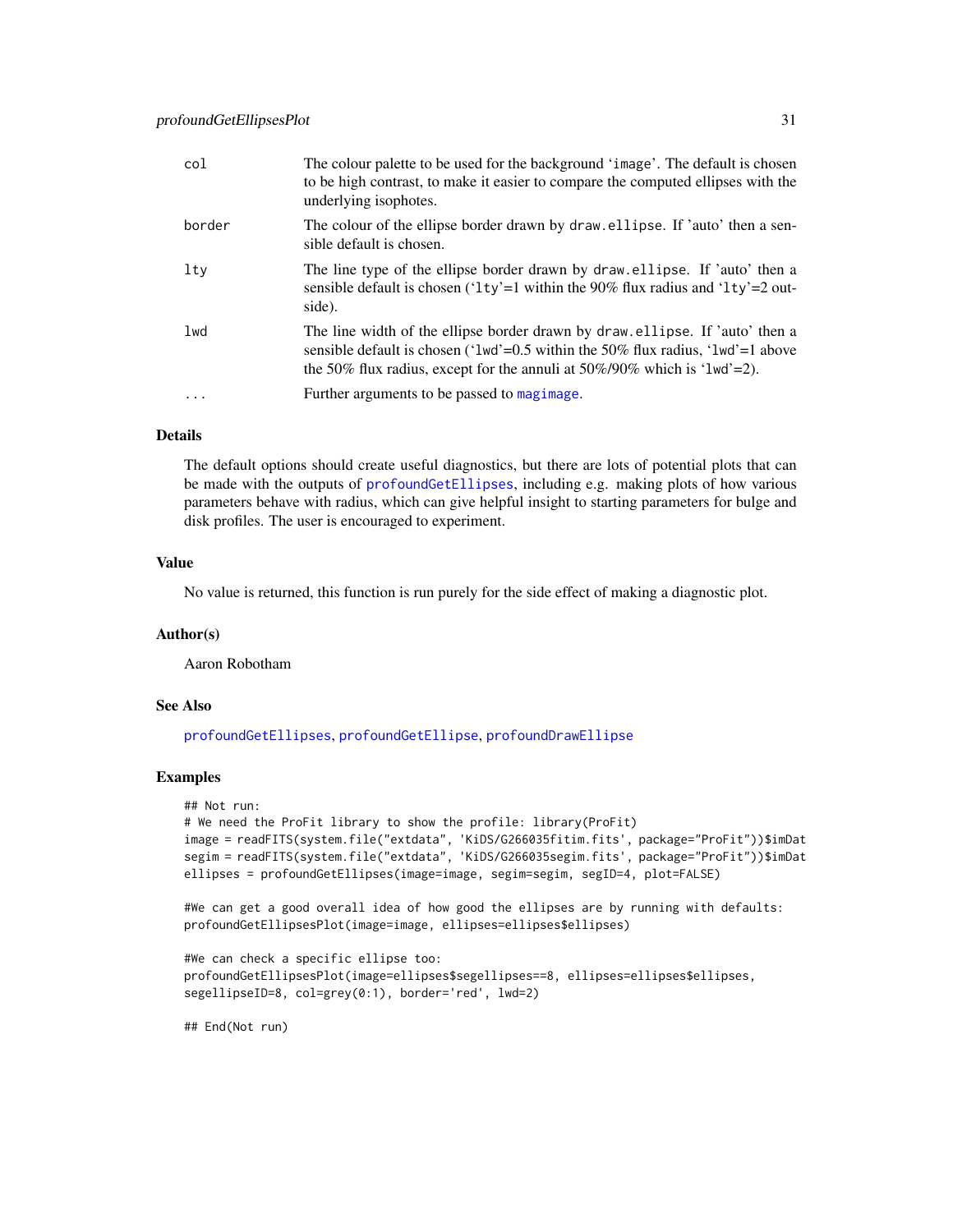| | |
|---|---|
| col | The colour palette to be used for the background 'image'. The default is chosen to be high contrast, to make it easier to compare the computed ellipses with the underlying isophotes. |
| border | The colour of the ellipse border drawn by draw.ellipse. If 'auto' then a sensible default is chosen. |
| lty | The line type of the ellipse border drawn by draw.ellipse. If 'auto' then a sensible default is chosen ('lty'=1 within the 90% flux radius and 'lty'=2 outside). |
| lwd | The line width of the ellipse border drawn by draw.ellipse. If 'auto' then a sensible default is chosen ('lwd'=0.5 within the 50% flux radius, 'lwd'=1 above the 50% flux radius, except for the annuli at 50%/90% which is 'lwd'=2). |
| ... | Further arguments to be passed to magimage. |

### Details

The default options should create useful diagnostics, but there are lots of potential plots that can be made with the outputs of profoundGetEllipses, including e.g. making plots of how various parameters behave with radius, which can give helpful insight to starting parameters for bulge and disk profiles. The user is encouraged to experiment.

### Value

No value is returned, this function is run purely for the side effect of making a diagnostic plot.

### Author(s)

Aaron Robotham

### See Also

profoundGetEllipses, profoundGetEllipse, profoundDrawEllipse

### Examples

```
## Not run:
# We need the ProFit library to show the profile: library(ProFit)
image = readFITS(system.file("extdata", 'KiDS/G266035fitim.fits', package="ProFit"))$imDat
segim = readFITS(system.file("extdata", 'KiDS/G266035segim.fits', package="ProFit"))$imDat
ellipses = profoundGetEllipses(image=image, segim=segim, segID=4, plot=FALSE)

#We can get a good overall idea of how good the ellipses are by running with defaults:
profoundGetEllipsesPlot(image=image, ellipses=ellipses$ellipses)

#We can check a specific ellipse too:
profoundGetEllipsesPlot(image=ellipses$segellipses==8, ellipses=ellipses$ellipses,
segellipseID=8, col=grey(0:1), border='red', lwd=2)

## End(Not run)
```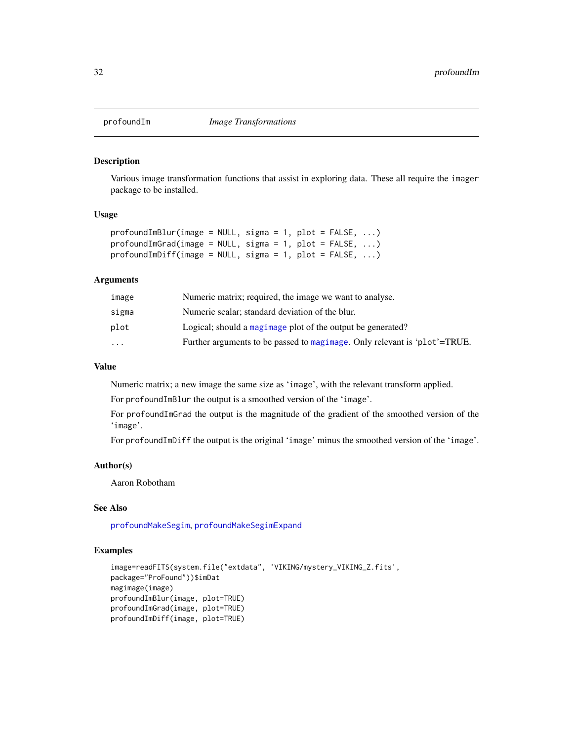## profoundIm — *Image Transformations*

### Description

Various image transformation functions that assist in exploring data. These all require the `imager` package to be installed.

### Usage

```
profoundImBlur(image = NULL, sigma = 1, plot = FALSE, ...)
profoundImGrad(image = NULL, sigma = 1, plot = FALSE, ...)
profoundImDiff(image = NULL, sigma = 1, plot = FALSE, ...)
```

### Arguments

| | |
|---|---|
| `image` | Numeric matrix; required, the image we want to analyse. |
| `sigma` | Numeric scalar; standard deviation of the blur. |
| `plot` | Logical; should a `magimage` plot of the output be generated? |
| `...` | Further arguments to be passed to `magimage`. Only relevant is 'plot'=TRUE. |

### Value

Numeric matrix; a new image the same size as 'image', with the relevant transform applied.

For `profoundImBlur` the output is a smoothed version of the 'image'.

For `profoundImGrad` the output is the magnitude of the gradient of the smoothed version of the 'image'.

For `profoundImDiff` the output is the original 'image' minus the smoothed version of the 'image'.

### Author(s)

Aaron Robotham

### See Also

`profoundMakeSegim`, `profoundMakeSegimExpand`

### Examples

```
image=readFITS(system.file("extdata", 'VIKING/mystery_VIKING_Z.fits',
package="ProFound"))$imDat
magimage(image)
profoundImBlur(image, plot=TRUE)
profoundImGrad(image, plot=TRUE)
profoundImDiff(image, plot=TRUE)
```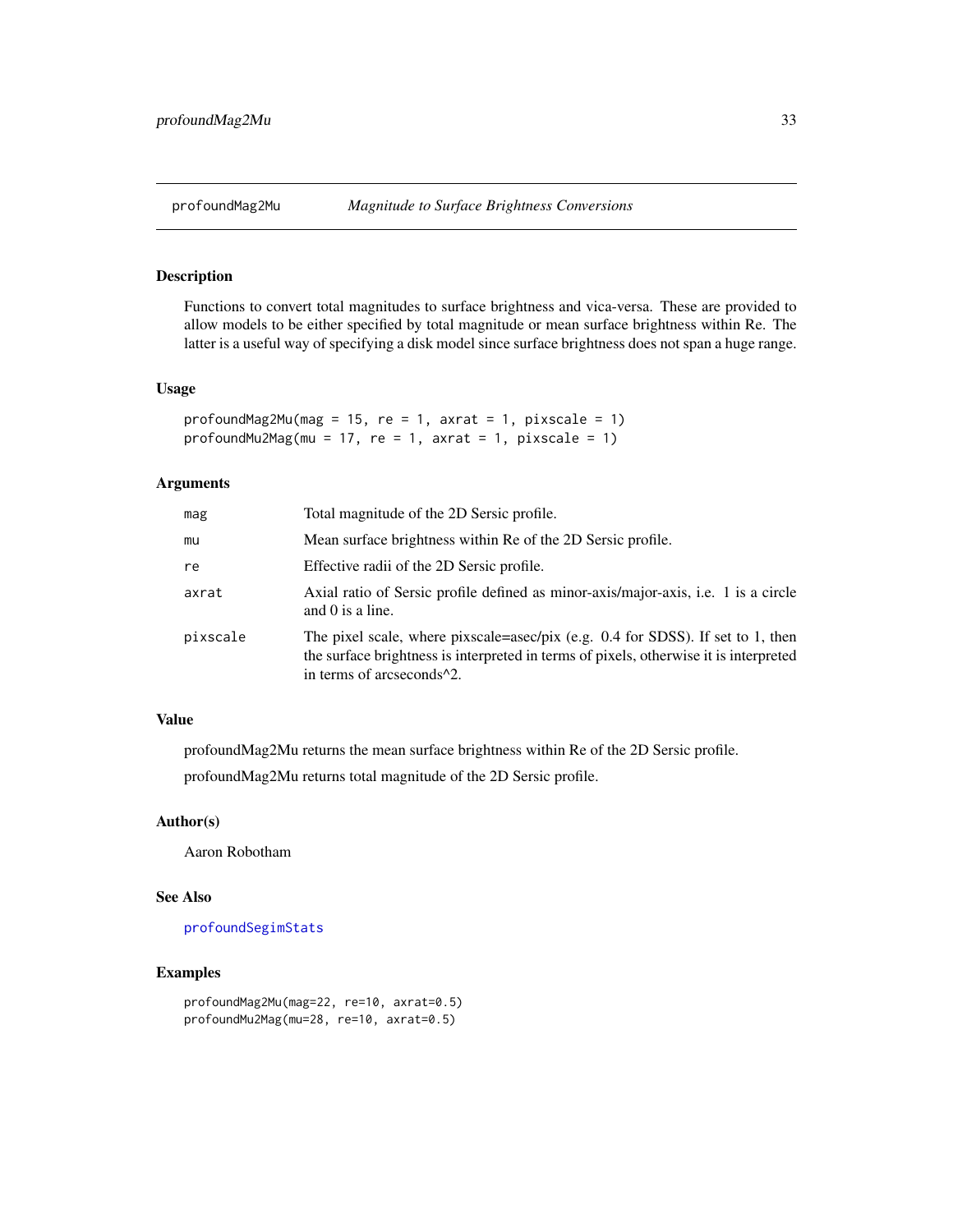## profoundMag2Mu — *Magnitude to Surface Brightness Conversions*

### Description

Functions to convert total magnitudes to surface brightness and vica-versa. These are provided to allow models to be either specified by total magnitude or mean surface brightness within Re. The latter is a useful way of specifying a disk model since surface brightness does not span a huge range.

### Usage

```
profoundMag2Mu(mag = 15, re = 1, axrat = 1, pixscale = 1)
profoundMu2Mag(mu = 17, re = 1, axrat = 1, pixscale = 1)
```

### Arguments

| | |
|---|---|
| `mag` | Total magnitude of the 2D Sersic profile. |
| `mu` | Mean surface brightness within Re of the 2D Sersic profile. |
| `re` | Effective radii of the 2D Sersic profile. |
| `axrat` | Axial ratio of Sersic profile defined as minor-axis/major-axis, i.e. 1 is a circle and 0 is a line. |
| `pixscale` | The pixel scale, where pixscale=asec/pix (e.g. 0.4 for SDSS). If set to 1, then the surface brightness is interpreted in terms of pixels, otherwise it is interpreted in terms of arcseconds^2. |

### Value

profoundMag2Mu returns the mean surface brightness within Re of the 2D Sersic profile.

profoundMag2Mu returns total magnitude of the 2D Sersic profile.

### Author(s)

Aaron Robotham

### See Also

profoundSegimStats

### Examples

```
profoundMag2Mu(mag=22, re=10, axrat=0.5)
profoundMu2Mag(mu=28, re=10, axrat=0.5)
```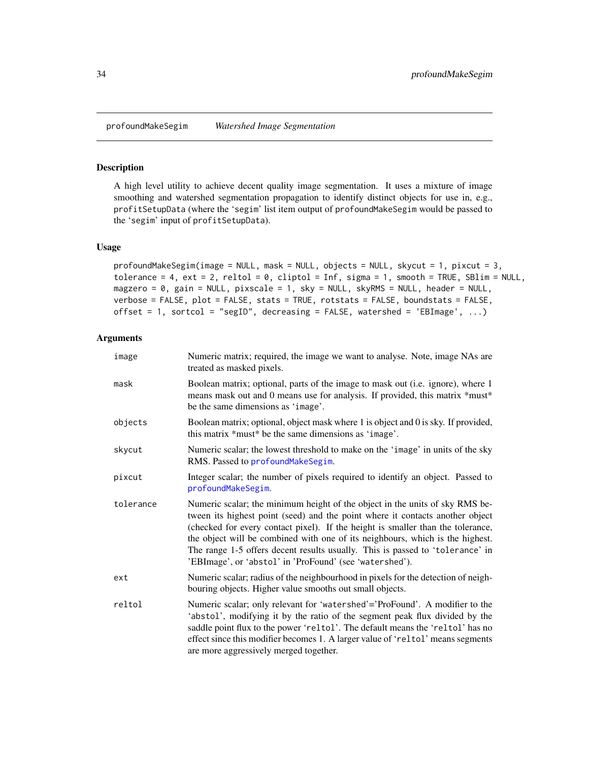## profoundMakeSegim — *Watershed Image Segmentation*

### Description

A high level utility to achieve decent quality image segmentation. It uses a mixture of image smoothing and watershed segmentation propagation to identify distinct objects for use in, e.g., `profitSetupData` (where the 'segim' list item output of `profoundMakeSegim` would be passed to the 'segim' input of `profitSetupData`).

### Usage

```
profoundMakeSegim(image = NULL, mask = NULL, objects = NULL, skycut = 1, pixcut = 3,
tolerance = 4, ext = 2, reltol = 0, cliptol = Inf, sigma = 1, smooth = TRUE, SBlim = NULL,
magzero = 0, gain = NULL, pixscale = 1, sky = NULL, skyRMS = NULL, header = NULL,
verbose = FALSE, plot = FALSE, stats = TRUE, rotstats = FALSE, boundstats = FALSE,
offset = 1, sortcol = "segID", decreasing = FALSE, watershed = 'EBImage', ...)
```

### Arguments

| | |
|---|---|
| `image` | Numeric matrix; required, the image we want to analyse. Note, image NAs are treated as masked pixels. |
| `mask` | Boolean matrix; optional, parts of the image to mask out (i.e. ignore), where 1 means mask out and 0 means use for analysis. If provided, this matrix *must* be the same dimensions as 'image'. |
| `objects` | Boolean matrix; optional, object mask where 1 is object and 0 is sky. If provided, this matrix *must* be the same dimensions as 'image'. |
| `skycut` | Numeric scalar; the lowest threshold to make on the 'image' in units of the sky RMS. Passed to `profoundMakeSegim`. |
| `pixcut` | Integer scalar; the number of pixels required to identify an object. Passed to `profoundMakeSegim`. |
| `tolerance` | Numeric scalar; the minimum height of the object in the units of sky RMS between its highest point (seed) and the point where it contacts another object (checked for every contact pixel). If the height is smaller than the tolerance, the object will be combined with one of its neighbours, which is the highest. The range 1-5 offers decent results usually. This is passed to 'tolerance' in 'EBImage', or 'abstol' in 'ProFound' (see 'watershed'). |
| `ext` | Numeric scalar; radius of the neighbourhood in pixels for the detection of neighbouring objects. Higher value smooths out small objects. |
| `reltol` | Numeric scalar; only relevant for 'watershed'='ProFound'. A modifier to the 'abstol', modifying it by the ratio of the segment peak flux divided by the saddle point flux to the power 'reltol'. The default means the 'reltol' has no effect since this modifier becomes 1. A larger value of 'reltol' means segments are more aggressively merged together. |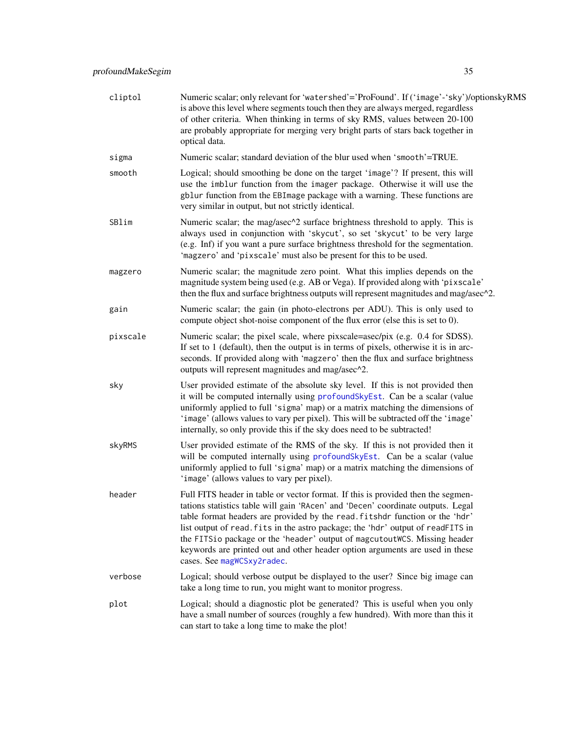| | |
|---|---|
| cliptol | Numeric scalar; only relevant for 'watershed'='ProFound'. If ('image'-'sky')/optionskyRMS is above this level where segments touch then they are always merged, regardless of other criteria. When thinking in terms of sky RMS, values between 20-100 are probably appropriate for merging very bright parts of stars back together in optical data. |
| sigma | Numeric scalar; standard deviation of the blur used when 'smooth'=TRUE. |
| smooth | Logical; should smoothing be done on the target 'image'? If present, this will use the imblur function from the imager package. Otherwise it will use the gblur function from the EBImage package with a warning. These functions are very similar in output, but not strictly identical. |
| SBlim | Numeric scalar; the mag/asec^2 surface brightness threshold to apply. This is always used in conjunction with 'skycut', so set 'skycut' to be very large (e.g. Inf) if you want a pure surface brightness threshold for the segmentation. 'magzero' and 'pixscale' must also be present for this to be used. |
| magzero | Numeric scalar; the magnitude zero point. What this implies depends on the magnitude system being used (e.g. AB or Vega). If provided along with 'pixscale' then the flux and surface brightness outputs will represent magnitudes and mag/asec^2. |
| gain | Numeric scalar; the gain (in photo-electrons per ADU). This is only used to compute object shot-noise component of the flux error (else this is set to 0). |
| pixscale | Numeric scalar; the pixel scale, where pixscale=asec/pix (e.g. 0.4 for SDSS). If set to 1 (default), then the output is in terms of pixels, otherwise it is in arcseconds. If provided along with 'magzero' then the flux and surface brightness outputs will represent magnitudes and mag/asec^2. |
| sky | User provided estimate of the absolute sky level. If this is not provided then it will be computed internally using profoundSkyEst. Can be a scalar (value uniformly applied to full 'sigma' map) or a matrix matching the dimensions of 'image' (allows values to vary per pixel). This will be subtracted off the 'image' internally, so only provide this if the sky does need to be subtracted! |
| skyRMS | User provided estimate of the RMS of the sky. If this is not provided then it will be computed internally using profoundSkyEst. Can be a scalar (value uniformly applied to full 'sigma' map) or a matrix matching the dimensions of 'image' (allows values to vary per pixel). |
| header | Full FITS header in table or vector format. If this is provided then the segmentations statistics table will gain 'RAcen' and 'Decen' coordinate outputs. Legal table format headers are provided by the read.fitshdr function or the 'hdr' list output of read.fits in the astro package; the 'hdr' output of readFITS in the FITSio package or the 'header' output of magcutoutWCS. Missing header keywords are printed out and other header option arguments are used in these cases. See magWCSxy2radec. |
| verbose | Logical; should verbose output be displayed to the user? Since big image can take a long time to run, you might want to monitor progress. |
| plot | Logical; should a diagnostic plot be generated? This is useful when you only have a small number of sources (roughly a few hundred). With more than this it can start to take a long time to make the plot! |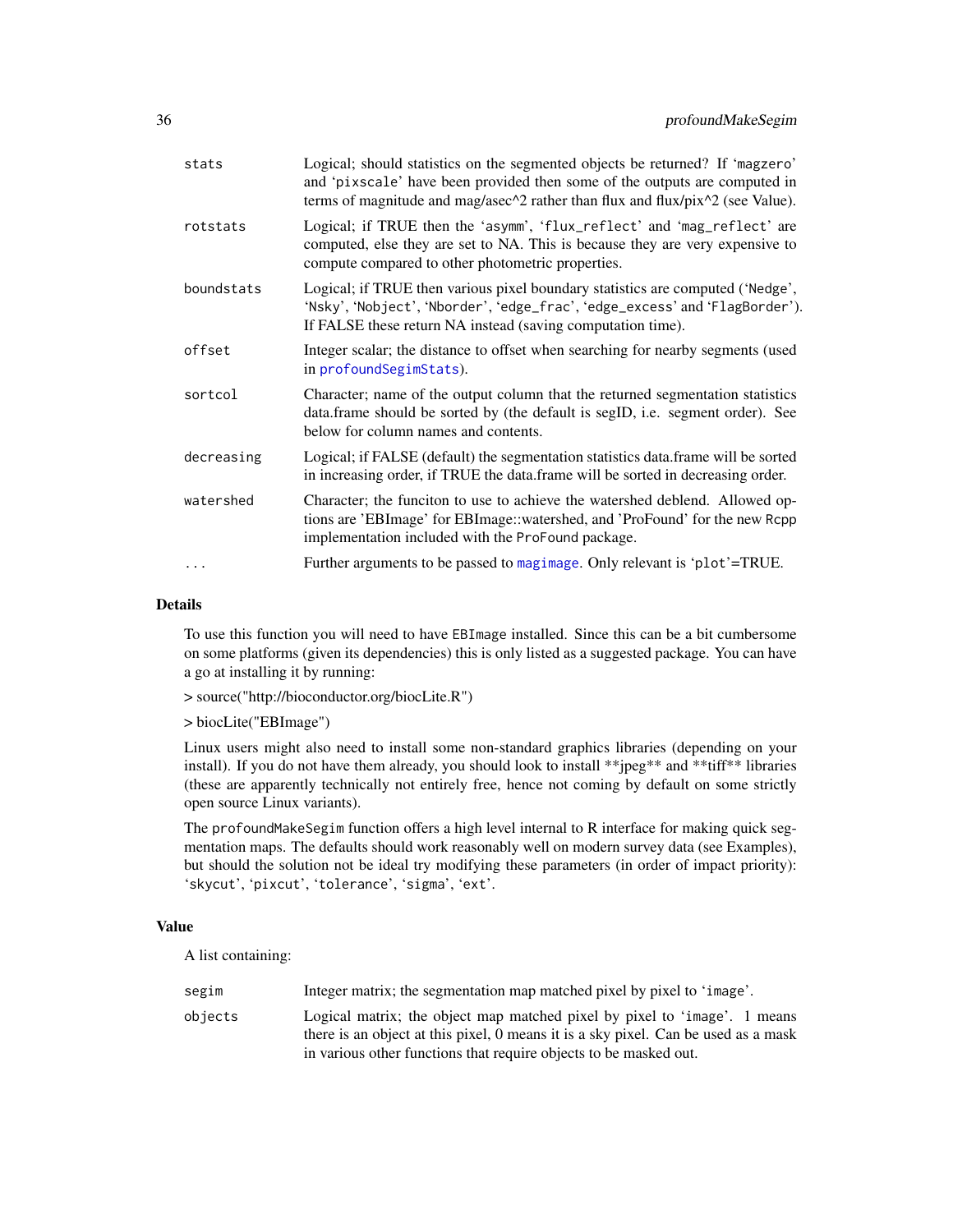| | |
|---|---|
| stats | Logical; should statistics on the segmented objects be returned? If 'magzero' and 'pixscale' have been provided then some of the outputs are computed in terms of magnitude and mag/asec^2 rather than flux and flux/pix^2 (see Value). |
| rotstats | Logical; if TRUE then the 'asymm', 'flux_reflect' and 'mag_reflect' are computed, else they are set to NA. This is because they are very expensive to compute compared to other photometric properties. |
| boundstats | Logical; if TRUE then various pixel boundary statistics are computed ('Nedge', 'Nsky', 'Nobject', 'Nborder', 'edge_frac', 'edge_excess' and 'FlagBorder'). If FALSE these return NA instead (saving computation time). |
| offset | Integer scalar; the distance to offset when searching for nearby segments (used in profoundSegimStats). |
| sortcol | Character; name of the output column that the returned segmentation statistics data.frame should be sorted by (the default is segID, i.e. segment order). See below for column names and contents. |
| decreasing | Logical; if FALSE (default) the segmentation statistics data.frame will be sorted in increasing order, if TRUE the data.frame will be sorted in decreasing order. |
| watershed | Character; the funciton to use to achieve the watershed deblend. Allowed options are 'EBImage' for EBImage::watershed, and 'ProFound' for the new Rcpp implementation included with the ProFound package. |
| ... | Further arguments to be passed to magimage. Only relevant is 'plot'=TRUE. |

## Details

To use this function you will need to have EBImage installed. Since this can be a bit cumbersome on some platforms (given its dependencies) this is only listed as a suggested package. You can have a go at installing it by running:

> source("http://bioconductor.org/biocLite.R")

> biocLite("EBImage")

Linux users might also need to install some non-standard graphics libraries (depending on your install). If you do not have them already, you should look to install **jpeg** and **tiff** libraries (these are apparently technically not entirely free, hence not coming by default on some strictly open source Linux variants).

The profoundMakeSegim function offers a high level internal to R interface for making quick segmentation maps. The defaults should work reasonably well on modern survey data (see Examples), but should the solution not be ideal try modifying these parameters (in order of impact priority): 'skycut', 'pixcut', 'tolerance', 'sigma', 'ext'.

## Value

A list containing:

| | |
|---|---|
| segim | Integer matrix; the segmentation map matched pixel by pixel to 'image'. |
| objects | Logical matrix; the object map matched pixel by pixel to 'image'. 1 means there is an object at this pixel, 0 means it is a sky pixel. Can be used as a mask in various other functions that require objects to be masked out. |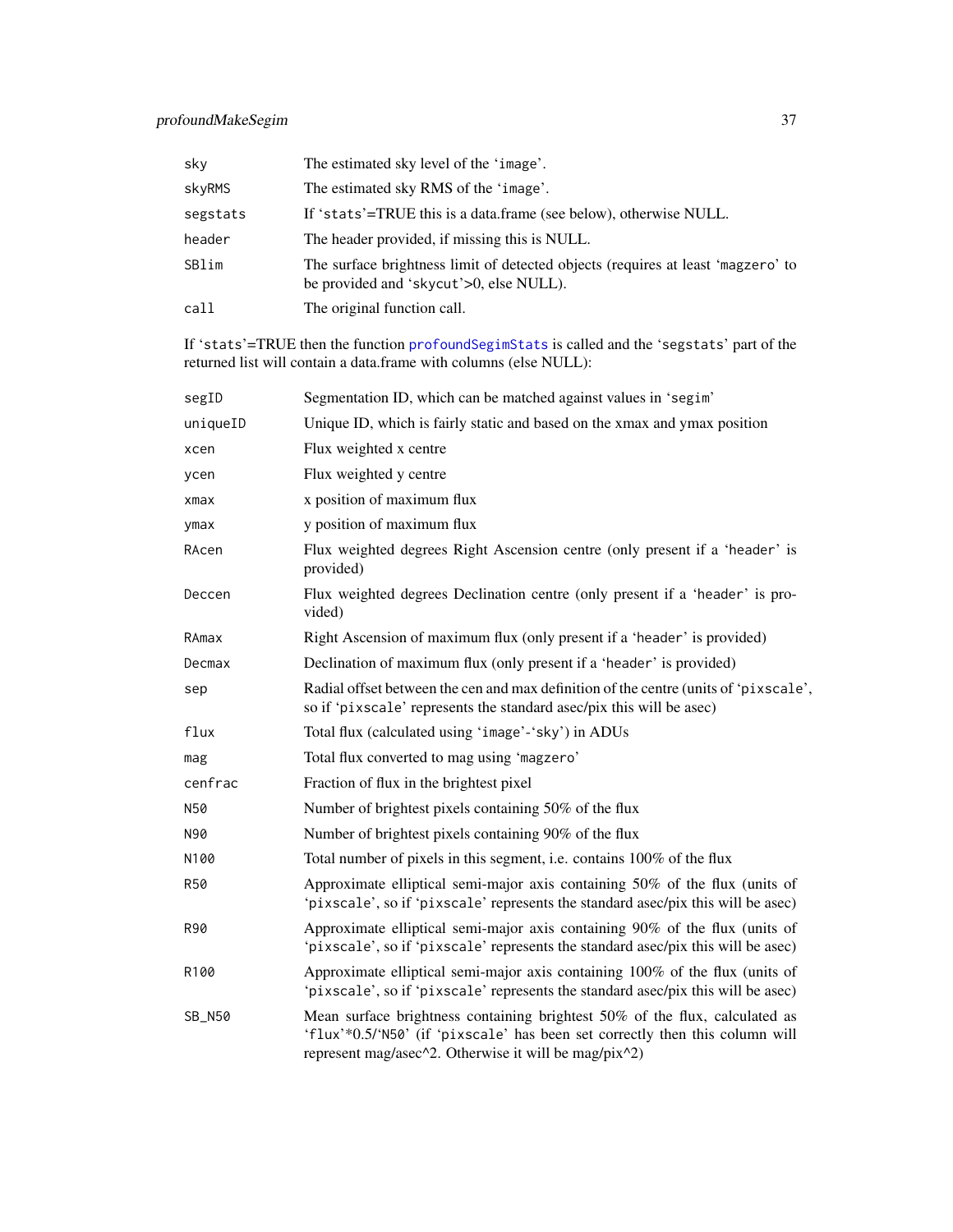| | |
|---|---|
| sky | The estimated sky level of the 'image'. |
| skyRMS | The estimated sky RMS of the 'image'. |
| segstats | If 'stats'=TRUE this is a data.frame (see below), otherwise NULL. |
| header | The header provided, if missing this is NULL. |
| SBlim | The surface brightness limit of detected objects (requires at least 'magzero' to be provided and 'skycut'>0, else NULL). |
| call | The original function call. |

If 'stats'=TRUE then the function profoundSegimStats is called and the 'segstats' part of the returned list will contain a data.frame with columns (else NULL):

| | |
|---|---|
| segID | Segmentation ID, which can be matched against values in 'segim' |
| uniqueID | Unique ID, which is fairly static and based on the xmax and ymax position |
| xcen | Flux weighted x centre |
| ycen | Flux weighted y centre |
| xmax | x position of maximum flux |
| ymax | y position of maximum flux |
| RAcen | Flux weighted degrees Right Ascension centre (only present if a 'header' is provided) |
| Deccen | Flux weighted degrees Declination centre (only present if a 'header' is provided) |
| RAmax | Right Ascension of maximum flux (only present if a 'header' is provided) |
| Decmax | Declination of maximum flux (only present if a 'header' is provided) |
| sep | Radial offset between the cen and max definition of the centre (units of 'pixscale', so if 'pixscale' represents the standard asec/pix this will be asec) |
| flux | Total flux (calculated using 'image'-'sky') in ADUs |
| mag | Total flux converted to mag using 'magzero' |
| cenfrac | Fraction of flux in the brightest pixel |
| N50 | Number of brightest pixels containing 50% of the flux |
| N90 | Number of brightest pixels containing 90% of the flux |
| N100 | Total number of pixels in this segment, i.e. contains 100% of the flux |
| R50 | Approximate elliptical semi-major axis containing 50% of the flux (units of 'pixscale', so if 'pixscale' represents the standard asec/pix this will be asec) |
| R90 | Approximate elliptical semi-major axis containing 90% of the flux (units of 'pixscale', so if 'pixscale' represents the standard asec/pix this will be asec) |
| R100 | Approximate elliptical semi-major axis containing 100% of the flux (units of 'pixscale', so if 'pixscale' represents the standard asec/pix this will be asec) |
| SB_N50 | Mean surface brightness containing brightest 50% of the flux, calculated as 'flux'*0.5/'N50' (if 'pixscale' has been set correctly then this column will represent mag/asec^2. Otherwise it will be mag/pix^2) |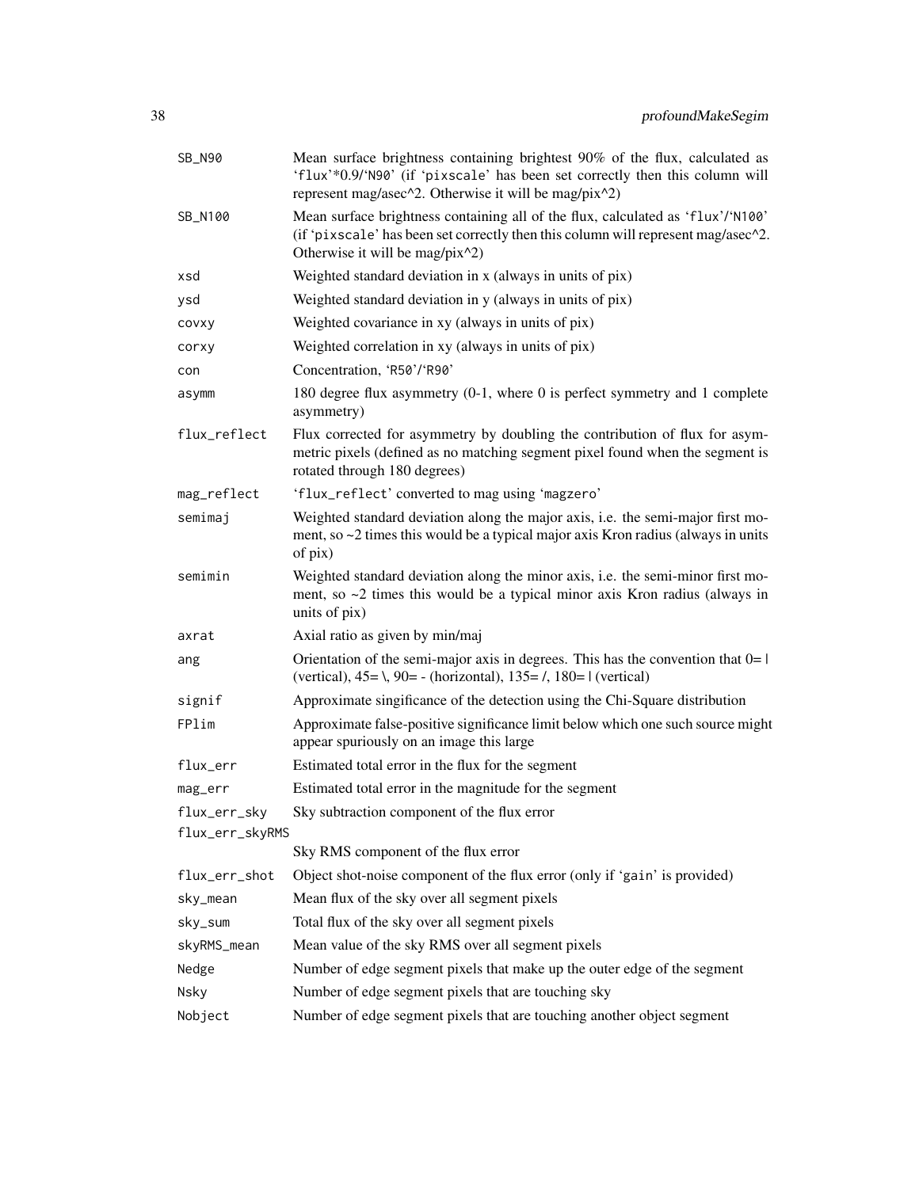| | |
|---|---|
| SB_N90 | Mean surface brightness containing brightest 90% of the flux, calculated as 'flux'*0.9/'N90' (if 'pixscale' has been set correctly then this column will represent mag/asec^2. Otherwise it will be mag/pix^2) |
| SB_N100 | Mean surface brightness containing all of the flux, calculated as 'flux'/'N100' (if 'pixscale' has been set correctly then this column will represent mag/asec^2. Otherwise it will be mag/pix^2) |
| xsd | Weighted standard deviation in x (always in units of pix) |
| ysd | Weighted standard deviation in y (always in units of pix) |
| covxy | Weighted covariance in xy (always in units of pix) |
| corxy | Weighted correlation in xy (always in units of pix) |
| con | Concentration, 'R50'/'R90' |
| asymm | 180 degree flux asymmetry (0-1, where 0 is perfect symmetry and 1 complete asymmetry) |
| flux_reflect | Flux corrected for asymmetry by doubling the contribution of flux for asymmetric pixels (defined as no matching segment pixel found when the segment is rotated through 180 degrees) |
| mag_reflect | 'flux_reflect' converted to mag using 'magzero' |
| semimaj | Weighted standard deviation along the major axis, i.e. the semi-major first moment, so ~2 times this would be a typical major axis Kron radius (always in units of pix) |
| semimin | Weighted standard deviation along the minor axis, i.e. the semi-minor first moment, so ~2 times this would be a typical minor axis Kron radius (always in units of pix) |
| axrat | Axial ratio as given by min/maj |
| ang | Orientation of the semi-major axis in degrees. This has the convention that 0= \| (vertical), 45= \, 90= - (horizontal), 135= /, 180= \| (vertical) |
| signif | Approximate singificance of the detection using the Chi-Square distribution |
| FPlim | Approximate false-positive significance limit below which one such source might appear spuriously on an image this large |
| flux_err | Estimated total error in the flux for the segment |
| mag_err | Estimated total error in the magnitude for the segment |
| flux_err_sky | Sky subtraction component of the flux error |
| flux_err_skyRMS | Sky RMS component of the flux error |
| flux_err_shot | Object shot-noise component of the flux error (only if 'gain' is provided) |
| sky_mean | Mean flux of the sky over all segment pixels |
| sky_sum | Total flux of the sky over all segment pixels |
| skyRMS_mean | Mean value of the sky RMS over all segment pixels |
| Nedge | Number of edge segment pixels that make up the outer edge of the segment |
| Nsky | Number of edge segment pixels that are touching sky |
| Nobject | Number of edge segment pixels that are touching another object segment |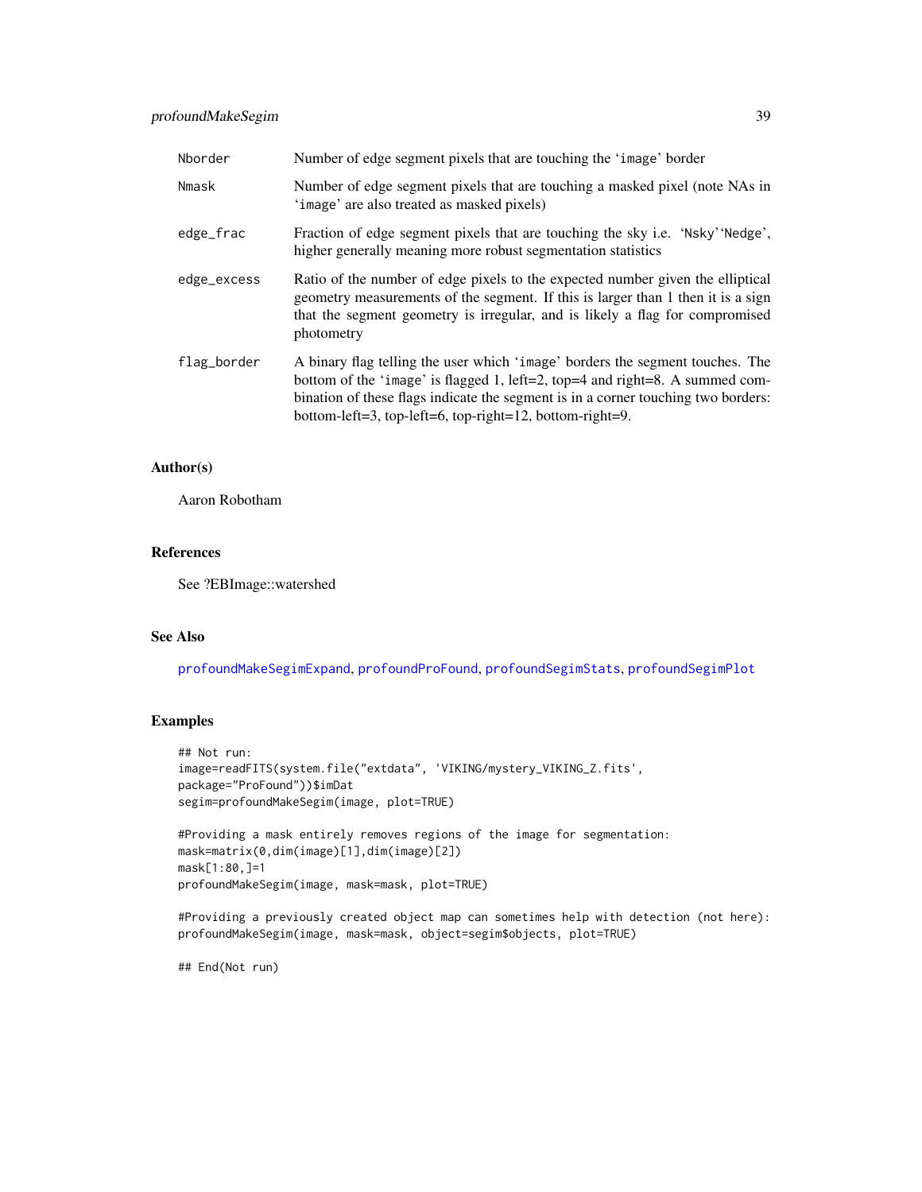| | |
|---|---|
| Nborder | Number of edge segment pixels that are touching the 'image' border |
| Nmask | Number of edge segment pixels that are touching a masked pixel (note NAs in 'image' are also treated as masked pixels) |
| edge_frac | Fraction of edge segment pixels that are touching the sky i.e. 'Nsky''Nedge', higher generally meaning more robust segmentation statistics |
| edge_excess | Ratio of the number of edge pixels to the expected number given the elliptical geometry measurements of the segment. If this is larger than 1 then it is a sign that the segment geometry is irregular, and is likely a flag for compromised photometry |
| flag_border | A binary flag telling the user which 'image' borders the segment touches. The bottom of the 'image' is flagged 1, left=2, top=4 and right=8. A summed combination of these flags indicate the segment is in a corner touching two borders: bottom-left=3, top-left=6, top-right=12, bottom-right=9. |

## Author(s)

Aaron Robotham

## References

See ?EBImage::watershed

## See Also

profoundMakeSegimExpand, profoundProFound, profoundSegimStats, profoundSegimPlot

## Examples

```
## Not run:
image=readFITS(system.file("extdata", 'VIKING/mystery_VIKING_Z.fits',
package="ProFound"))$imDat
segim=profoundMakeSegim(image, plot=TRUE)

#Providing a mask entirely removes regions of the image for segmentation:
mask=matrix(0,dim(image)[1],dim(image)[2])
mask[1:80,]=1
profoundMakeSegim(image, mask=mask, plot=TRUE)

#Providing a previously created object map can sometimes help with detection (not here):
profoundMakeSegim(image, mask=mask, object=segim$objects, plot=TRUE)

## End(Not run)
```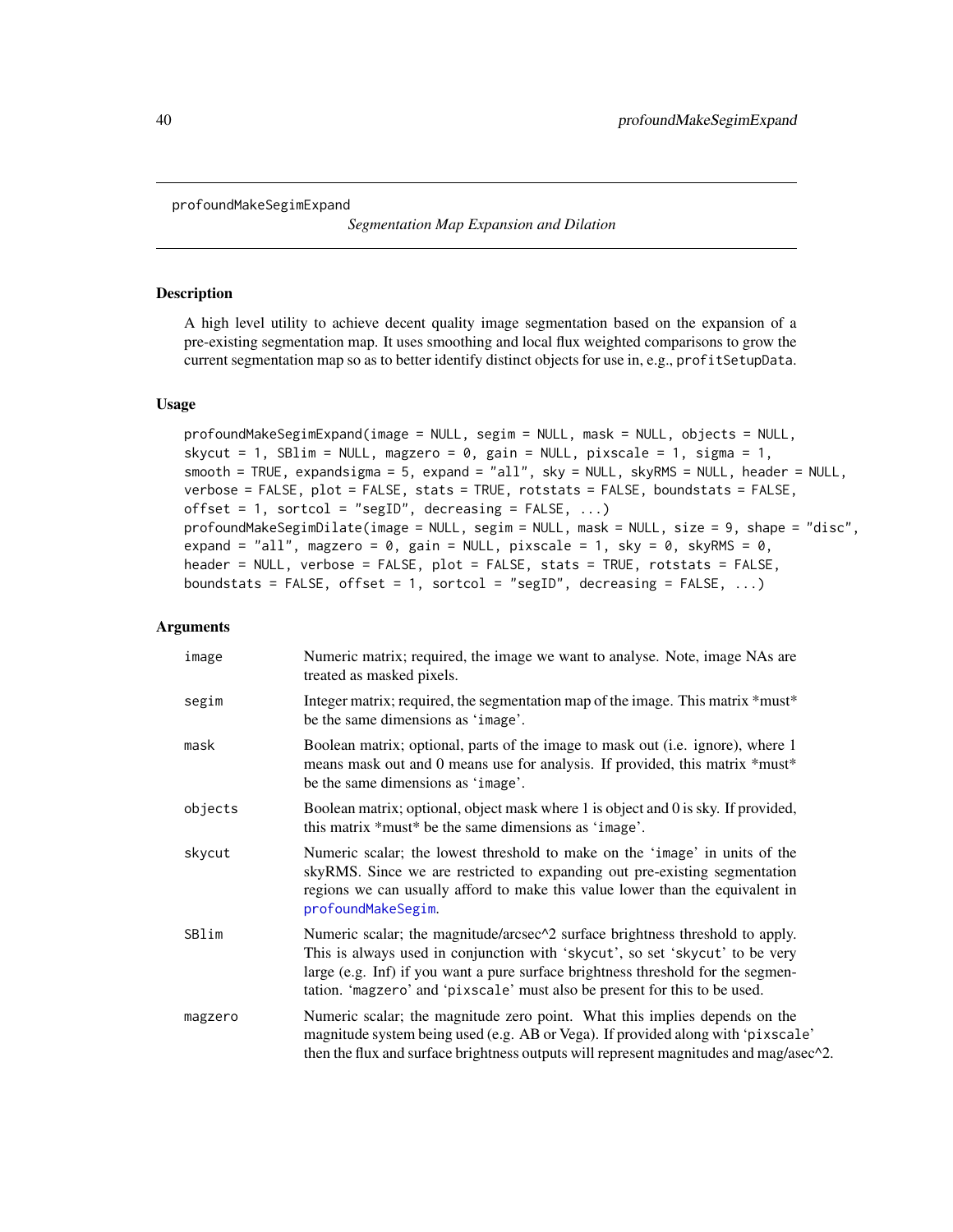profoundMakeSegimExpand

*Segmentation Map Expansion and Dilation*

## Description

A high level utility to achieve decent quality image segmentation based on the expansion of a pre-existing segmentation map. It uses smoothing and local flux weighted comparisons to grow the current segmentation map so as to better identify distinct objects for use in, e.g., `profitSetupData`.

## Usage

```
profoundMakeSegimExpand(image = NULL, segim = NULL, mask = NULL, objects = NULL,
skycut = 1, SBlim = NULL, magzero = 0, gain = NULL, pixscale = 1, sigma = 1,
smooth = TRUE, expandsigma = 5, expand = "all", sky = NULL, skyRMS = NULL, header = NULL,
verbose = FALSE, plot = FALSE, stats = TRUE, rotstats = FALSE, boundstats = FALSE,
offset = 1, sortcol = "segID", decreasing = FALSE, ...)
profoundMakeSegimDilate(image = NULL, segim = NULL, mask = NULL, size = 9, shape = "disc",
expand = "all", magzero = 0, gain = NULL, pixscale = 1, sky = 0, skyRMS = 0,
header = NULL, verbose = FALSE, plot = FALSE, stats = TRUE, rotstats = FALSE,
boundstats = FALSE, offset = 1, sortcol = "segID", decreasing = FALSE, ...)
```

## Arguments

| | |
|---|---|
| `image` | Numeric matrix; required, the image we want to analyse. Note, image NAs are treated as masked pixels. |
| `segim` | Integer matrix; required, the segmentation map of the image. This matrix *must* be the same dimensions as 'image'. |
| `mask` | Boolean matrix; optional, parts of the image to mask out (i.e. ignore), where 1 means mask out and 0 means use for analysis. If provided, this matrix *must* be the same dimensions as 'image'. |
| `objects` | Boolean matrix; optional, object mask where 1 is object and 0 is sky. If provided, this matrix *must* be the same dimensions as 'image'. |
| `skycut` | Numeric scalar; the lowest threshold to make on the 'image' in units of the skyRMS. Since we are restricted to expanding out pre-existing segmentation regions we can usually afford to make this value lower than the equivalent in `profoundMakeSegim`. |
| `SBlim` | Numeric scalar; the magnitude/arcsec^2 surface brightness threshold to apply. This is always used in conjunction with 'skycut', so set 'skycut' to be very large (e.g. Inf) if you want a pure surface brightness threshold for the segmentation. 'magzero' and 'pixscale' must also be present for this to be used. |
| `magzero` | Numeric scalar; the magnitude zero point. What this implies depends on the magnitude system being used (e.g. AB or Vega). If provided along with 'pixscale' then the flux and surface brightness outputs will represent magnitudes and mag/asec^2. |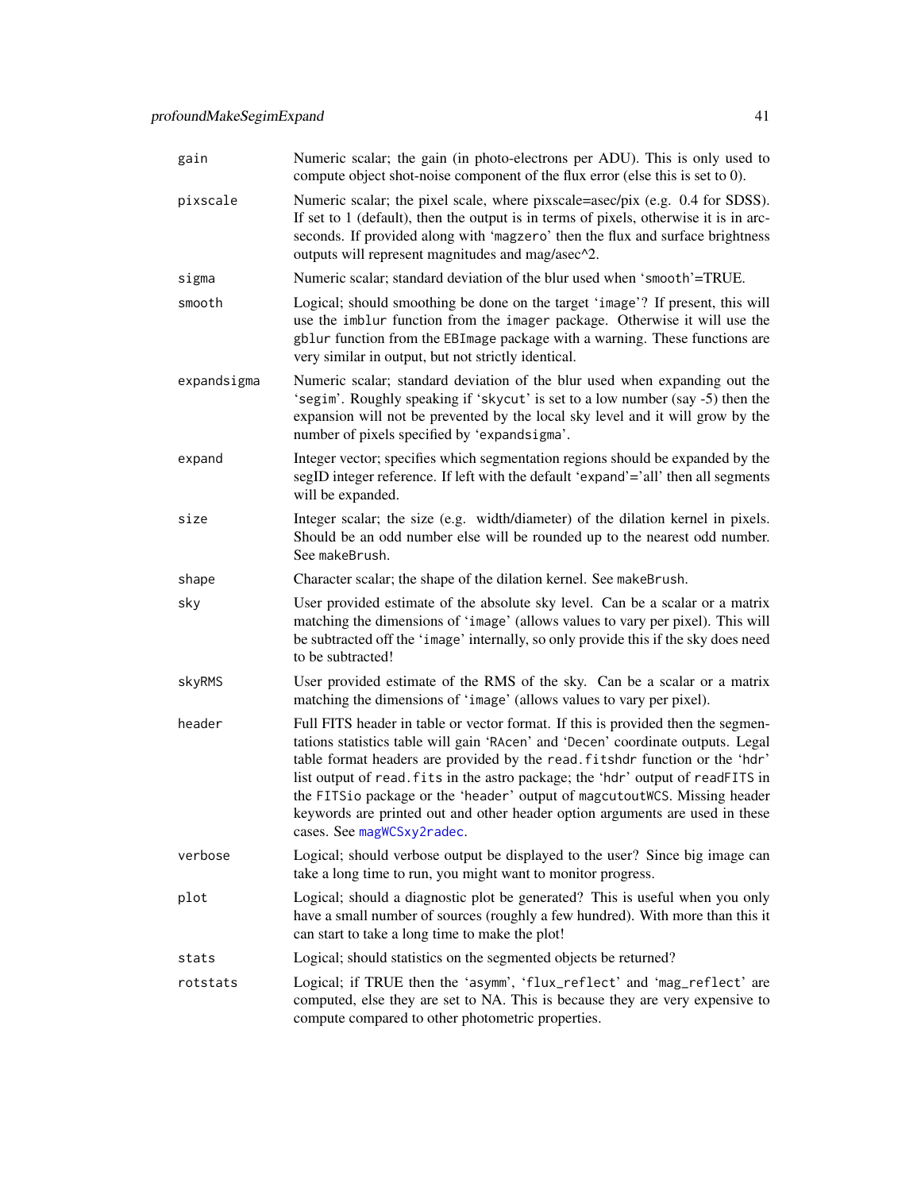| | |
|---|---|
| `gain` | Numeric scalar; the gain (in photo-electrons per ADU). This is only used to compute object shot-noise component of the flux error (else this is set to 0). |
| `pixscale` | Numeric scalar; the pixel scale, where pixscale=asec/pix (e.g. 0.4 for SDSS). If set to 1 (default), then the output is in terms of pixels, otherwise it is in arcseconds. If provided along with '`magzero`' then the flux and surface brightness outputs will represent magnitudes and mag/asec^2. |
| `sigma` | Numeric scalar; standard deviation of the blur used when '`smooth`'=TRUE. |
| `smooth` | Logical; should smoothing be done on the target '`image`'? If present, this will use the `imblur` function from the `imager` package. Otherwise it will use the `gblur` function from the `EBImage` package with a warning. These functions are very similar in output, but not strictly identical. |
| `expandsigma` | Numeric scalar; standard deviation of the blur used when expanding out the '`segim`'. Roughly speaking if '`skycut`' is set to a low number (say -5) then the expansion will not be prevented by the local sky level and it will grow by the number of pixels specified by '`expandsigma`'. |
| `expand` | Integer vector; specifies which segmentation regions should be expanded by the segID integer reference. If left with the default '`expand`'='all' then all segments will be expanded. |
| `size` | Integer scalar; the size (e.g. width/diameter) of the dilation kernel in pixels. Should be an odd number else will be rounded up to the nearest odd number. See `makeBrush`. |
| `shape` | Character scalar; the shape of the dilation kernel. See `makeBrush`. |
| `sky` | User provided estimate of the absolute sky level. Can be a scalar or a matrix matching the dimensions of '`image`' (allows values to vary per pixel). This will be subtracted off the '`image`' internally, so only provide this if the sky does need to be subtracted! |
| `skyRMS` | User provided estimate of the RMS of the sky. Can be a scalar or a matrix matching the dimensions of '`image`' (allows values to vary per pixel). |
| `header` | Full FITS header in table or vector format. If this is provided then the segmentations statistics table will gain '`RAcen`' and '`Decen`' coordinate outputs. Legal table format headers are provided by the `read.fitshdr` function or the '`hdr`' list output of `read.fits` in the astro package; the '`hdr`' output of `readFITS` in the `FITSio` package or the '`header`' output of `magcutoutWCS`. Missing header keywords are printed out and other header option arguments are used in these cases. See `magWCSxy2radec`. |
| `verbose` | Logical; should verbose output be displayed to the user? Since big image can take a long time to run, you might want to monitor progress. |
| `plot` | Logical; should a diagnostic plot be generated? This is useful when you only have a small number of sources (roughly a few hundred). With more than this it can start to take a long time to make the plot! |
| `stats` | Logical; should statistics on the segmented objects be returned? |
| `rotstats` | Logical; if TRUE then the '`asymm`', '`flux_reflect`' and '`mag_reflect`' are computed, else they are set to NA. This is because they are very expensive to compute compared to other photometric properties. |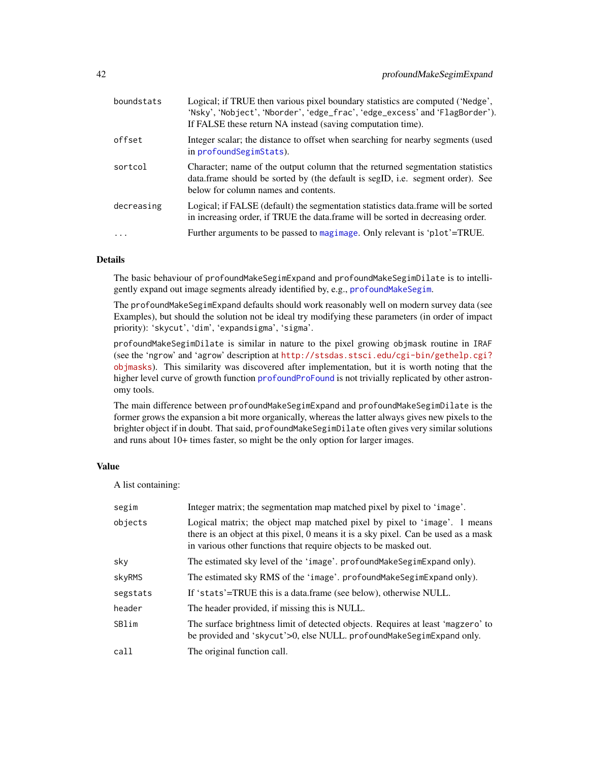| | |
|---|---|
| boundstats | Logical; if TRUE then various pixel boundary statistics are computed ('Nedge', 'Nsky', 'Nobject', 'Nborder', 'edge_frac', 'edge_excess' and 'FlagBorder'). If FALSE these return NA instead (saving computation time). |
| offset | Integer scalar; the distance to offset when searching for nearby segments (used in profoundSegimStats). |
| sortcol | Character; name of the output column that the returned segmentation statistics data.frame should be sorted by (the default is segID, i.e. segment order). See below for column names and contents. |
| decreasing | Logical; if FALSE (default) the segmentation statistics data.frame will be sorted in increasing order, if TRUE the data.frame will be sorted in decreasing order. |
| ... | Further arguments to be passed to magimage. Only relevant is 'plot'=TRUE. |

### Details

The basic behaviour of profoundMakeSegimExpand and profoundMakeSegimDilate is to intelligently expand out image segments already identified by, e.g., profoundMakeSegim.

The profoundMakeSegimExpand defaults should work reasonably well on modern survey data (see Examples), but should the solution not be ideal try modifying these parameters (in order of impact priority): 'skycut', 'dim', 'expandsigma', 'sigma'.

profoundMakeSegimDilate is similar in nature to the pixel growing objmask routine in IRAF (see the 'ngrow' and 'agrow' description at http://stsdas.stsci.edu/cgi-bin/gethelp.cgi?objmasks). This similarity was discovered after implementation, but it is worth noting that the higher level curve of growth function profoundProFound is not trivially replicated by other astronomy tools.

The main difference between profoundMakeSegimExpand and profoundMakeSegimDilate is the former grows the expansion a bit more organically, whereas the latter always gives new pixels to the brighter object if in doubt. That said, profoundMakeSegimDilate often gives very similar solutions and runs about 10+ times faster, so might be the only option for larger images.

### Value

A list containing:

| | |
|---|---|
| segim | Integer matrix; the segmentation map matched pixel by pixel to 'image'. |
| objects | Logical matrix; the object map matched pixel by pixel to 'image'. 1 means there is an object at this pixel, 0 means it is a sky pixel. Can be used as a mask in various other functions that require objects to be masked out. |
| sky | The estimated sky level of the 'image'. profoundMakeSegimExpand only). |
| skyRMS | The estimated sky RMS of the 'image'. profoundMakeSegimExpand only). |
| segstats | If 'stats'=TRUE this is a data.frame (see below), otherwise NULL. |
| header | The header provided, if missing this is NULL. |
| SBlim | The surface brightness limit of detected objects. Requires at least 'magzero' to be provided and 'skycut'>0, else NULL. profoundMakeSegimExpand only. |
| call | The original function call. |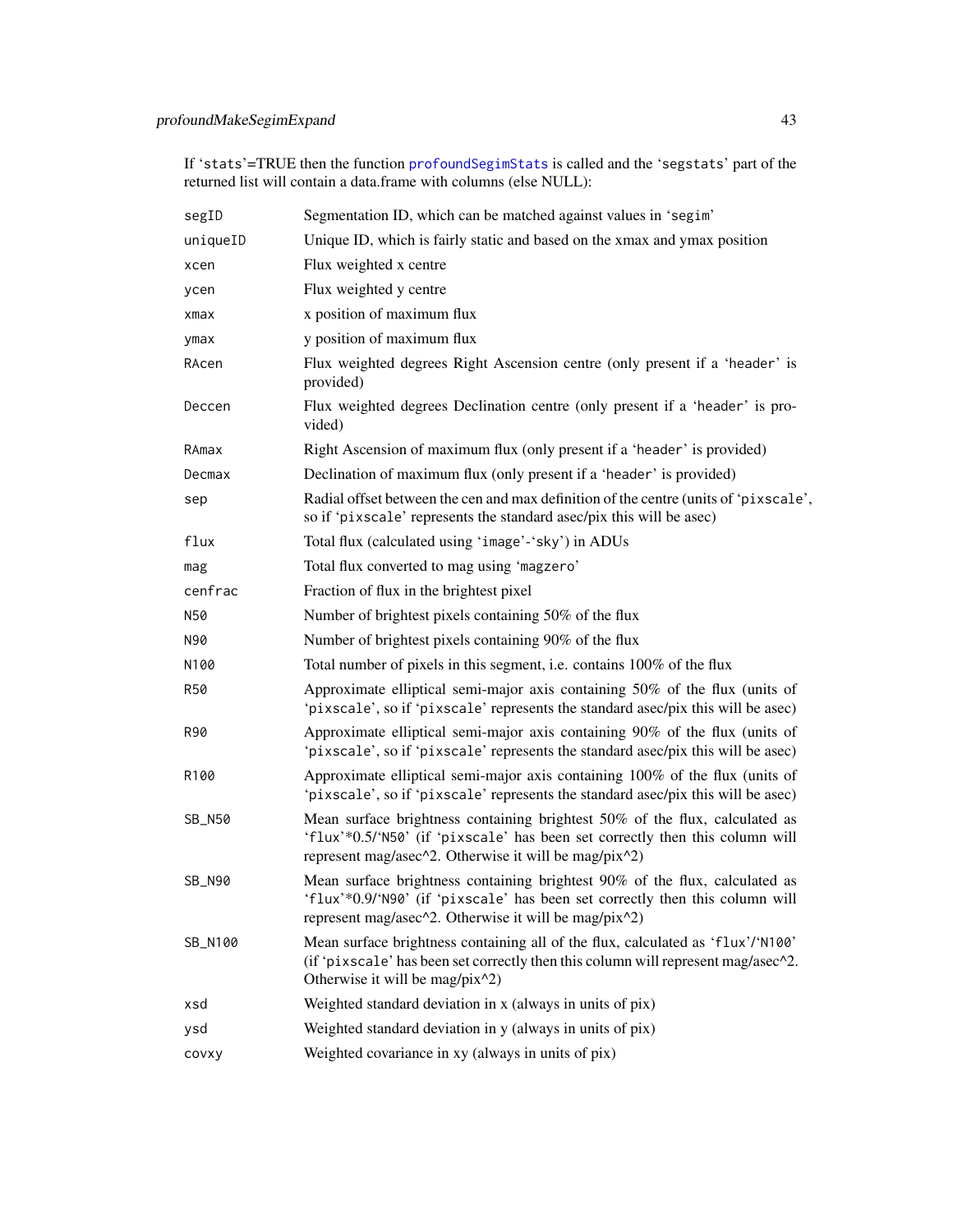If 'stats'=TRUE then the function profoundSegimStats is called and the 'segstats' part of the returned list will contain a data.frame with columns (else NULL):

| | |
|---|---|
| segID | Segmentation ID, which can be matched against values in 'segim' |
| uniqueID | Unique ID, which is fairly static and based on the xmax and ymax position |
| xcen | Flux weighted x centre |
| ycen | Flux weighted y centre |
| xmax | x position of maximum flux |
| ymax | y position of maximum flux |
| RAcen | Flux weighted degrees Right Ascension centre (only present if a 'header' is provided) |
| Deccen | Flux weighted degrees Declination centre (only present if a 'header' is provided) |
| RAmax | Right Ascension of maximum flux (only present if a 'header' is provided) |
| Decmax | Declination of maximum flux (only present if a 'header' is provided) |
| sep | Radial offset between the cen and max definition of the centre (units of 'pixscale', so if 'pixscale' represents the standard asec/pix this will be asec) |
| flux | Total flux (calculated using 'image'-'sky') in ADUs |
| mag | Total flux converted to mag using 'magzero' |
| cenfrac | Fraction of flux in the brightest pixel |
| N50 | Number of brightest pixels containing 50% of the flux |
| N90 | Number of brightest pixels containing 90% of the flux |
| N100 | Total number of pixels in this segment, i.e. contains 100% of the flux |
| R50 | Approximate elliptical semi-major axis containing 50% of the flux (units of 'pixscale', so if 'pixscale' represents the standard asec/pix this will be asec) |
| R90 | Approximate elliptical semi-major axis containing 90% of the flux (units of 'pixscale', so if 'pixscale' represents the standard asec/pix this will be asec) |
| R100 | Approximate elliptical semi-major axis containing 100% of the flux (units of 'pixscale', so if 'pixscale' represents the standard asec/pix this will be asec) |
| SB_N50 | Mean surface brightness containing brightest 50% of the flux, calculated as 'flux'*0.5/'N50' (if 'pixscale' has been set correctly then this column will represent mag/asec^2. Otherwise it will be mag/pix^2) |
| SB_N90 | Mean surface brightness containing brightest 90% of the flux, calculated as 'flux'*0.9/'N90' (if 'pixscale' has been set correctly then this column will represent mag/asec^2. Otherwise it will be mag/pix^2) |
| SB_N100 | Mean surface brightness containing all of the flux, calculated as 'flux'/'N100' (if 'pixscale' has been set correctly then this column will represent mag/asec^2. Otherwise it will be mag/pix^2) |
| xsd | Weighted standard deviation in x (always in units of pix) |
| ysd | Weighted standard deviation in y (always in units of pix) |
| covxy | Weighted covariance in xy (always in units of pix) |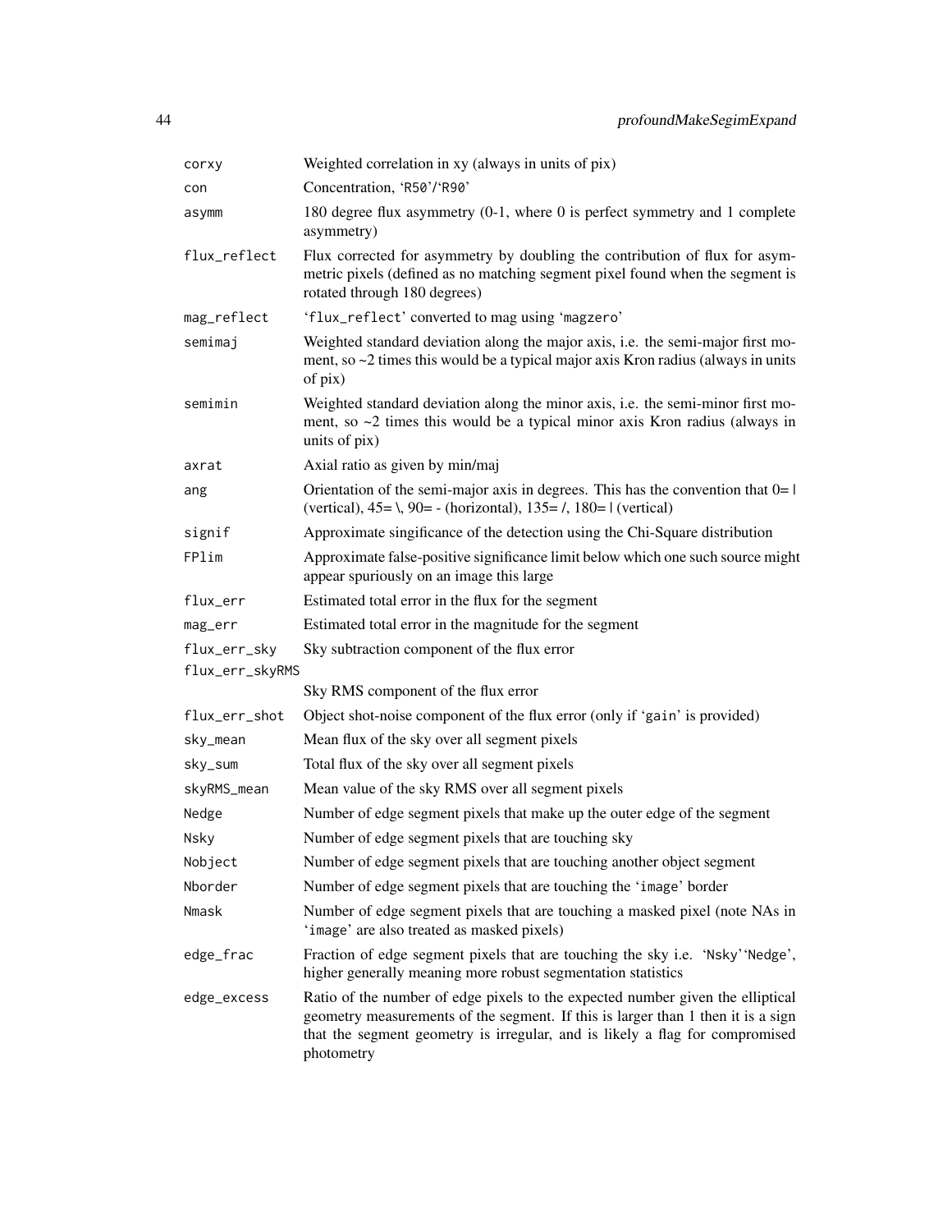| | |
|---|---|
| corxy | Weighted correlation in xy (always in units of pix) |
| con | Concentration, 'R50'/'R90' |
| asymm | 180 degree flux asymmetry (0-1, where 0 is perfect symmetry and 1 complete asymmetry) |
| flux_reflect | Flux corrected for asymmetry by doubling the contribution of flux for asymmetric pixels (defined as no matching segment pixel found when the segment is rotated through 180 degrees) |
| mag_reflect | 'flux_reflect' converted to mag using 'magzero' |
| semimaj | Weighted standard deviation along the major axis, i.e. the semi-major first moment, so ~2 times this would be a typical major axis Kron radius (always in units of pix) |
| semimin | Weighted standard deviation along the minor axis, i.e. the semi-minor first moment, so ~2 times this would be a typical minor axis Kron radius (always in units of pix) |
| axrat | Axial ratio as given by min/maj |
| ang | Orientation of the semi-major axis in degrees. This has the convention that 0= \| (vertical), 45= \, 90= - (horizontal), 135= /, 180= \| (vertical) |
| signif | Approximate singificance of the detection using the Chi-Square distribution |
| FPlim | Approximate false-positive significance limit below which one such source might appear spuriously on an image this large |
| flux_err | Estimated total error in the flux for the segment |
| mag_err | Estimated total error in the magnitude for the segment |
| flux_err_sky | Sky subtraction component of the flux error |
| flux_err_skyRMS | Sky RMS component of the flux error |
| flux_err_shot | Object shot-noise component of the flux error (only if 'gain' is provided) |
| sky_mean | Mean flux of the sky over all segment pixels |
| sky_sum | Total flux of the sky over all segment pixels |
| skyRMS_mean | Mean value of the sky RMS over all segment pixels |
| Nedge | Number of edge segment pixels that make up the outer edge of the segment |
| Nsky | Number of edge segment pixels that are touching sky |
| Nobject | Number of edge segment pixels that are touching another object segment |
| Nborder | Number of edge segment pixels that are touching the 'image' border |
| Nmask | Number of edge segment pixels that are touching a masked pixel (note NAs in 'image' are also treated as masked pixels) |
| edge_frac | Fraction of edge segment pixels that are touching the sky i.e. 'Nsky''Nedge', higher generally meaning more robust segmentation statistics |
| edge_excess | Ratio of the number of edge pixels to the expected number given the elliptical geometry measurements of the segment. If this is larger than 1 then it is a sign that the segment geometry is irregular, and is likely a flag for compromised photometry |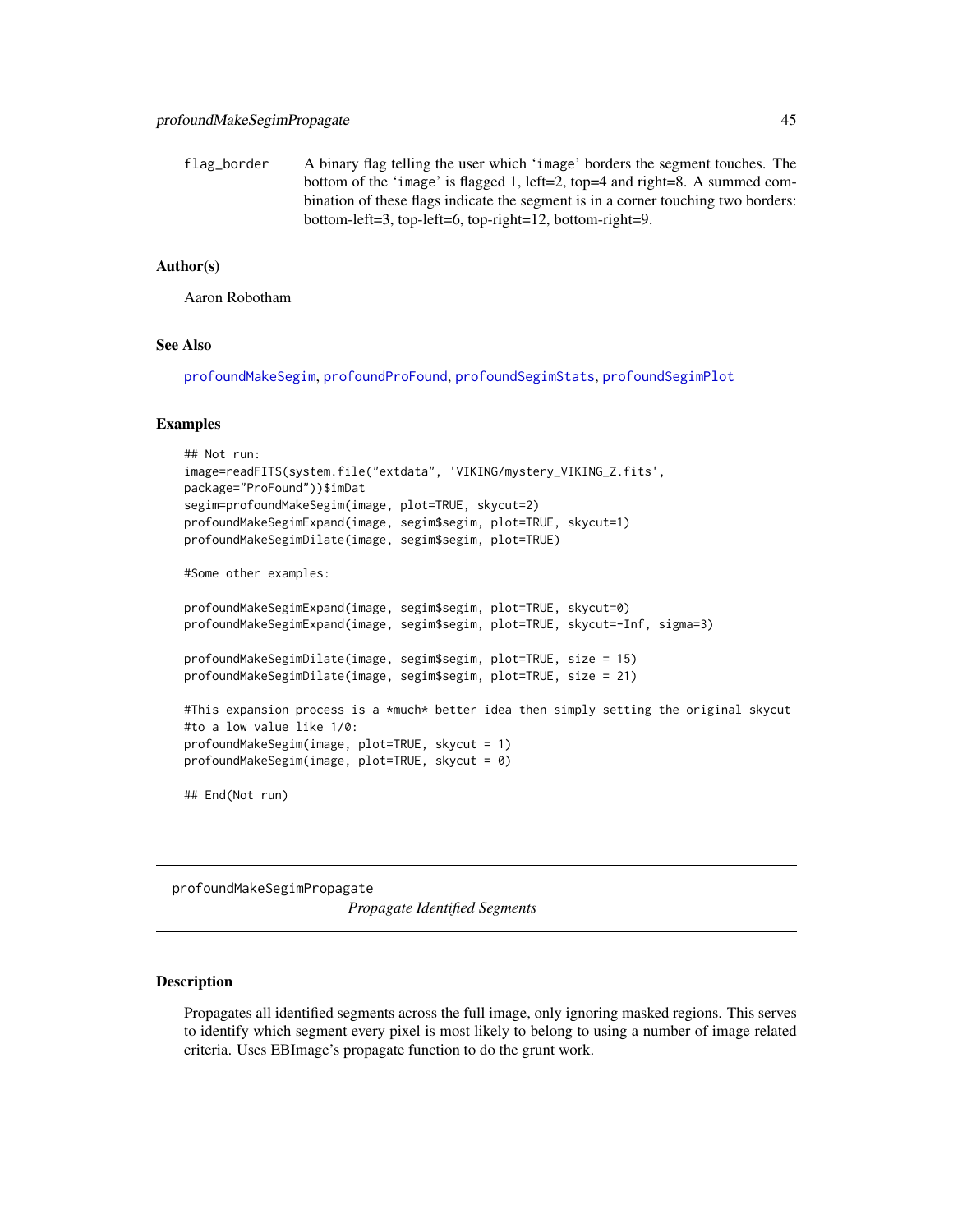flag_border    A binary flag telling the user which 'image' borders the segment touches. The bottom of the 'image' is flagged 1, left=2, top=4 and right=8. A summed combination of these flags indicate the segment is in a corner touching two borders: bottom-left=3, top-left=6, top-right=12, bottom-right=9.

### Author(s)

Aaron Robotham

### See Also

profoundMakeSegim, profoundProFound, profoundSegimStats, profoundSegimPlot

### Examples

```
## Not run:
image=readFITS(system.file("extdata", 'VIKING/mystery_VIKING_Z.fits',
package="ProFound"))$imDat
segim=profoundMakeSegim(image, plot=TRUE, skycut=2)
profoundMakeSegimExpand(image, segim$segim, plot=TRUE, skycut=1)
profoundMakeSegimDilate(image, segim$segim, plot=TRUE)

#Some other examples:

profoundMakeSegimExpand(image, segim$segim, plot=TRUE, skycut=0)
profoundMakeSegimExpand(image, segim$segim, plot=TRUE, skycut=-Inf, sigma=3)

profoundMakeSegimDilate(image, segim$segim, plot=TRUE, size = 15)
profoundMakeSegimDilate(image, segim$segim, plot=TRUE, size = 21)

#This expansion process is a *much* better idea then simply setting the original skycut
#to a low value like 1/0:
profoundMakeSegim(image, plot=TRUE, skycut = 1)
profoundMakeSegim(image, plot=TRUE, skycut = 0)

## End(Not run)
```

---

## profoundMakeSegimPropagate    *Propagate Identified Segments*

### Description

Propagates all identified segments across the full image, only ignoring masked regions. This serves to identify which segment every pixel is most likely to belong to using a number of image related criteria. Uses EBImage's propagate function to do the grunt work.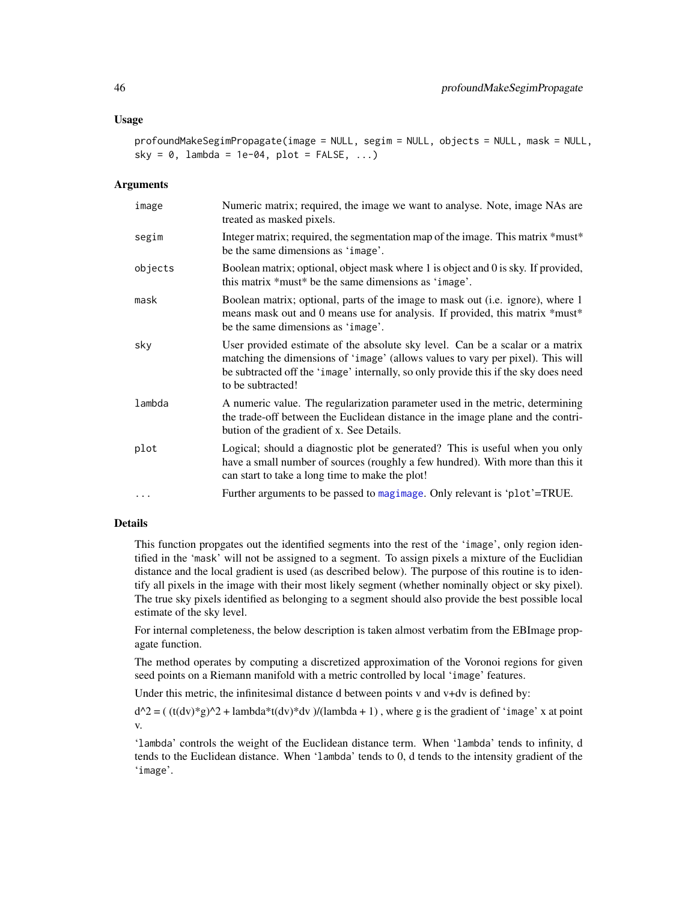## Usage

```
profoundMakeSegimPropagate(image = NULL, segim = NULL, objects = NULL, mask = NULL,
sky = 0, lambda = 1e-04, plot = FALSE, ...)
```

## Arguments

| | |
|---|---|
| image | Numeric matrix; required, the image we want to analyse. Note, image NAs are treated as masked pixels. |
| segim | Integer matrix; required, the segmentation map of the image. This matrix *must* be the same dimensions as 'image'. |
| objects | Boolean matrix; optional, object mask where 1 is object and 0 is sky. If provided, this matrix *must* be the same dimensions as 'image'. |
| mask | Boolean matrix; optional, parts of the image to mask out (i.e. ignore), where 1 means mask out and 0 means use for analysis. If provided, this matrix *must* be the same dimensions as 'image'. |
| sky | User provided estimate of the absolute sky level. Can be a scalar or a matrix matching the dimensions of 'image' (allows values to vary per pixel). This will be subtracted off the 'image' internally, so only provide this if the sky does need to be subtracted! |
| lambda | A numeric value. The regularization parameter used in the metric, determining the trade-off between the Euclidean distance in the image plane and the contribution of the gradient of x. See Details. |
| plot | Logical; should a diagnostic plot be generated? This is useful when you only have a small number of sources (roughly a few hundred). With more than this it can start to take a long time to make the plot! |
| ... | Further arguments to be passed to magimage. Only relevant is 'plot'=TRUE. |

## Details

This function propgates out the identified segments into the rest of the 'image', only region identified in the 'mask' will not be assigned to a segment. To assign pixels a mixture of the Euclidian distance and the local gradient is used (as described below). The purpose of this routine is to identify all pixels in the image with their most likely segment (whether nominally object or sky pixel). The true sky pixels identified as belonging to a segment should also provide the best possible local estimate of the sky level.

For internal completeness, the below description is taken almost verbatim from the EBImage propagate function.

The method operates by computing a discretized approximation of the Voronoi regions for given seed points on a Riemann manifold with a metric controlled by local 'image' features.

Under this metric, the infinitesimal distance d between points v and v+dv is defined by:

d^2 = ( (t(dv)*g)^2 + lambda*t(dv)*dv )/(lambda + 1) , where g is the gradient of 'image' x at point v.

'lambda' controls the weight of the Euclidean distance term. When 'lambda' tends to infinity, d tends to the Euclidean distance. When 'lambda' tends to 0, d tends to the intensity gradient of the 'image'.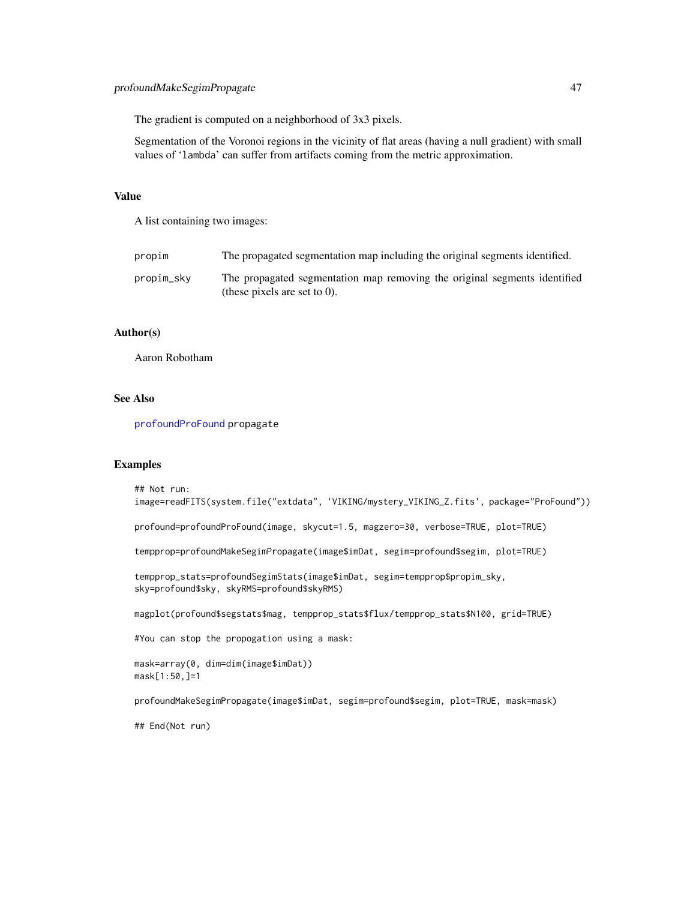The gradient is computed on a neighborhood of 3x3 pixels.

Segmentation of the Voronoi regions in the vicinity of flat areas (having a null gradient) with small values of 'lambda' can suffer from artifacts coming from the metric approximation.

## Value

A list containing two images:

| | |
|---|---|
| propim | The propagated segmentation map including the original segments identified. |
| propim_sky | The propagated segmentation map removing the original segments identified (these pixels are set to 0). |

## Author(s)

Aaron Robotham

## See Also

profoundProFound propagate

## Examples

```
## Not run:
image=readFITS(system.file("extdata", 'VIKING/mystery_VIKING_Z.fits', package="ProFound"))

profound=profoundProFound(image, skycut=1.5, magzero=30, verbose=TRUE, plot=TRUE)

tempprop=profoundMakeSegimPropagate(image$imDat, segim=profound$segim, plot=TRUE)

tempprop_stats=profoundSegimStats(image$imDat, segim=tempprop$propim_sky,
sky=profound$sky, skyRMS=profound$skyRMS)

magplot(profound$segstats$mag, tempprop_stats$flux/tempprop_stats$N100, grid=TRUE)

#You can stop the propogation using a mask:

mask=array(0, dim=dim(image$imDat))
mask[1:50,]=1

profoundMakeSegimPropagate(image$imDat, segim=profound$segim, plot=TRUE, mask=mask)

## End(Not run)
```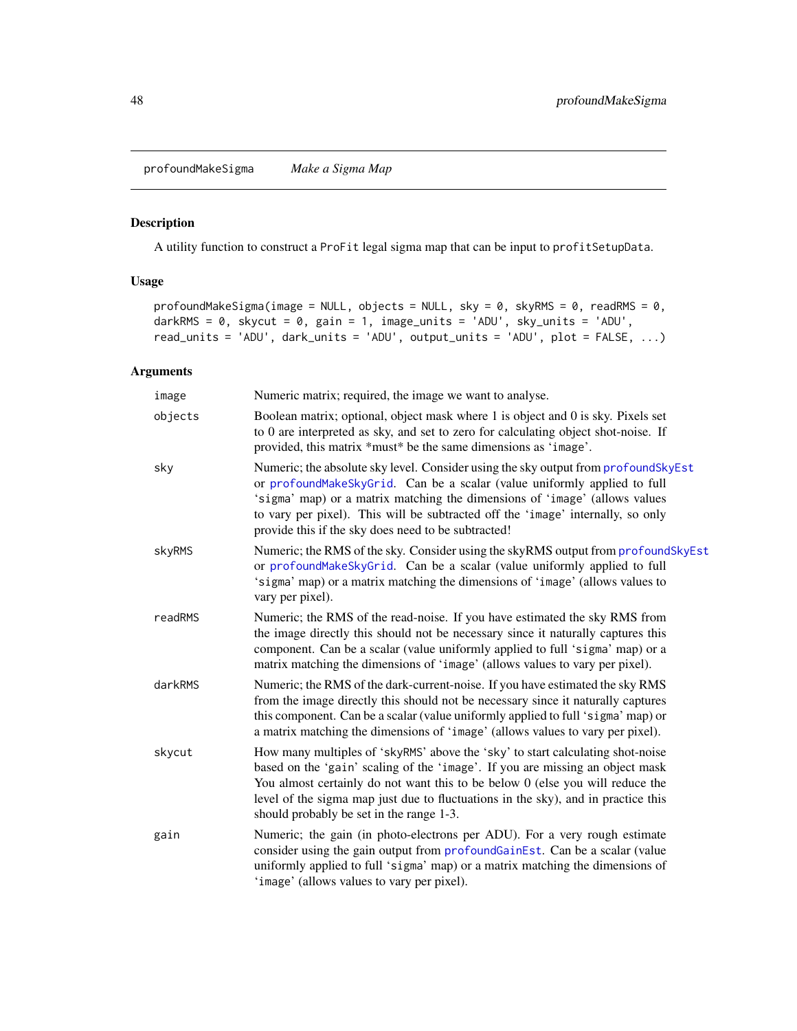## profoundMakeSigma *Make a Sigma Map*

### Description

A utility function to construct a ProFit legal sigma map that can be input to profitSetupData.

### Usage

```
profoundMakeSigma(image = NULL, objects = NULL, sky = 0, skyRMS = 0, readRMS = 0,
darkRMS = 0, skycut = 0, gain = 1, image_units = 'ADU', sky_units = 'ADU',
read_units = 'ADU', dark_units = 'ADU', output_units = 'ADU', plot = FALSE, ...)
```

### Arguments

| | |
|---|---|
| image | Numeric matrix; required, the image we want to analyse. |
| objects | Boolean matrix; optional, object mask where 1 is object and 0 is sky. Pixels set to 0 are interpreted as sky, and set to zero for calculating object shot-noise. If provided, this matrix *must* be the same dimensions as 'image'. |
| sky | Numeric; the absolute sky level. Consider using the sky output from profoundSkyEst or profoundMakeSkyGrid. Can be a scalar (value uniformly applied to full 'sigma' map) or a matrix matching the dimensions of 'image' (allows values to vary per pixel). This will be subtracted off the 'image' internally, so only provide this if the sky does need to be subtracted! |
| skyRMS | Numeric; the RMS of the sky. Consider using the skyRMS output from profoundSkyEst or profoundMakeSkyGrid. Can be a scalar (value uniformly applied to full 'sigma' map) or a matrix matching the dimensions of 'image' (allows values to vary per pixel). |
| readRMS | Numeric; the RMS of the read-noise. If you have estimated the sky RMS from the image directly this should not be necessary since it naturally captures this component. Can be a scalar (value uniformly applied to full 'sigma' map) or a matrix matching the dimensions of 'image' (allows values to vary per pixel). |
| darkRMS | Numeric; the RMS of the dark-current-noise. If you have estimated the sky RMS from the image directly this should not be necessary since it naturally captures this component. Can be a scalar (value uniformly applied to full 'sigma' map) or a matrix matching the dimensions of 'image' (allows values to vary per pixel). |
| skycut | How many multiples of 'skyRMS' above the 'sky' to start calculating shot-noise based on the 'gain' scaling of the 'image'. If you are missing an object mask You almost certainly do not want this to be below 0 (else you will reduce the level of the sigma map just due to fluctuations in the sky), and in practice this should probably be set in the range 1-3. |
| gain | Numeric; the gain (in photo-electrons per ADU). For a very rough estimate consider using the gain output from profoundGainEst. Can be a scalar (value uniformly applied to full 'sigma' map) or a matrix matching the dimensions of 'image' (allows values to vary per pixel). |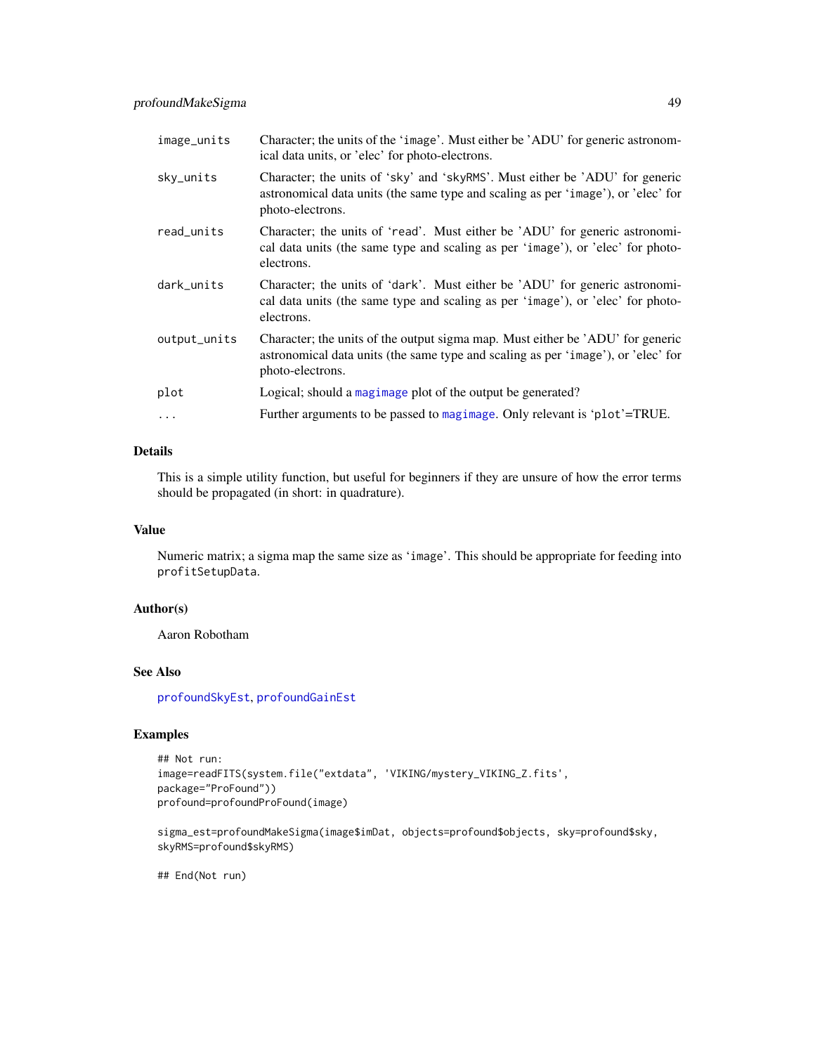| | |
|---|---|
| image_units | Character; the units of the 'image'. Must either be 'ADU' for generic astronomical data units, or 'elec' for photo-electrons. |
| sky_units | Character; the units of 'sky' and 'skyRMS'. Must either be 'ADU' for generic astronomical data units (the same type and scaling as per 'image'), or 'elec' for photo-electrons. |
| read_units | Character; the units of 'read'. Must either be 'ADU' for generic astronomical data units (the same type and scaling as per 'image'), or 'elec' for photo-electrons. |
| dark_units | Character; the units of 'dark'. Must either be 'ADU' for generic astronomical data units (the same type and scaling as per 'image'), or 'elec' for photo-electrons. |
| output_units | Character; the units of the output sigma map. Must either be 'ADU' for generic astronomical data units (the same type and scaling as per 'image'), or 'elec' for photo-electrons. |
| plot | Logical; should a magimage plot of the output be generated? |
| ... | Further arguments to be passed to magimage. Only relevant is 'plot'=TRUE. |

### Details

This is a simple utility function, but useful for beginners if they are unsure of how the error terms should be propagated (in short: in quadrature).

### Value

Numeric matrix; a sigma map the same size as 'image'. This should be appropriate for feeding into profitSetupData.

### Author(s)

Aaron Robotham

### See Also

profoundSkyEst, profoundGainEst

### Examples

```
## Not run:
image=readFITS(system.file("extdata", 'VIKING/mystery_VIKING_Z.fits',
package="ProFound"))
profound=profoundProFound(image)

sigma_est=profoundMakeSigma(image$imDat, objects=profound$objects, sky=profound$sky,
skyRMS=profound$skyRMS)

## End(Not run)
```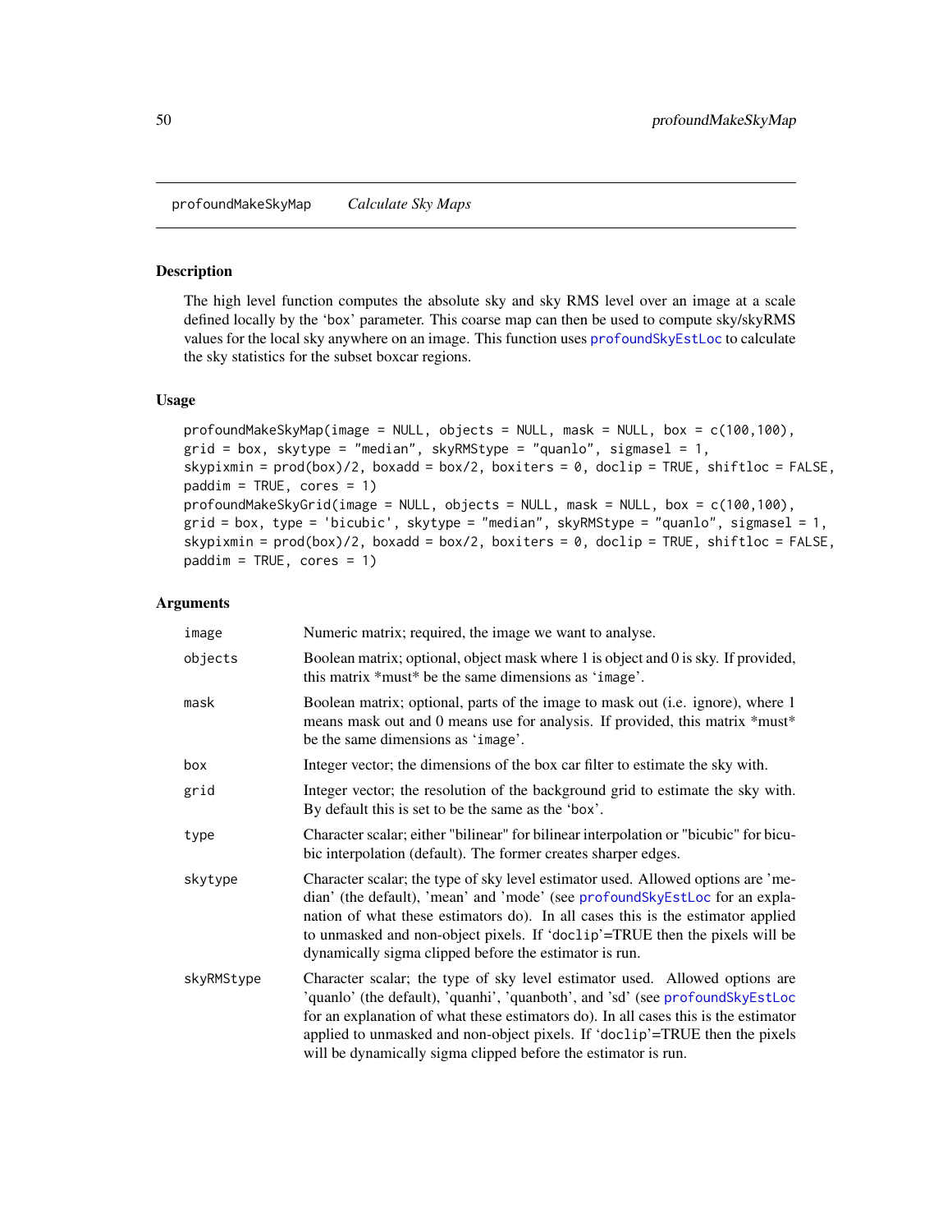profoundMakeSkyMap *Calculate Sky Maps*

## Description

The high level function computes the absolute sky and sky RMS level over an image at a scale defined locally by the 'box' parameter. This coarse map can then be used to compute sky/skyRMS values for the local sky anywhere on an image. This function uses profoundSkyEstLoc to calculate the sky statistics for the subset boxcar regions.

## Usage

```
profoundMakeSkyMap(image = NULL, objects = NULL, mask = NULL, box = c(100,100),
grid = box, skytype = "median", skyRMStype = "quanlo", sigmasel = 1,
skypixmin = prod(box)/2, boxadd = box/2, boxiters = 0, doclip = TRUE, shiftloc = FALSE,
paddim = TRUE, cores = 1)
profoundMakeSkyGrid(image = NULL, objects = NULL, mask = NULL, box = c(100,100),
grid = box, type = 'bicubic', skytype = "median", skyRMStype = "quanlo", sigmasel = 1,
skypixmin = prod(box)/2, boxadd = box/2, boxiters = 0, doclip = TRUE, shiftloc = FALSE,
paddim = TRUE, cores = 1)
```

## Arguments

| | |
|---|---|
| image | Numeric matrix; required, the image we want to analyse. |
| objects | Boolean matrix; optional, object mask where 1 is object and 0 is sky. If provided, this matrix *must* be the same dimensions as 'image'. |
| mask | Boolean matrix; optional, parts of the image to mask out (i.e. ignore), where 1 means mask out and 0 means use for analysis. If provided, this matrix *must* be the same dimensions as 'image'. |
| box | Integer vector; the dimensions of the box car filter to estimate the sky with. |
| grid | Integer vector; the resolution of the background grid to estimate the sky with. By default this is set to be the same as the 'box'. |
| type | Character scalar; either "bilinear" for bilinear interpolation or "bicubic" for bicubic interpolation (default). The former creates sharper edges. |
| skytype | Character scalar; the type of sky level estimator used. Allowed options are 'median' (the default), 'mean' and 'mode' (see profoundSkyEstLoc for an explanation of what these estimators do). In all cases this is the estimator applied to unmasked and non-object pixels. If 'doclip'=TRUE then the pixels will be dynamically sigma clipped before the estimator is run. |
| skyRMStype | Character scalar; the type of sky level estimator used. Allowed options are 'quanlo' (the default), 'quanhi', 'quanboth', and 'sd' (see profoundSkyEstLoc for an explanation of what these estimators do). In all cases this is the estimator applied to unmasked and non-object pixels. If 'doclip'=TRUE then the pixels will be dynamically sigma clipped before the estimator is run. |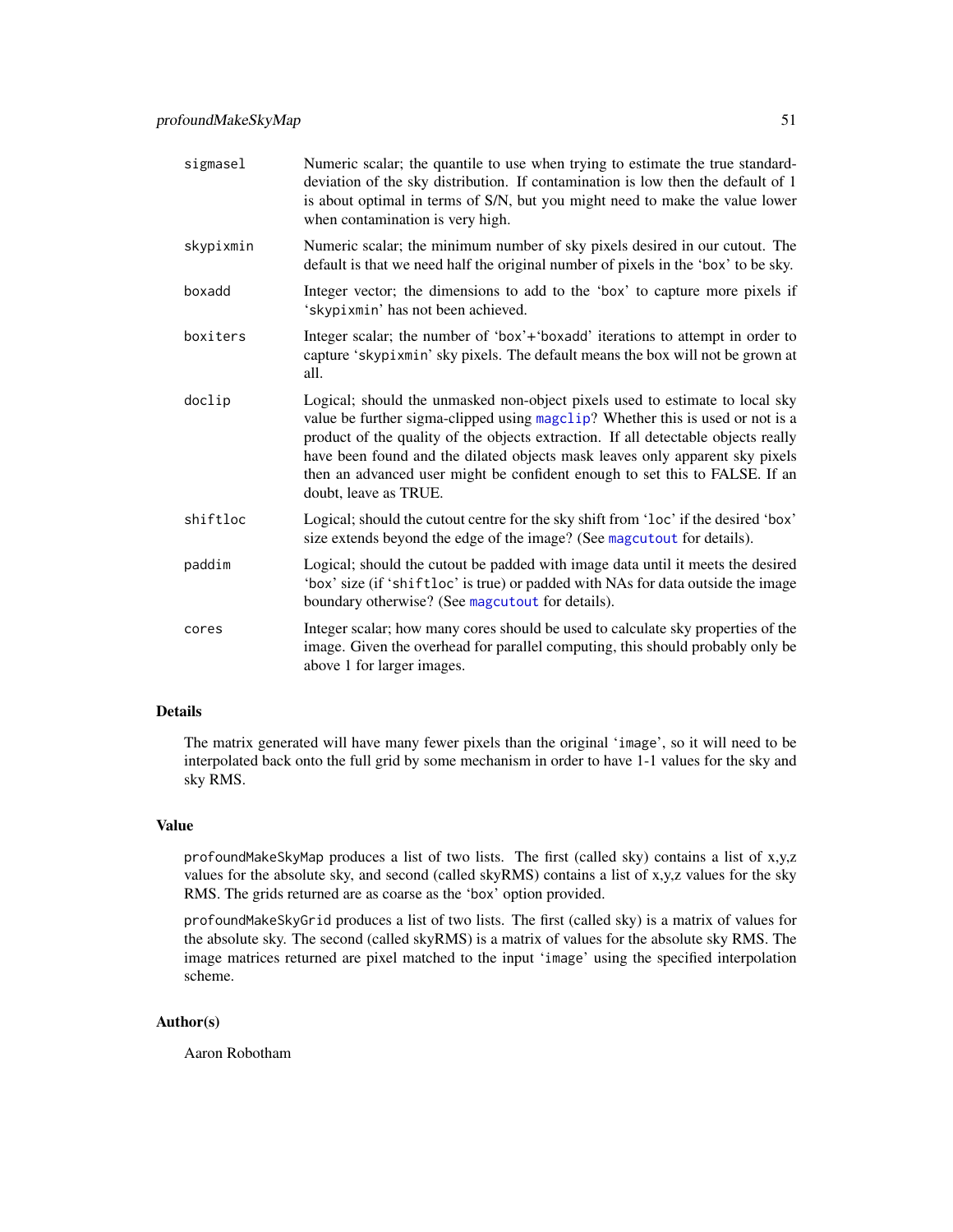| | |
|---|---|
| `sigmasel` | Numeric scalar; the quantile to use when trying to estimate the true standard-deviation of the sky distribution. If contamination is low then the default of 1 is about optimal in terms of S/N, but you might need to make the value lower when contamination is very high. |
| `skypixmin` | Numeric scalar; the minimum number of sky pixels desired in our cutout. The default is that we need half the original number of pixels in the 'box' to be sky. |
| `boxadd` | Integer vector; the dimensions to add to the 'box' to capture more pixels if 'skypixmin' has not been achieved. |
| `boxiters` | Integer scalar; the number of 'box'+'boxadd' iterations to attempt in order to capture 'skypixmin' sky pixels. The default means the box will not be grown at all. |
| `doclip` | Logical; should the unmasked non-object pixels used to estimate to local sky value be further sigma-clipped using `magclip`? Whether this is used or not is a product of the quality of the objects extraction. If all detectable objects really have been found and the dilated objects mask leaves only apparent sky pixels then an advanced user might be confident enough to set this to FALSE. If an doubt, leave as TRUE. |
| `shiftloc` | Logical; should the cutout centre for the sky shift from 'loc' if the desired 'box' size extends beyond the edge of the image? (See `magcutout` for details). |
| `paddim` | Logical; should the cutout be padded with image data until it meets the desired 'box' size (if 'shiftloc' is true) or padded with NAs for data outside the image boundary otherwise? (See `magcutout` for details). |
| `cores` | Integer scalar; how many cores should be used to calculate sky properties of the image. Given the overhead for parallel computing, this should probably only be above 1 for larger images. |

## Details

The matrix generated will have many fewer pixels than the original 'image', so it will need to be interpolated back onto the full grid by some mechanism in order to have 1-1 values for the sky and sky RMS.

## Value

profoundMakeSkyMap produces a list of two lists. The first (called sky) contains a list of x,y,z values for the absolute sky, and second (called skyRMS) contains a list of x,y,z values for the sky RMS. The grids returned are as coarse as the 'box' option provided.

profoundMakeSkyGrid produces a list of two lists. The first (called sky) is a matrix of values for the absolute sky. The second (called skyRMS) is a matrix of values for the absolute sky RMS. The image matrices returned are pixel matched to the input 'image' using the specified interpolation scheme.

## Author(s)

Aaron Robotham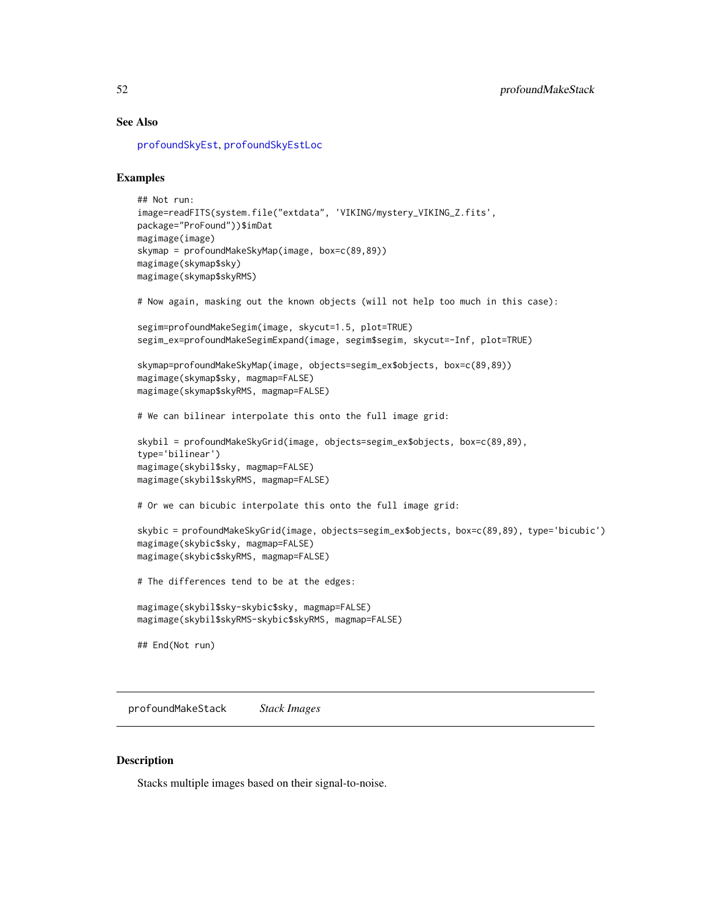## See Also

profoundSkyEst, profoundSkyEstLoc

## Examples

```
## Not run:
image=readFITS(system.file("extdata", 'VIKING/mystery_VIKING_Z.fits',
package="ProFound"))$imDat
magimage(image)
skymap = profoundMakeSkyMap(image, box=c(89,89))
magimage(skymap$sky)
magimage(skymap$skyRMS)

# Now again, masking out the known objects (will not help too much in this case):

segim=profoundMakeSegim(image, skycut=1.5, plot=TRUE)
segim_ex=profoundMakeSegimExpand(image, segim$segim, skycut=-Inf, plot=TRUE)

skymap=profoundMakeSkyMap(image, objects=segim_ex$objects, box=c(89,89))
magimage(skymap$sky, magmap=FALSE)
magimage(skymap$skyRMS, magmap=FALSE)

# We can bilinear interpolate this onto the full image grid:

skybil = profoundMakeSkyGrid(image, objects=segim_ex$objects, box=c(89,89),
type='bilinear')
magimage(skybil$sky, magmap=FALSE)
magimage(skybil$skyRMS, magmap=FALSE)

# Or we can bicubic interpolate this onto the full image grid:

skybic = profoundMakeSkyGrid(image, objects=segim_ex$objects, box=c(89,89), type='bicubic')
magimage(skybic$sky, magmap=FALSE)
magimage(skybic$skyRMS, magmap=FALSE)

# The differences tend to be at the edges:

magimage(skybil$sky-skybic$sky, magmap=FALSE)
magimage(skybil$skyRMS-skybic$skyRMS, magmap=FALSE)

## End(Not run)
```

---

# profoundMakeStack *Stack Images*

---

## Description

Stacks multiple images based on their signal-to-noise.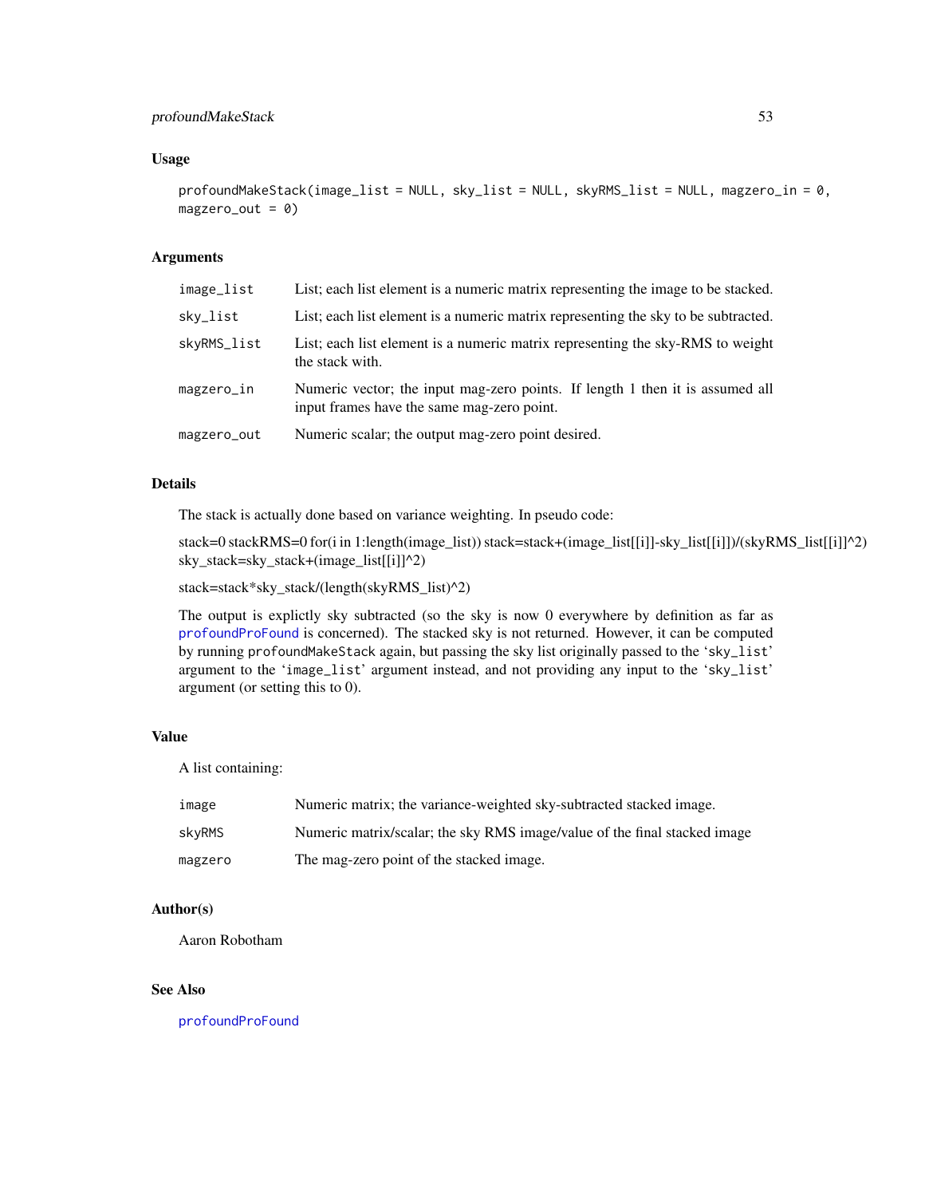### Usage

```
profoundMakeStack(image_list = NULL, sky_list = NULL, skyRMS_list = NULL, magzero_in = 0,
magzero_out = 0)
```

### Arguments

| | |
|---|---|
| image_list | List; each list element is a numeric matrix representing the image to be stacked. |
| sky_list | List; each list element is a numeric matrix representing the sky to be subtracted. |
| skyRMS_list | List; each list element is a numeric matrix representing the sky-RMS to weight the stack with. |
| magzero_in | Numeric vector; the input mag-zero points. If length 1 then it is assumed all input frames have the same mag-zero point. |
| magzero_out | Numeric scalar; the output mag-zero point desired. |

### Details

The stack is actually done based on variance weighting. In pseudo code:

stack=0 stackRMS=0 for(i in 1:length(image_list)) stack=stack+(image_list[[i]]-sky_list[[i]])/(skyRMS_list[[i]]^2) sky_stack=sky_stack+(image_list[[i]]^2)

stack=stack*sky_stack/(length(skyRMS_list)^2)

The output is explictly sky subtracted (so the sky is now 0 everywhere by definition as far as profoundProFound is concerned). The stacked sky is not returned. However, it can be computed by running profoundMakeStack again, but passing the sky list originally passed to the 'sky_list' argument to the 'image_list' argument instead, and not providing any input to the 'sky_list' argument (or setting this to 0).

### Value

A list containing:

| | |
|---|---|
| image | Numeric matrix; the variance-weighted sky-subtracted stacked image. |
| skyRMS | Numeric matrix/scalar; the sky RMS image/value of the final stacked image |
| magzero | The mag-zero point of the stacked image. |

### Author(s)

Aaron Robotham

### See Also

profoundProFound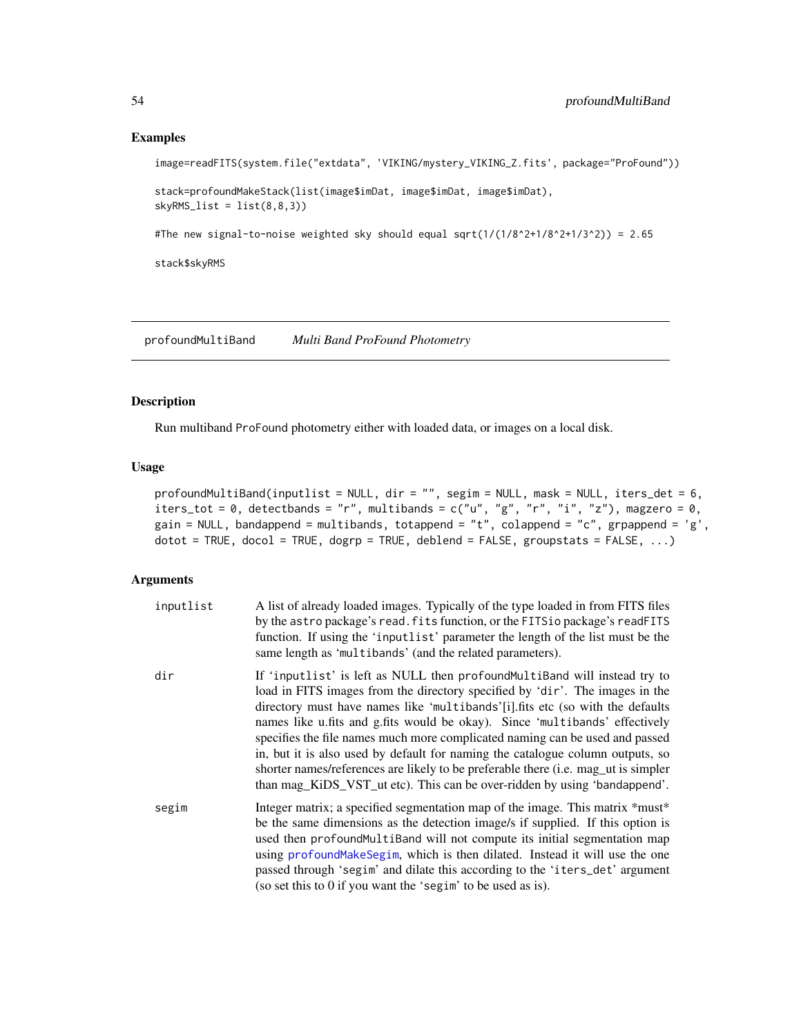## Examples

```
image=readFITS(system.file("extdata", 'VIKING/mystery_VIKING_Z.fits', package="ProFound"))

stack=profoundMakeStack(list(image$imDat, image$imDat, image$imDat),
skyRMS_list = list(8,8,3))

#The new signal-to-noise weighted sky should equal sqrt(1/(1/8^2+1/8^2+1/3^2)) = 2.65

stack$skyRMS
```

---

# profoundMultiBand *Multi Band ProFound Photometry*

## Description

Run multiband ProFound photometry either with loaded data, or images on a local disk.

## Usage

```
profoundMultiBand(inputlist = NULL, dir = "", segim = NULL, mask = NULL, iters_det = 6,
iters_tot = 0, detectbands = "r", multibands = c("u", "g", "r", "i", "z"), magzero = 0,
gain = NULL, bandappend = multibands, totappend = "t", colappend = "c", grpappend = 'g',
dotot = TRUE, docol = TRUE, dogrp = TRUE, deblend = FALSE, groupstats = FALSE, ...)
```

## Arguments

| | |
|---|---|
| inputlist | A list of already loaded images. Typically of the type loaded in from FITS files by the astro package's read.fits function, or the FITSio package's readFITS function. If using the 'inputlist' parameter the length of the list must be the same length as 'multibands' (and the related parameters). |
| dir | If 'inputlist' is left as NULL then profoundMultiBand will instead try to load in FITS images from the directory specified by 'dir'. The images in the directory must have names like 'multibands'[i].fits etc (so with the defaults names like u.fits and g.fits would be okay). Since 'multibands' effectively specifies the file names much more complicated naming can be used and passed in, but it is also used by default for naming the catalogue column outputs, so shorter names/references are likely to be preferable there (i.e. mag_ut is simpler than mag_KiDS_VST_ut etc). This can be over-ridden by using 'bandappend'. |
| segim | Integer matrix; a specified segmentation map of the image. This matrix *must* be the same dimensions as the detection image/s if supplied. If this option is used then profoundMultiBand will not compute its initial segmentation map using profoundMakeSegim, which is then dilated. Instead it will use the one passed through 'segim' and dilate this according to the 'iters_det' argument (so set this to 0 if you want the 'segim' to be used as is). |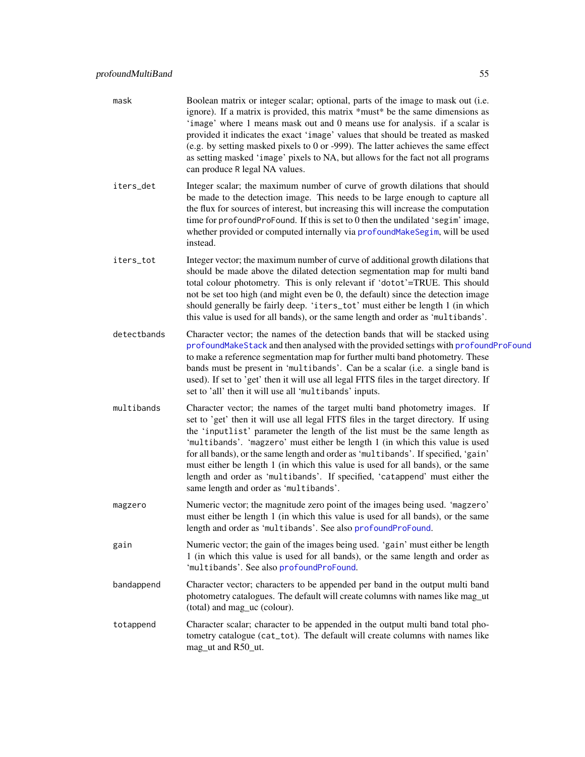**mask** Boolean matrix or integer scalar; optional, parts of the image to mask out (i.e. ignore). If a matrix is provided, this matrix *must* be the same dimensions as 'image' where 1 means mask out and 0 means use for analysis. if a scalar is provided it indicates the exact 'image' values that should be treated as masked (e.g. by setting masked pixels to 0 or -999). The latter achieves the same effect as setting masked 'image' pixels to NA, but allows for the fact not all programs can produce R legal NA values.

**iters_det** Integer scalar; the maximum number of curve of growth dilations that should be made to the detection image. This needs to be large enough to capture all the flux for sources of interest, but increasing this will increase the computation time for profoundProFound. If this is set to 0 then the undilated 'segim' image, whether provided or computed internally via profoundMakeSegim, will be used instead.

**iters_tot** Integer vector; the maximum number of curve of additional growth dilations that should be made above the dilated detection segmentation map for multi band total colour photometry. This is only relevant if 'dotot'=TRUE. This should not be set too high (and might even be 0, the default) since the detection image should generally be fairly deep. 'iters_tot' must either be length 1 (in which this value is used for all bands), or the same length and order as 'multibands'.

**detectbands** Character vector; the names of the detection bands that will be stacked using profoundMakeStack and then analysed with the provided settings with profoundProFound to make a reference segmentation map for further multi band photometry. These bands must be present in 'multibands'. Can be a scalar (i.e. a single band is used). If set to 'get' then it will use all legal FITS files in the target directory. If set to 'all' then it will use all 'multibands' inputs.

**multibands** Character vector; the names of the target multi band photometry images. If set to 'get' then it will use all legal FITS files in the target directory. If using the 'inputlist' parameter the length of the list must be the same length as 'multibands'. 'magzero' must either be length 1 (in which this value is used for all bands), or the same length and order as 'multibands'. If specified, 'gain' must either be length 1 (in which this value is used for all bands), or the same length and order as 'multibands'. If specified, 'catappend' must either the same length and order as 'multibands'.

**magzero** Numeric vector; the magnitude zero point of the images being used. 'magzero' must either be length 1 (in which this value is used for all bands), or the same length and order as 'multibands'. See also profoundProFound.

**gain** Numeric vector; the gain of the images being used. 'gain' must either be length 1 (in which this value is used for all bands), or the same length and order as 'multibands'. See also profoundProFound.

**bandappend** Character vector; characters to be appended per band in the output multi band photometry catalogues. The default will create columns with names like mag_ut (total) and mag_uc (colour).

**totappend** Character scalar; character to be appended in the output multi band total photometry catalogue (cat_tot). The default will create columns with names like mag_ut and R50_ut.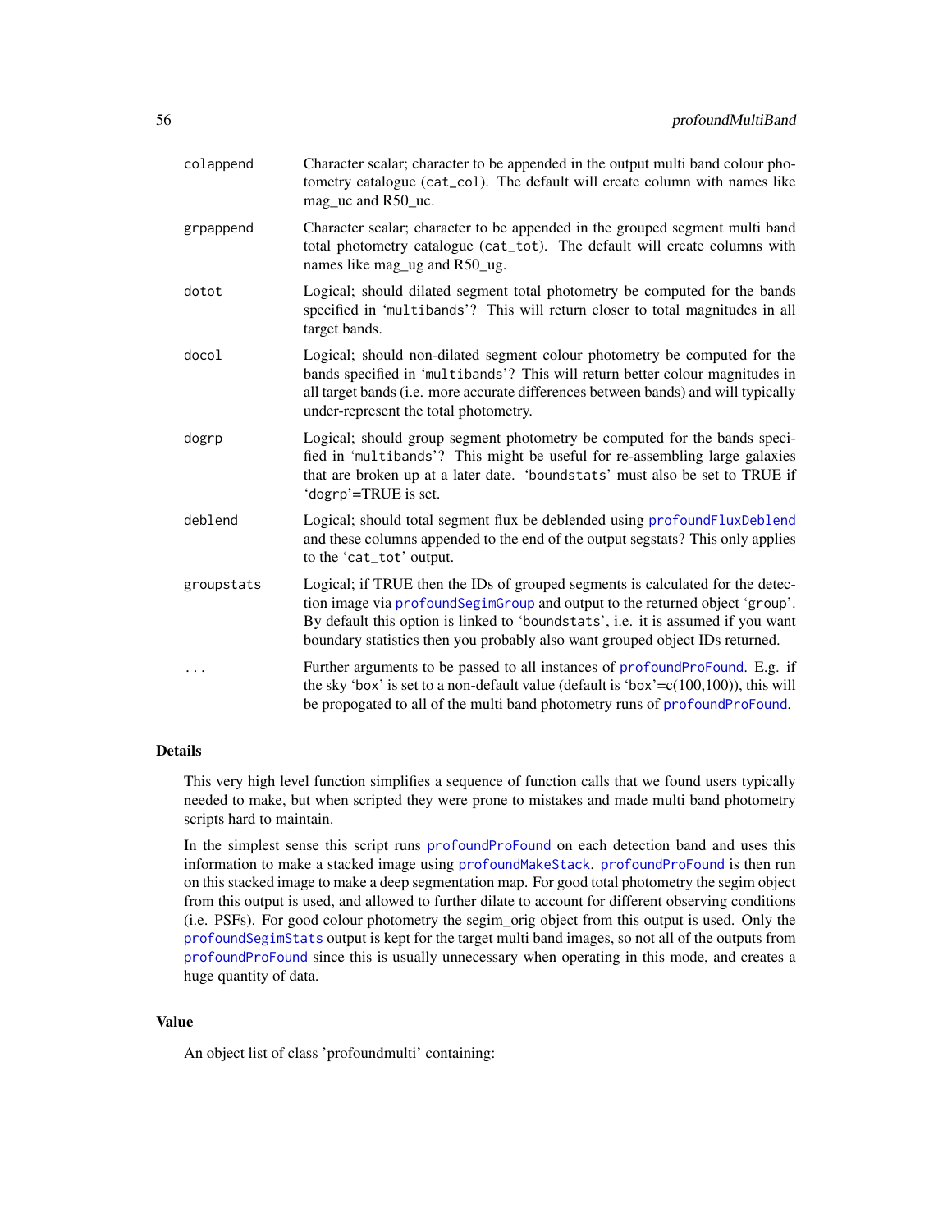| | |
|---|---|
| colappend | Character scalar; character to be appended in the output multi band colour photometry catalogue (cat_col). The default will create column with names like mag_uc and R50_uc. |
| grpappend | Character scalar; character to be appended in the grouped segment multi band total photometry catalogue (cat_tot). The default will create columns with names like mag_ug and R50_ug. |
| dotot | Logical; should dilated segment total photometry be computed for the bands specified in 'multibands'? This will return closer to total magnitudes in all target bands. |
| docol | Logical; should non-dilated segment colour photometry be computed for the bands specified in 'multibands'? This will return better colour magnitudes in all target bands (i.e. more accurate differences between bands) and will typically under-represent the total photometry. |
| dogrp | Logical; should group segment photometry be computed for the bands specified in 'multibands'? This might be useful for re-assembling large galaxies that are broken up at a later date. 'boundstats' must also be set to TRUE if 'dogrp'=TRUE is set. |
| deblend | Logical; should total segment flux be deblended using profoundFluxDeblend and these columns appended to the end of the output segstats? This only applies to the 'cat_tot' output. |
| groupstats | Logical; if TRUE then the IDs of grouped segments is calculated for the detection image via profoundSegimGroup and output to the returned object 'group'. By default this option is linked to 'boundstats', i.e. it is assumed if you want boundary statistics then you probably also want grouped object IDs returned. |
| ... | Further arguments to be passed to all instances of profoundProFound. E.g. if the sky 'box' is set to a non-default value (default is 'box'=c(100,100)), this will be propogated to all of the multi band photometry runs of profoundProFound. |

## Details

This very high level function simplifies a sequence of function calls that we found users typically needed to make, but when scripted they were prone to mistakes and made multi band photometry scripts hard to maintain.

In the simplest sense this script runs profoundProFound on each detection band and uses this information to make a stacked image using profoundMakeStack. profoundProFound is then run on this stacked image to make a deep segmentation map. For good total photometry the segim object from this output is used, and allowed to further dilate to account for different observing conditions (i.e. PSFs). For good colour photometry the segim_orig object from this output is used. Only the profoundSegimStats output is kept for the target multi band images, so not all of the outputs from profoundProFound since this is usually unnecessary when operating in this mode, and creates a huge quantity of data.

## Value

An object list of class 'profoundmulti' containing: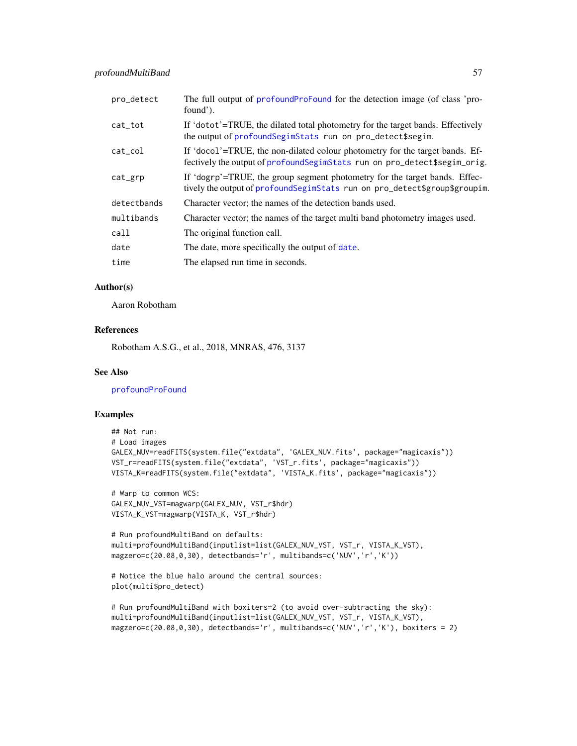| | |
|---|---|
| pro_detect | The full output of profoundProFound for the detection image (of class 'profound'). |
| cat_tot | If 'dotot'=TRUE, the dilated total photometry for the target bands. Effectively the output of profoundSegimStats run on pro_detect$segim. |
| cat_col | If 'docol'=TRUE, the non-dilated colour photometry for the target bands. Effectively the output of profoundSegimStats run on pro_detect$segim_orig. |
| cat_grp | If 'dogrp'=TRUE, the group segment photometry for the target bands. Effectively the output of profoundSegimStats run on pro_detect$group$groupim. |
| detectbands | Character vector; the names of the detection bands used. |
| multibands | Character vector; the names of the target multi band photometry images used. |
| call | The original function call. |
| date | The date, more specifically the output of date. |
| time | The elapsed run time in seconds. |

## Author(s)

Aaron Robotham

## References

Robotham A.S.G., et al., 2018, MNRAS, 476, 3137

## See Also

profoundProFound

## Examples

```
## Not run:
# Load images
GALEX_NUV=readFITS(system.file("extdata", 'GALEX_NUV.fits', package="magicaxis"))
VST_r=readFITS(system.file("extdata", 'VST_r.fits', package="magicaxis"))
VISTA_K=readFITS(system.file("extdata", 'VISTA_K.fits', package="magicaxis"))

# Warp to common WCS:
GALEX_NUV_VST=magwarp(GALEX_NUV, VST_r$hdr)
VISTA_K_VST=magwarp(VISTA_K, VST_r$hdr)

# Run profoundMultiBand on defaults:
multi=profoundMultiBand(inputlist=list(GALEX_NUV_VST, VST_r, VISTA_K_VST),
magzero=c(20.08,0,30), detectbands='r', multibands=c('NUV','r','K'))

# Notice the blue halo around the central sources:
plot(multi$pro_detect)

# Run profoundMultiBand with boxiters=2 (to avoid over-subtracting the sky):
multi=profoundMultiBand(inputlist=list(GALEX_NUV_VST, VST_r, VISTA_K_VST),
magzero=c(20.08,0,30), detectbands='r', multibands=c('NUV','r','K'), boxiters = 2)
```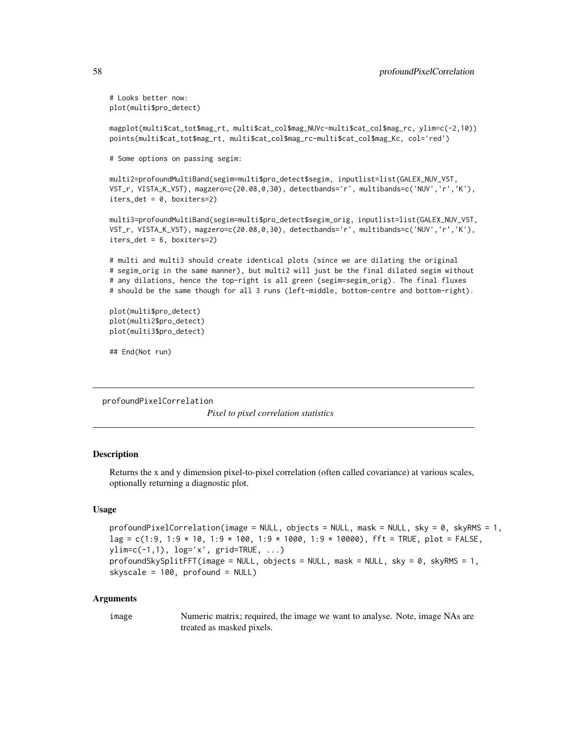```
# Looks better now:
plot(multi$pro_detect)

magplot(multi$cat_tot$mag_rt, multi$cat_col$mag_NUVc-multi$cat_col$mag_rc, ylim=c(-2,10))
points(multi$cat_tot$mag_rt, multi$cat_col$mag_rc-multi$cat_col$mag_Kc, col='red')

# Some options on passing segim:

multi2=profoundMultiBand(segim=multi$pro_detect$segim, inputlist=list(GALEX_NUV_VST,
VST_r, VISTA_K_VST), magzero=c(20.08,0,30), detectbands='r', multibands=c('NUV','r','K'),
iters_det = 0, boxiters=2)

multi3=profoundMultiBand(segim=multi$pro_detect$segim_orig, inputlist=list(GALEX_NUV_VST,
VST_r, VISTA_K_VST), magzero=c(20.08,0,30), detectbands='r', multibands=c('NUV','r','K'),
iters_det = 6, boxiters=2)

# multi and multi3 should create identical plots (since we are dilating the original
# segim_orig in the same manner), but multi2 will just be the final dilated segim without
# any dilations, hence the top-right is all green (segim=segim_orig). The final fluxes
# should be the same though for all 3 runs (left-middle, bottom-centre and bottom-right).

plot(multi$pro_detect)
plot(multi2$pro_detect)
plot(multi3$pro_detect)

## End(Not run)
```

---

## profoundPixelCorrelation

*Pixel to pixel correlation statistics*

---

### Description

Returns the x and y dimension pixel-to-pixel correlation (often called covariance) at various scales, optionally returning a diagnostic plot.

### Usage

```
profoundPixelCorrelation(image = NULL, objects = NULL, mask = NULL, sky = 0, skyRMS = 1,
lag = c(1:9, 1:9 * 10, 1:9 * 100, 1:9 * 1000, 1:9 * 10000), fft = TRUE, plot = FALSE,
ylim=c(-1,1), log='x', grid=TRUE, ...)
profoundSkySplitFFT(image = NULL, objects = NULL, mask = NULL, sky = 0, skyRMS = 1,
skyscale = 100, profound = NULL)
```

### Arguments

| | |
|---|---|
| image | Numeric matrix; required, the image we want to analyse. Note, image NAs are treated as masked pixels. |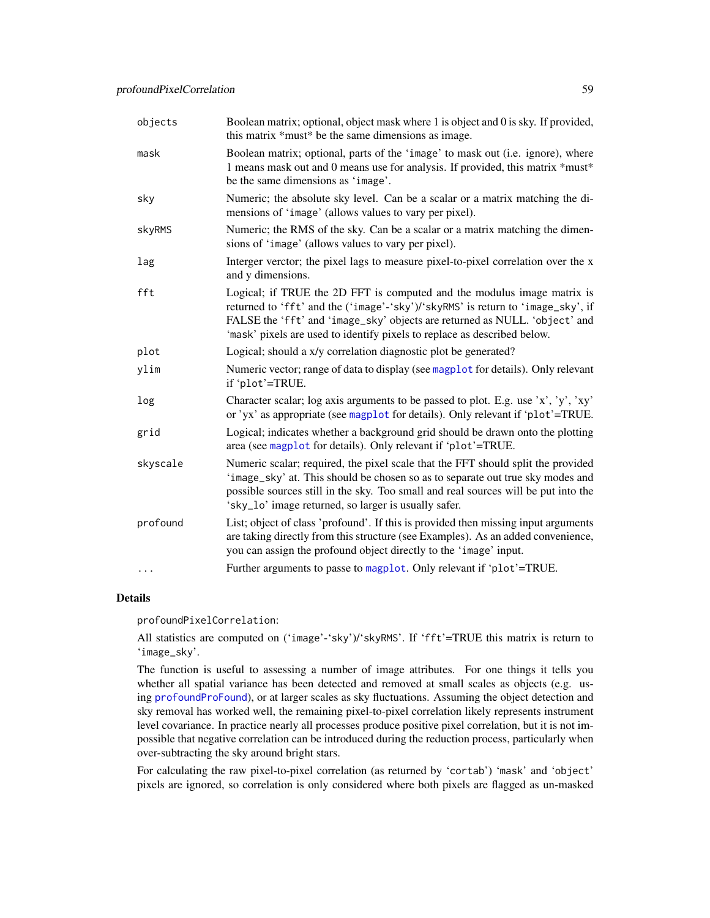| | |
|---|---|
| objects | Boolean matrix; optional, object mask where 1 is object and 0 is sky. If provided, this matrix *must* be the same dimensions as image. |
| mask | Boolean matrix; optional, parts of the 'image' to mask out (i.e. ignore), where 1 means mask out and 0 means use for analysis. If provided, this matrix *must* be the same dimensions as 'image'. |
| sky | Numeric; the absolute sky level. Can be a scalar or a matrix matching the dimensions of 'image' (allows values to vary per pixel). |
| skyRMS | Numeric; the RMS of the sky. Can be a scalar or a matrix matching the dimensions of 'image' (allows values to vary per pixel). |
| lag | Interger verctor; the pixel lags to measure pixel-to-pixel correlation over the x and y dimensions. |
| fft | Logical; if TRUE the 2D FFT is computed and the modulus image matrix is returned to 'fft' and the ('image'-'sky')/'skyRMS' is return to 'image_sky', if FALSE the 'fft' and 'image_sky' objects are returned as NULL. 'object' and 'mask' pixels are used to identify pixels to replace as described below. |
| plot | Logical; should a x/y correlation diagnostic plot be generated? |
| ylim | Numeric vector; range of data to display (see magplot for details). Only relevant if 'plot'=TRUE. |
| log | Character scalar; log axis arguments to be passed to plot. E.g. use 'x', 'y', 'xy' or 'yx' as appropriate (see magplot for details). Only relevant if 'plot'=TRUE. |
| grid | Logical; indicates whether a background grid should be drawn onto the plotting area (see magplot for details). Only relevant if 'plot'=TRUE. |
| skyscale | Numeric scalar; required, the pixel scale that the FFT should split the provided 'image_sky' at. This should be chosen so as to separate out true sky modes and possible sources still in the sky. Too small and real sources will be put into the 'sky_lo' image returned, so larger is usually safer. |
| profound | List; object of class 'profound'. If this is provided then missing input arguments are taking directly from this structure (see Examples). As an added convenience, you can assign the profound object directly to the 'image' input. |
| ... | Further arguments to passe to magplot. Only relevant if 'plot'=TRUE. |

## Details

profoundPixelCorrelation:

All statistics are computed on ('image'-'sky')/'skyRMS'. If 'fft'=TRUE this matrix is return to 'image_sky'.

The function is useful to assessing a number of image attributes. For one things it tells you whether all spatial variance has been detected and removed at small scales as objects (e.g. using profoundProFound), or at larger scales as sky fluctuations. Assuming the object detection and sky removal has worked well, the remaining pixel-to-pixel correlation likely represents instrument level covariance. In practice nearly all processes produce positive pixel correlation, but it is not impossible that negative correlation can be introduced during the reduction process, particularly when over-subtracting the sky around bright stars.

For calculating the raw pixel-to-pixel correlation (as returned by 'cortab') 'mask' and 'object' pixels are ignored, so correlation is only considered where both pixels are flagged as un-masked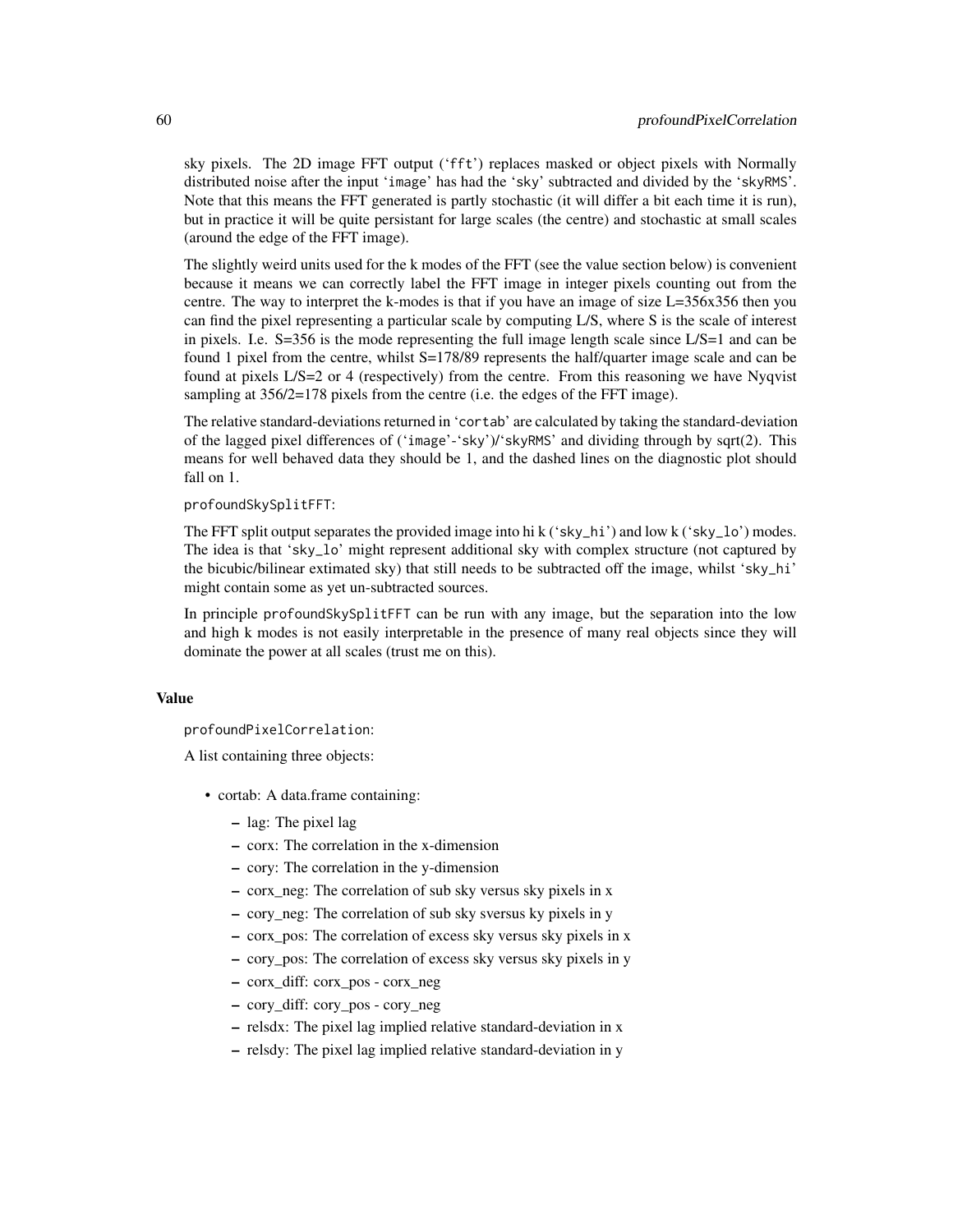sky pixels. The 2D image FFT output (`fft`) replaces masked or object pixels with Normally distributed noise after the input `image` has had the `sky` subtracted and divided by the `skyRMS`. Note that this means the FFT generated is partly stochastic (it will differ a bit each time it is run), but in practice it will be quite persistant for large scales (the centre) and stochastic at small scales (around the edge of the FFT image).

The slightly weird units used for the k modes of the FFT (see the value section below) is convenient because it means we can correctly label the FFT image in integer pixels counting out from the centre. The way to interpret the k-modes is that if you have an image of size L=356x356 then you can find the pixel representing a particular scale by computing L/S, where S is the scale of interest in pixels. I.e. S=356 is the mode representing the full image length scale since L/S=1 and can be found 1 pixel from the centre, whilst S=178/89 represents the half/quarter image scale and can be found at pixels L/S=2 or 4 (respectively) from the centre. From this reasoning we have Nyqvist sampling at 356/2=178 pixels from the centre (i.e. the edges of the FFT image).

The relative standard-deviations returned in `cortab` are calculated by taking the standard-deviation of the lagged pixel differences of (`image`-`sky`)/`skyRMS` and dividing through by sqrt(2). This means for well behaved data they should be 1, and the dashed lines on the diagnostic plot should fall on 1.

`profoundSkySplitFFT`:

The FFT split output separates the provided image into hi k (`sky_hi`) and low k (`sky_lo`) modes. The idea is that `sky_lo` might represent additional sky with complex structure (not captured by the bicubic/bilinear extimated sky) that still needs to be subtracted off the image, whilst `sky_hi` might contain some as yet un-subtracted sources.

In principle `profoundSkySplitFFT` can be run with any image, but the separation into the low and high k modes is not easily interpretable in the presence of many real objects since they will dominate the power at all scales (trust me on this).

## Value

`profoundPixelCorrelation`:

A list containing three objects:

- cortab: A data.frame containing:
  - lag: The pixel lag
  - corx: The correlation in the x-dimension
  - cory: The correlation in the y-dimension
  - corx_neg: The correlation of sub sky versus sky pixels in x
  - cory_neg: The correlation of sub sky sversus ky pixels in y
  - corx_pos: The correlation of excess sky versus sky pixels in x
  - cory_pos: The correlation of excess sky versus sky pixels in y
  - corx_diff: corx_pos - corx_neg
  - cory_diff: cory_pos - cory_neg
  - relsdx: The pixel lag implied relative standard-deviation in x
  - relsdy: The pixel lag implied relative standard-deviation in y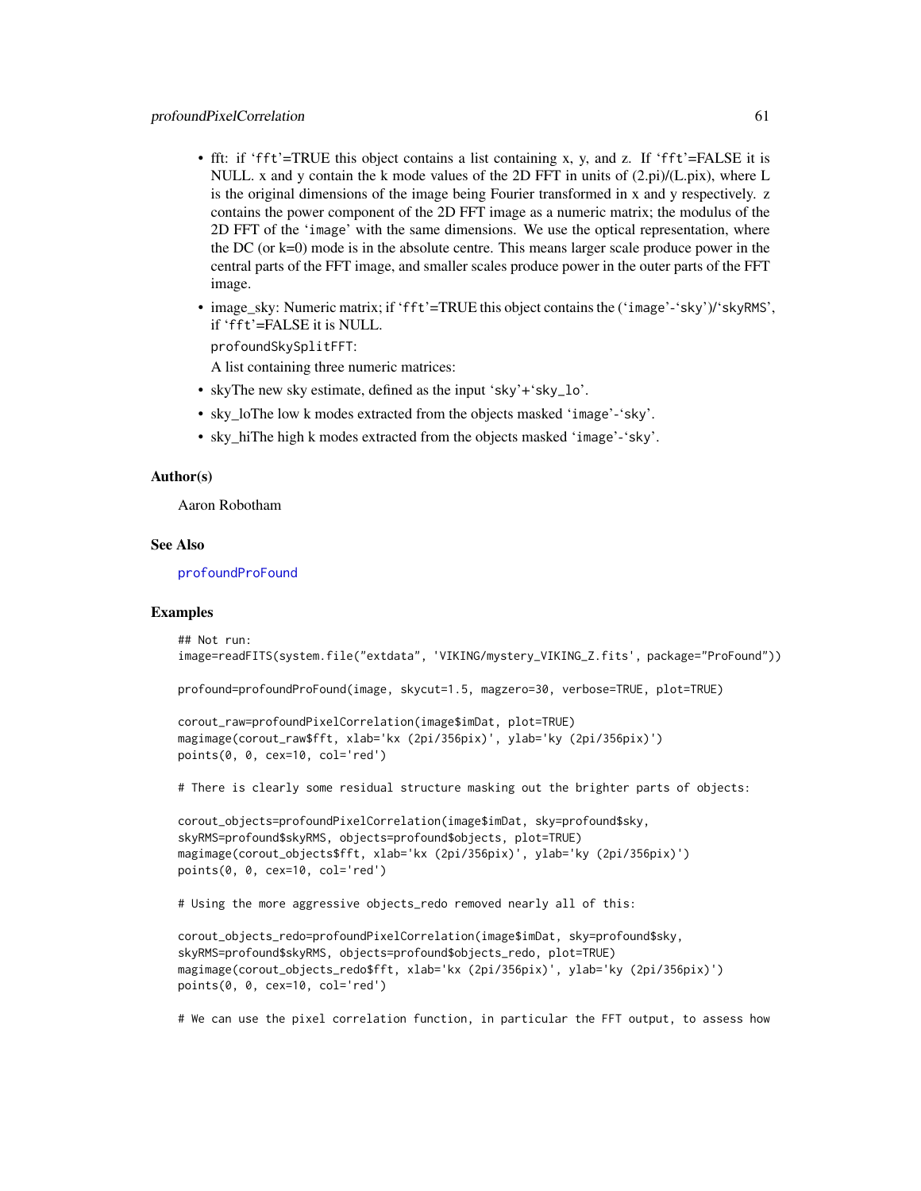- fft: if 'fft'=TRUE this object contains a list containing x, y, and z. If 'fft'=FALSE it is NULL. x and y contain the k mode values of the 2D FFT in units of (2.pi)/(L.pix), where L is the original dimensions of the image being Fourier transformed in x and y respectively. z contains the power component of the 2D FFT image as a numeric matrix; the modulus of the 2D FFT of the 'image' with the same dimensions. We use the optical representation, where the DC (or k=0) mode is in the absolute centre. This means larger scale produce power in the central parts of the FFT image, and smaller scales produce power in the outer parts of the FFT image.
- image_sky: Numeric matrix; if 'fft'=TRUE this object contains the ('image'-'sky')/'skyRMS', if 'fft'=FALSE it is NULL.

  profoundSkySplitFFT:

  A list containing three numeric matrices:
- skyThe new sky estimate, defined as the input 'sky'+'sky_lo'.
- sky_loThe low k modes extracted from the objects masked 'image'-'sky'.
- sky_hiThe high k modes extracted from the objects masked 'image'-'sky'.

### Author(s)

Aaron Robotham

### See Also

profoundProFound

### Examples

```
## Not run:
image=readFITS(system.file("extdata", 'VIKING/mystery_VIKING_Z.fits', package="ProFound"))

profound=profoundProFound(image, skycut=1.5, magzero=30, verbose=TRUE, plot=TRUE)

corout_raw=profoundPixelCorrelation(image$imDat, plot=TRUE)
magimage(corout_raw$fft, xlab='kx (2pi/356pix)', ylab='ky (2pi/356pix)')
points(0, 0, cex=10, col='red')

# There is clearly some residual structure masking out the brighter parts of objects:

corout_objects=profoundPixelCorrelation(image$imDat, sky=profound$sky,
skyRMS=profound$skyRMS, objects=profound$objects, plot=TRUE)
magimage(corout_objects$fft, xlab='kx (2pi/356pix)', ylab='ky (2pi/356pix)')
points(0, 0, cex=10, col='red')

# Using the more aggressive objects_redo removed nearly all of this:

corout_objects_redo=profoundPixelCorrelation(image$imDat, sky=profound$sky,
skyRMS=profound$skyRMS, objects=profound$objects_redo, plot=TRUE)
magimage(corout_objects_redo$fft, xlab='kx (2pi/356pix)', ylab='ky (2pi/356pix)')
points(0, 0, cex=10, col='red')

# We can use the pixel correlation function, in particular the FFT output, to assess how
```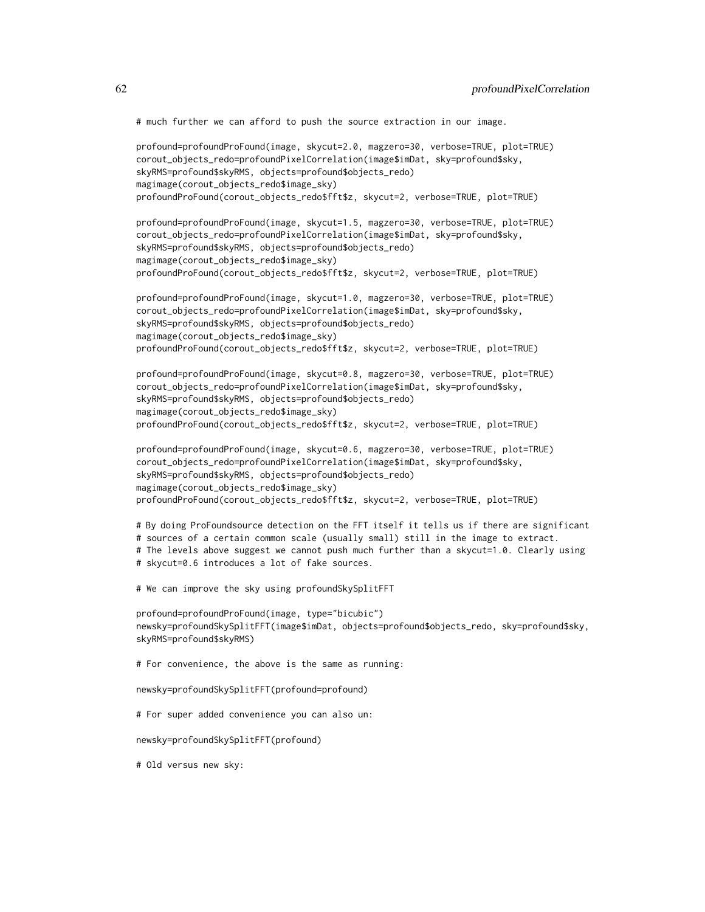```
# much further we can afford to push the source extraction in our image.

profound=profoundProFound(image, skycut=2.0, magzero=30, verbose=TRUE, plot=TRUE)
corout_objects_redo=profoundPixelCorrelation(image$imDat, sky=profound$sky,
skyRMS=profound$skyRMS, objects=profound$objects_redo)
magimage(corout_objects_redo$image_sky)
profoundProFound(corout_objects_redo$fft$z, skycut=2, verbose=TRUE, plot=TRUE)

profound=profoundProFound(image, skycut=1.5, magzero=30, verbose=TRUE, plot=TRUE)
corout_objects_redo=profoundPixelCorrelation(image$imDat, sky=profound$sky,
skyRMS=profound$skyRMS, objects=profound$objects_redo)
magimage(corout_objects_redo$image_sky)
profoundProFound(corout_objects_redo$fft$z, skycut=2, verbose=TRUE, plot=TRUE)

profound=profoundProFound(image, skycut=1.0, magzero=30, verbose=TRUE, plot=TRUE)
corout_objects_redo=profoundPixelCorrelation(image$imDat, sky=profound$sky,
skyRMS=profound$skyRMS, objects=profound$objects_redo)
magimage(corout_objects_redo$image_sky)
profoundProFound(corout_objects_redo$fft$z, skycut=2, verbose=TRUE, plot=TRUE)

profound=profoundProFound(image, skycut=0.8, magzero=30, verbose=TRUE, plot=TRUE)
corout_objects_redo=profoundPixelCorrelation(image$imDat, sky=profound$sky,
skyRMS=profound$skyRMS, objects=profound$objects_redo)
magimage(corout_objects_redo$image_sky)
profoundProFound(corout_objects_redo$fft$z, skycut=2, verbose=TRUE, plot=TRUE)

profound=profoundProFound(image, skycut=0.6, magzero=30, verbose=TRUE, plot=TRUE)
corout_objects_redo=profoundPixelCorrelation(image$imDat, sky=profound$sky,
skyRMS=profound$skyRMS, objects=profound$objects_redo)
magimage(corout_objects_redo$image_sky)
profoundProFound(corout_objects_redo$fft$z, skycut=2, verbose=TRUE, plot=TRUE)

# By doing ProFoundsource detection on the FFT itself it tells us if there are significant
# sources of a certain common scale (usually small) still in the image to extract.
# The levels above suggest we cannot push much further than a skycut=1.0. Clearly using
# skycut=0.6 introduces a lot of fake sources.

# We can improve the sky using profoundSkySplitFFT

profound=profoundProFound(image, type="bicubic")
newsky=profoundSkySplitFFT(image$imDat, objects=profound$objects_redo, sky=profound$sky,
skyRMS=profound$skyRMS)

# For convenience, the above is the same as running:

newsky=profoundSkySplitFFT(profound=profound)

# For super added convenience you can also un:

newsky=profoundSkySplitFFT(profound)

# Old versus new sky:
```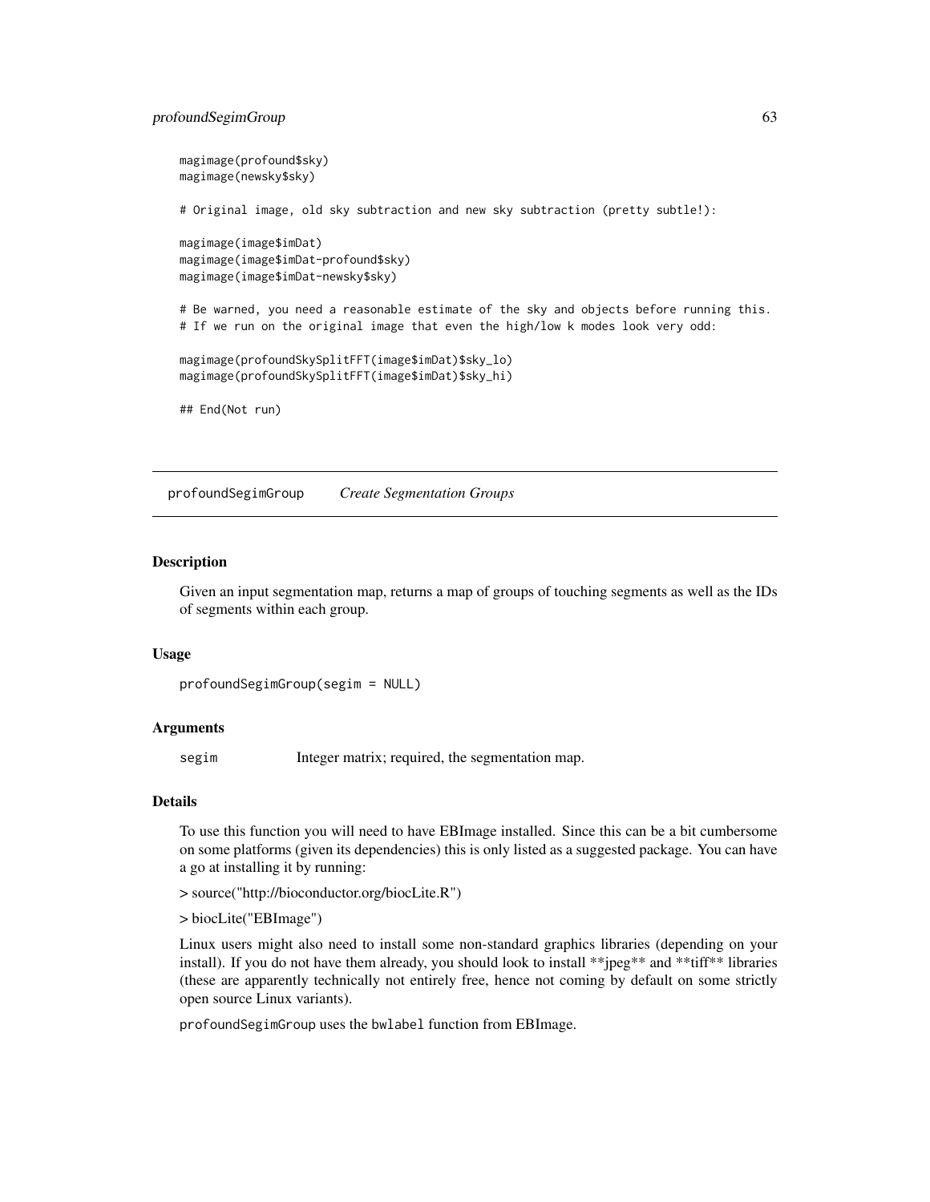```
magimage(profound$sky)
magimage(newsky$sky)

# Original image, old sky subtraction and new sky subtraction (pretty subtle!):

magimage(image$imDat)
magimage(image$imDat-profound$sky)
magimage(image$imDat-newsky$sky)

# Be warned, you need a reasonable estimate of the sky and objects before running this.
# If we run on the original image that even the high/low k modes look very odd:

magimage(profoundSkySplitFFT(image$imDat)$sky_lo)
magimage(profoundSkySplitFFT(image$imDat)$sky_hi)

## End(Not run)
```

---

## profoundSegimGroup *Create Segmentation Groups*

### Description

Given an input segmentation map, returns a map of groups of touching segments as well as the IDs of segments within each group.

### Usage

```
profoundSegimGroup(segim = NULL)
```

### Arguments

| | |
|---|---|
| segim | Integer matrix; required, the segmentation map. |

### Details

To use this function you will need to have EBImage installed. Since this can be a bit cumbersome on some platforms (given its dependencies) this is only listed as a suggested package. You can have a go at installing it by running:

> source("http://bioconductor.org/biocLite.R")

> biocLite("EBImage")

Linux users might also need to install some non-standard graphics libraries (depending on your install). If you do not have them already, you should look to install **jpeg** and **tiff** libraries (these are apparently technically not entirely free, hence not coming by default on some strictly open source Linux variants).

profoundSegimGroup uses the bwlabel function from EBImage.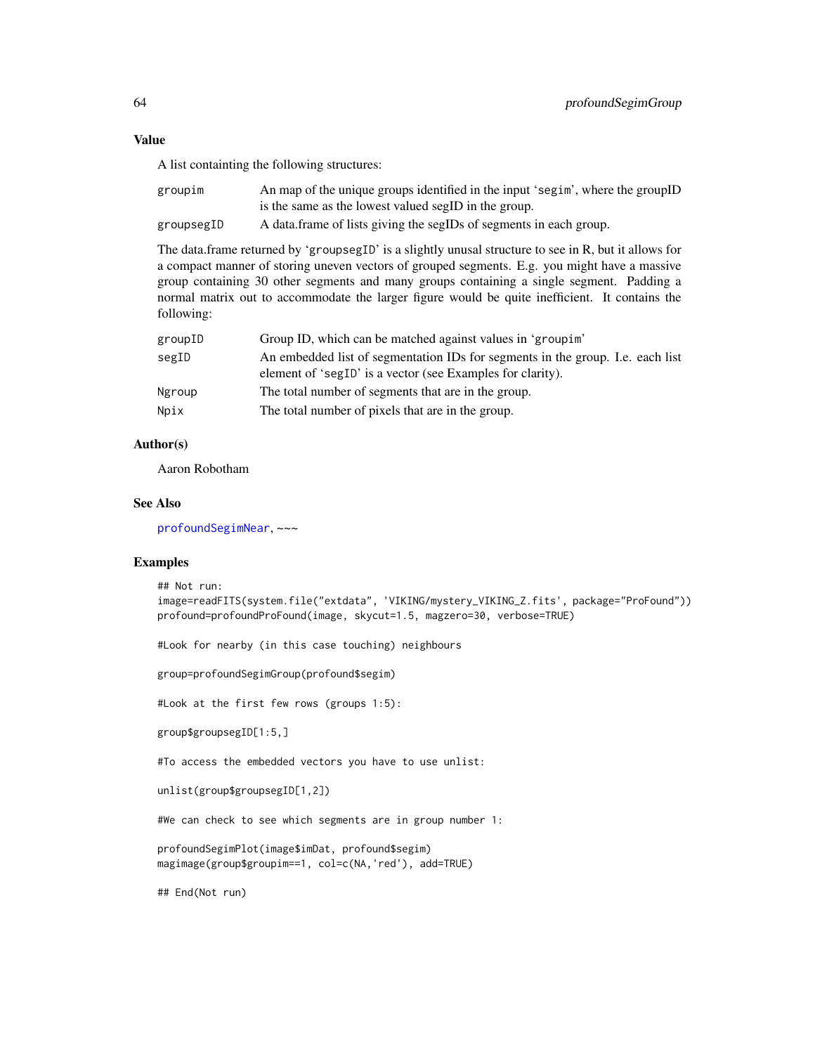## Value

A list containting the following structures:

| | |
|---|---|
| groupim | An map of the unique groups identified in the input 'segim', where the groupID is the same as the lowest valued segID in the group. |
| groupsegID | A data.frame of lists giving the segIDs of segments in each group. |

The data.frame returned by 'groupsegID' is a slightly unusal structure to see in R, but it allows for a compact manner of storing uneven vectors of grouped segments. E.g. you might have a massive group containing 30 other segments and many groups containing a single segment. Padding a normal matrix out to accommodate the larger figure would be quite inefficient. It contains the following:

| | |
|---|---|
| groupID | Group ID, which can be matched against values in 'groupim' |
| segID | An embedded list of segmentation IDs for segments in the group. I.e. each list element of 'segID' is a vector (see Examples for clarity). |
| Ngroup | The total number of segments that are in the group. |
| Npix | The total number of pixels that are in the group. |

## Author(s)

Aaron Robotham

## See Also

profoundSegimNear, ~~~

## Examples

```
## Not run:
image=readFITS(system.file("extdata", 'VIKING/mystery_VIKING_Z.fits', package="ProFound"))
profound=profoundProFound(image, skycut=1.5, magzero=30, verbose=TRUE)

#Look for nearby (in this case touching) neighbours

group=profoundSegimGroup(profound$segim)

#Look at the first few rows (groups 1:5):

group$groupsegID[1:5,]

#To access the embedded vectors you have to use unlist:

unlist(group$groupsegID[1,2])

#We can check to see which segments are in group number 1:

profoundSegimPlot(image$imDat, profound$segim)
magimage(group$groupim==1, col=c(NA,'red'), add=TRUE)

## End(Not run)
```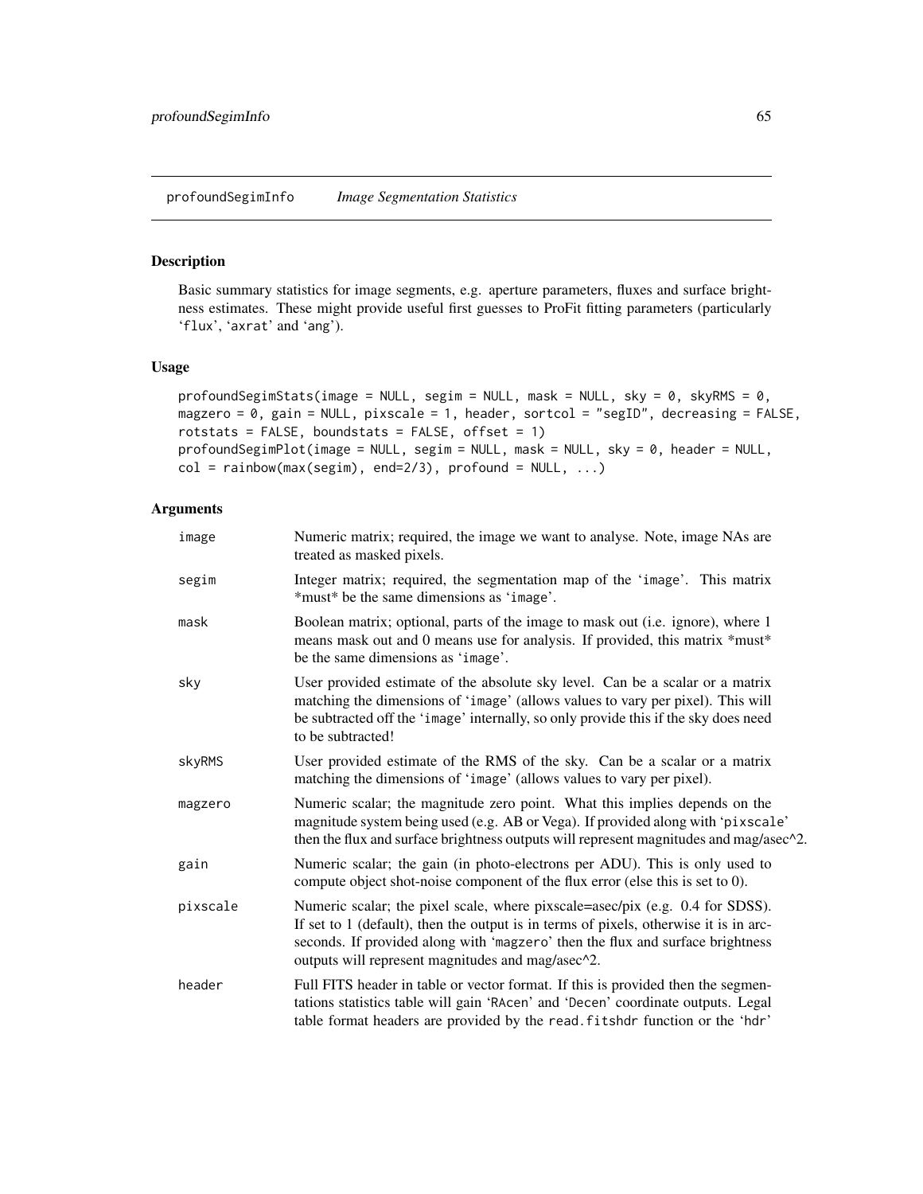## profoundSegimInfo — *Image Segmentation Statistics*

### Description

Basic summary statistics for image segments, e.g. aperture parameters, fluxes and surface brightness estimates. These might provide useful first guesses to ProFit fitting parameters (particularly 'flux', 'axrat' and 'ang').

### Usage

```
profoundSegimStats(image = NULL, segim = NULL, mask = NULL, sky = 0, skyRMS = 0,
magzero = 0, gain = NULL, pixscale = 1, header, sortcol = "segID", decreasing = FALSE,
rotstats = FALSE, boundstats = FALSE, offset = 1)
profoundSegimPlot(image = NULL, segim = NULL, mask = NULL, sky = 0, header = NULL,
col = rainbow(max(segim), end=2/3), profound = NULL, ...)
```

### Arguments

| Argument | Description |
|---|---|
| image | Numeric matrix; required, the image we want to analyse. Note, image NAs are treated as masked pixels. |
| segim | Integer matrix; required, the segmentation map of the 'image'. This matrix *must* be the same dimensions as 'image'. |
| mask | Boolean matrix; optional, parts of the image to mask out (i.e. ignore), where 1 means mask out and 0 means use for analysis. If provided, this matrix *must* be the same dimensions as 'image'. |
| sky | User provided estimate of the absolute sky level. Can be a scalar or a matrix matching the dimensions of 'image' (allows values to vary per pixel). This will be subtracted off the 'image' internally, so only provide this if the sky does need to be subtracted! |
| skyRMS | User provided estimate of the RMS of the sky. Can be a scalar or a matrix matching the dimensions of 'image' (allows values to vary per pixel). |
| magzero | Numeric scalar; the magnitude zero point. What this implies depends on the magnitude system being used (e.g. AB or Vega). If provided along with 'pixscale' then the flux and surface brightness outputs will represent magnitudes and mag/asec^2. |
| gain | Numeric scalar; the gain (in photo-electrons per ADU). This is only used to compute object shot-noise component of the flux error (else this is set to 0). |
| pixscale | Numeric scalar; the pixel scale, where pixscale=asec/pix (e.g. 0.4 for SDSS). If set to 1 (default), then the output is in terms of pixels, otherwise it is in arcseconds. If provided along with 'magzero' then the flux and surface brightness outputs will represent magnitudes and mag/asec^2. |
| header | Full FITS header in table or vector format. If this is provided then the segmentations statistics table will gain 'RAcen' and 'Decen' coordinate outputs. Legal table format headers are provided by the read.fitshdr function or the 'hdr' |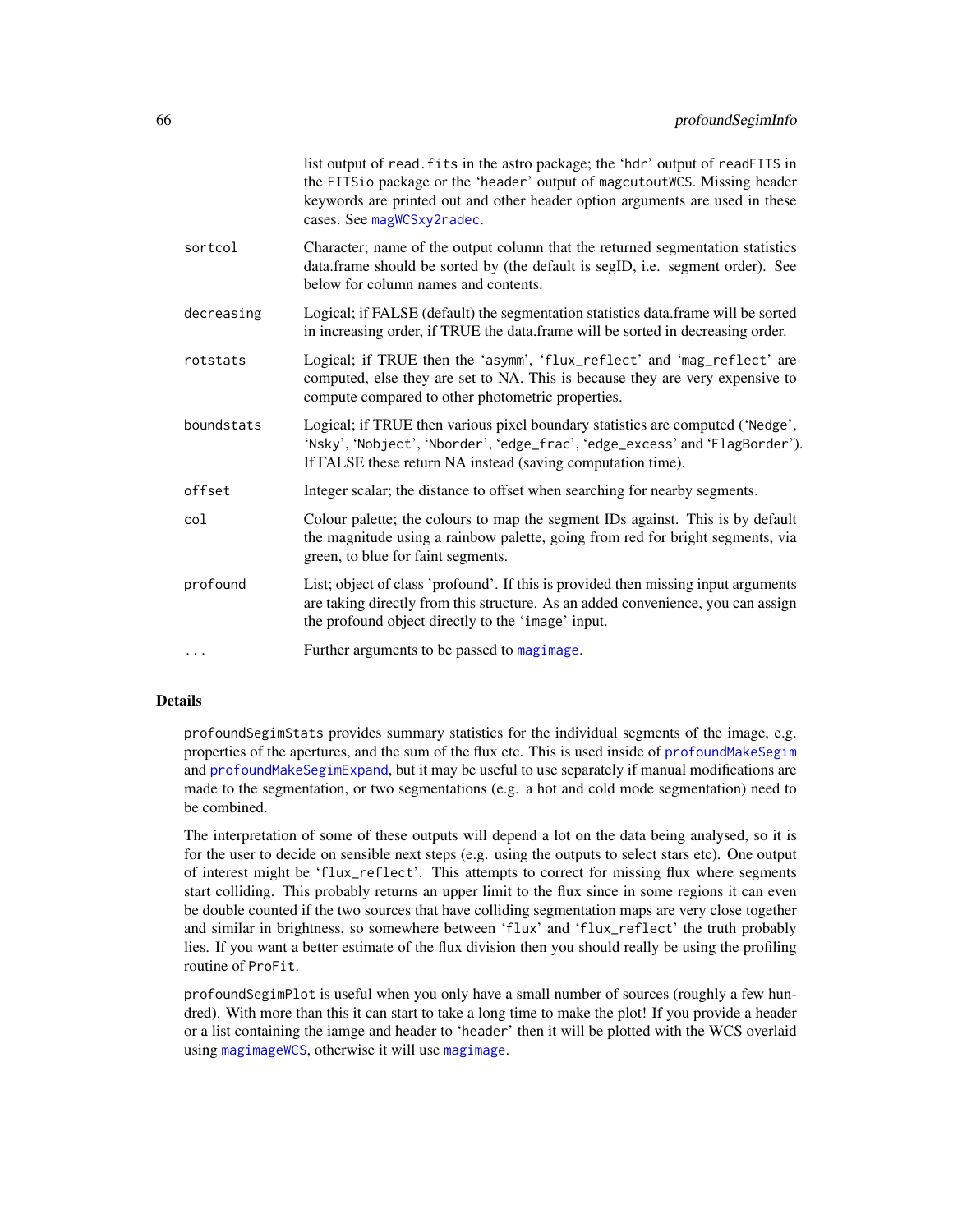list output of `read.fits` in the astro package; the 'hdr' output of `readFITS` in the `FITSio` package or the 'header' output of `magcutoutWCS`. Missing header keywords are printed out and other header option arguments are used in these cases. See `magWCSxy2radec`.

| | |
|---|---|
| `sortcol` | Character; name of the output column that the returned segmentation statistics data.frame should be sorted by (the default is segID, i.e. segment order). See below for column names and contents. |
| `decreasing` | Logical; if FALSE (default) the segmentation statistics data.frame will be sorted in increasing order, if TRUE the data.frame will be sorted in decreasing order. |
| `rotstats` | Logical; if TRUE then the 'asymm', 'flux_reflect' and 'mag_reflect' are computed, else they are set to NA. This is because they are very expensive to compute compared to other photometric properties. |
| `boundstats` | Logical; if TRUE then various pixel boundary statistics are computed ('Nedge', 'Nsky', 'Nobject', 'Nborder', 'edge_frac', 'edge_excess' and 'FlagBorder'). If FALSE these return NA instead (saving computation time). |
| `offset` | Integer scalar; the distance to offset when searching for nearby segments. |
| `col` | Colour palette; the colours to map the segment IDs against. This is by default the magnitude using a rainbow palette, going from red for bright segments, via green, to blue for faint segments. |
| `profound` | List; object of class 'profound'. If this is provided then missing input arguments are taking directly from this structure. As an added convenience, you can assign the profound object directly to the 'image' input. |
| `...` | Further arguments to be passed to `magimage`. |

## Details

`profoundSegimStats` provides summary statistics for the individual segments of the image, e.g. properties of the apertures, and the sum of the flux etc. This is used inside of `profoundMakeSegim` and `profoundMakeSegimExpand`, but it may be useful to use separately if manual modifications are made to the segmentation, or two segmentations (e.g. a hot and cold mode segmentation) need to be combined.

The interpretation of some of these outputs will depend a lot on the data being analysed, so it is for the user to decide on sensible next steps (e.g. using the outputs to select stars etc). One output of interest might be 'flux_reflect'. This attempts to correct for missing flux where segments start colliding. This probably returns an upper limit to the flux since in some regions it can even be double counted if the two sources that have colliding segmentation maps are very close together and similar in brightness, so somewhere between 'flux' and 'flux_reflect' the truth probably lies. If you want a better estimate of the flux division then you should really be using the profiling routine of `ProFit`.

`profoundSegimPlot` is useful when you only have a small number of sources (roughly a few hundred). With more than this it can start to take a long time to make the plot! If you provide a header or a list containing the iamge and header to 'header' then it will be plotted with the WCS overlaid using `magimageWCS`, otherwise it will use `magimage`.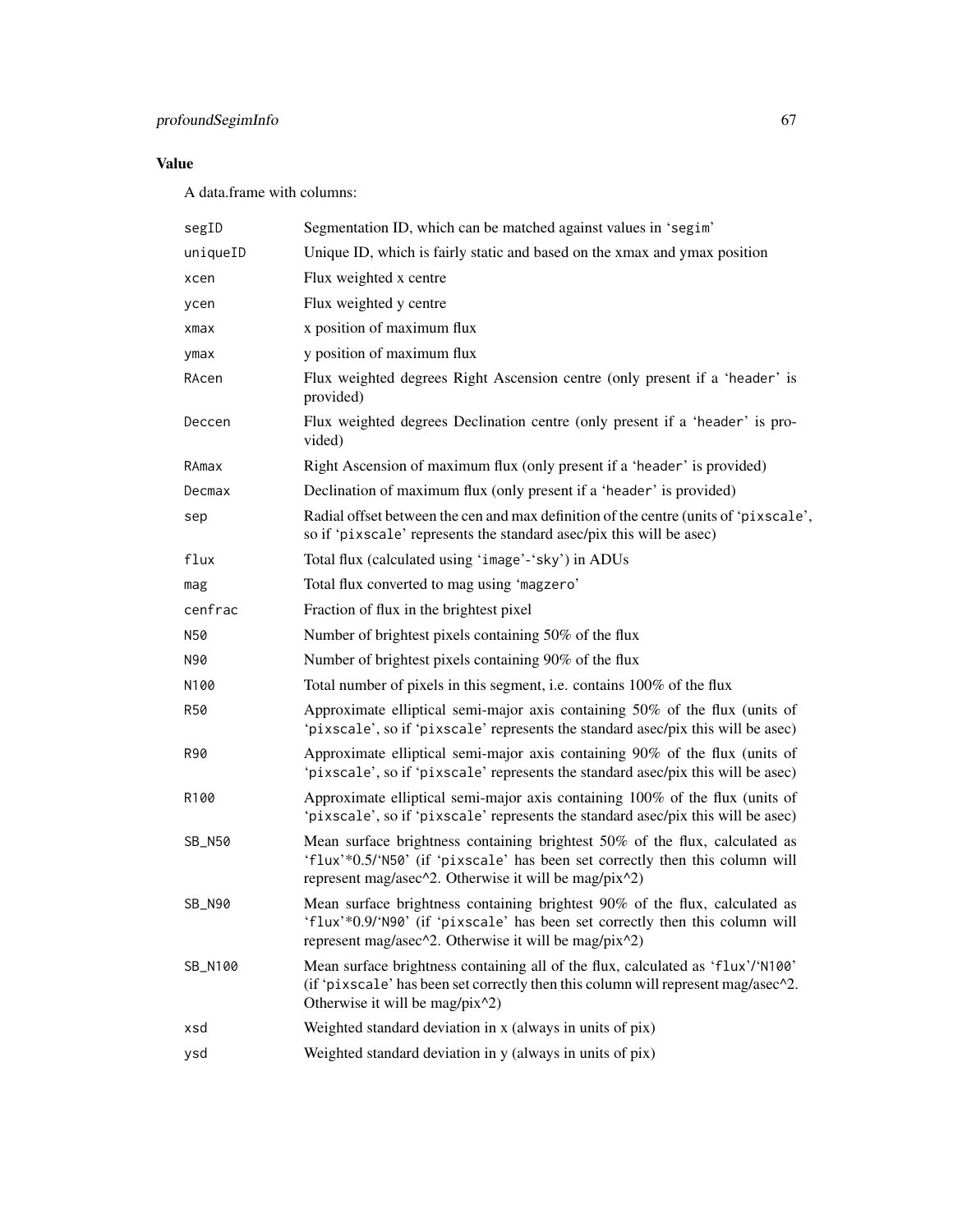## Value

A data.frame with columns:

| | |
|---|---|
| `segID` | Segmentation ID, which can be matched against values in 'segim' |
| `uniqueID` | Unique ID, which is fairly static and based on the xmax and ymax position |
| `xcen` | Flux weighted x centre |
| `ycen` | Flux weighted y centre |
| `xmax` | x position of maximum flux |
| `ymax` | y position of maximum flux |
| `RAcen` | Flux weighted degrees Right Ascension centre (only present if a 'header' is provided) |
| `Deccen` | Flux weighted degrees Declination centre (only present if a 'header' is provided) |
| `RAmax` | Right Ascension of maximum flux (only present if a 'header' is provided) |
| `Decmax` | Declination of maximum flux (only present if a 'header' is provided) |
| `sep` | Radial offset between the cen and max definition of the centre (units of 'pixscale', so if 'pixscale' represents the standard asec/pix this will be asec) |
| `flux` | Total flux (calculated using 'image'-'sky') in ADUs |
| `mag` | Total flux converted to mag using 'magzero' |
| `cenfrac` | Fraction of flux in the brightest pixel |
| `N50` | Number of brightest pixels containing 50% of the flux |
| `N90` | Number of brightest pixels containing 90% of the flux |
| `N100` | Total number of pixels in this segment, i.e. contains 100% of the flux |
| `R50` | Approximate elliptical semi-major axis containing 50% of the flux (units of 'pixscale', so if 'pixscale' represents the standard asec/pix this will be asec) |
| `R90` | Approximate elliptical semi-major axis containing 90% of the flux (units of 'pixscale', so if 'pixscale' represents the standard asec/pix this will be asec) |
| `R100` | Approximate elliptical semi-major axis containing 100% of the flux (units of 'pixscale', so if 'pixscale' represents the standard asec/pix this will be asec) |
| `SB_N50` | Mean surface brightness containing brightest 50% of the flux, calculated as 'flux'*0.5/'N50' (if 'pixscale' has been set correctly then this column will represent mag/asec^2. Otherwise it will be mag/pix^2) |
| `SB_N90` | Mean surface brightness containing brightest 90% of the flux, calculated as 'flux'*0.9/'N90' (if 'pixscale' has been set correctly then this column will represent mag/asec^2. Otherwise it will be mag/pix^2) |
| `SB_N100` | Mean surface brightness containing all of the flux, calculated as 'flux'/'N100' (if 'pixscale' has been set correctly then this column will represent mag/asec^2. Otherwise it will be mag/pix^2) |
| `xsd` | Weighted standard deviation in x (always in units of pix) |
| `ysd` | Weighted standard deviation in y (always in units of pix) |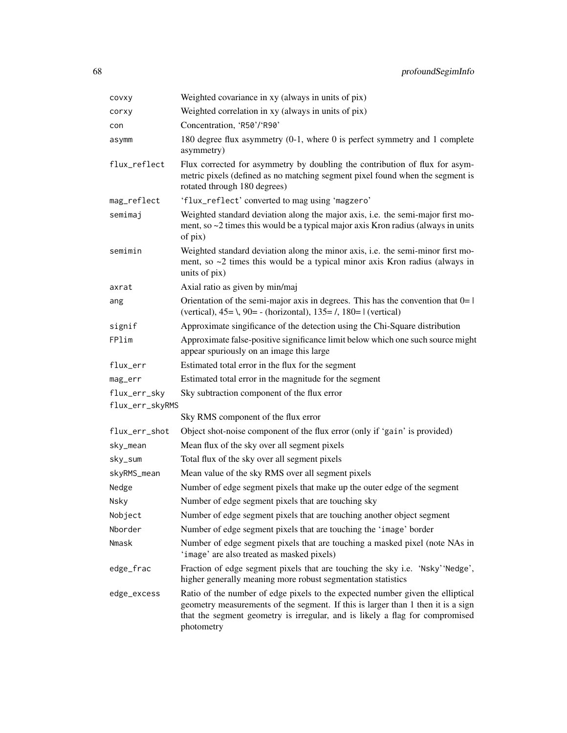| | |
|---|---|
| covxy | Weighted covariance in xy (always in units of pix) |
| corxy | Weighted correlation in xy (always in units of pix) |
| con | Concentration, 'R50'/'R90' |
| asymm | 180 degree flux asymmetry (0-1, where 0 is perfect symmetry and 1 complete asymmetry) |
| flux_reflect | Flux corrected for asymmetry by doubling the contribution of flux for asymmetric pixels (defined as no matching segment pixel found when the segment is rotated through 180 degrees) |
| mag_reflect | 'flux_reflect' converted to mag using 'magzero' |
| semimaj | Weighted standard deviation along the major axis, i.e. the semi-major first moment, so ~2 times this would be a typical major axis Kron radius (always in units of pix) |
| semimin | Weighted standard deviation along the minor axis, i.e. the semi-minor first moment, so ~2 times this would be a typical minor axis Kron radius (always in units of pix) |
| axrat | Axial ratio as given by min/maj |
| ang | Orientation of the semi-major axis in degrees. This has the convention that 0= \| (vertical), 45= \, 90= - (horizontal), 135= /, 180= \| (vertical) |
| signif | Approximate singificance of the detection using the Chi-Square distribution |
| FPlim | Approximate false-positive significance limit below which one such source might appear spuriously on an image this large |
| flux_err | Estimated total error in the flux for the segment |
| mag_err | Estimated total error in the magnitude for the segment |
| flux_err_sky | Sky subtraction component of the flux error |
| flux_err_skyRMS | Sky RMS component of the flux error |
| flux_err_shot | Object shot-noise component of the flux error (only if 'gain' is provided) |
| sky_mean | Mean flux of the sky over all segment pixels |
| sky_sum | Total flux of the sky over all segment pixels |
| skyRMS_mean | Mean value of the sky RMS over all segment pixels |
| Nedge | Number of edge segment pixels that make up the outer edge of the segment |
| Nsky | Number of edge segment pixels that are touching sky |
| Nobject | Number of edge segment pixels that are touching another object segment |
| Nborder | Number of edge segment pixels that are touching the 'image' border |
| Nmask | Number of edge segment pixels that are touching a masked pixel (note NAs in 'image' are also treated as masked pixels) |
| edge_frac | Fraction of edge segment pixels that are touching the sky i.e. 'Nsky''Nedge', higher generally meaning more robust segmentation statistics |
| edge_excess | Ratio of the number of edge pixels to the expected number given the elliptical geometry measurements of the segment. If this is larger than 1 then it is a sign that the segment geometry is irregular, and is likely a flag for compromised photometry |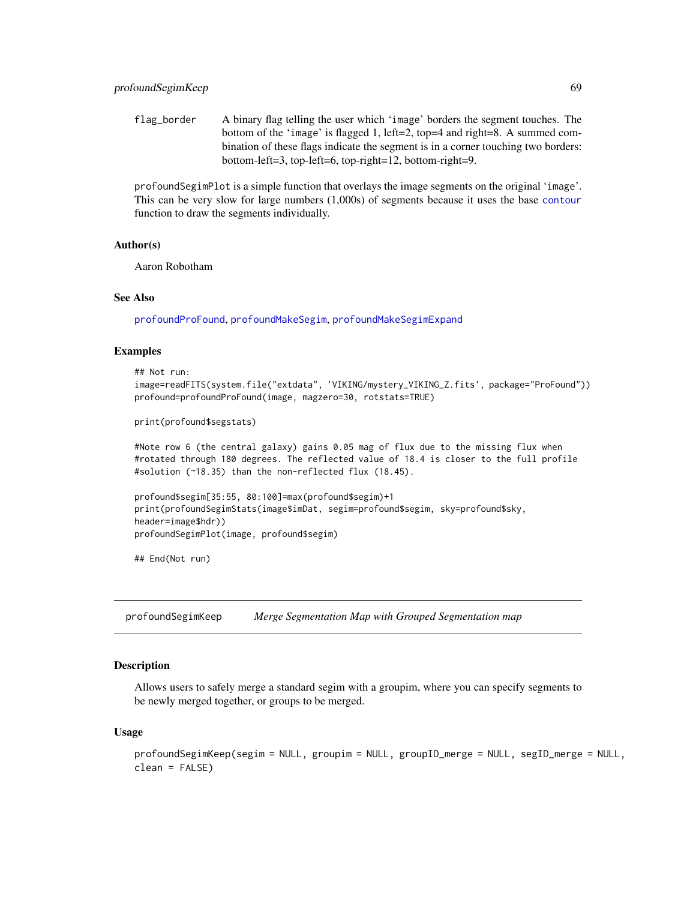flag_border A binary flag telling the user which 'image' borders the segment touches. The bottom of the 'image' is flagged 1, left=2, top=4 and right=8. A summed combination of these flags indicate the segment is in a corner touching two borders: bottom-left=3, top-left=6, top-right=12, bottom-right=9.

profoundSegimPlot is a simple function that overlays the image segments on the original 'image'. This can be very slow for large numbers (1,000s) of segments because it uses the base contour function to draw the segments individually.

### Author(s)

Aaron Robotham

### See Also

profoundProFound, profoundMakeSegim, profoundMakeSegimExpand

### Examples

```
## Not run:
image=readFITS(system.file("extdata", 'VIKING/mystery_VIKING_Z.fits', package="ProFound"))
profound=profoundProFound(image, magzero=30, rotstats=TRUE)

print(profound$segstats)

#Note row 6 (the central galaxy) gains 0.05 mag of flux due to the missing flux when
#rotated through 180 degrees. The reflected value of 18.4 is closer to the full profile
#solution (~18.35) than the non-reflected flux (18.45).

profound$segim[35:55, 80:100]=max(profound$segim)+1
print(profoundSegimStats(image$imDat, segim=profound$segim, sky=profound$sky,
header=image$hdr))
profoundSegimPlot(image, profound$segim)

## End(Not run)
```

## profoundSegimKeep *Merge Segmentation Map with Grouped Segmentation map*

### Description

Allows users to safely merge a standard segim with a groupim, where you can specify segments to be newly merged together, or groups to be merged.

### Usage

```
profoundSegimKeep(segim = NULL, groupim = NULL, groupID_merge = NULL, segID_merge = NULL,
clean = FALSE)
```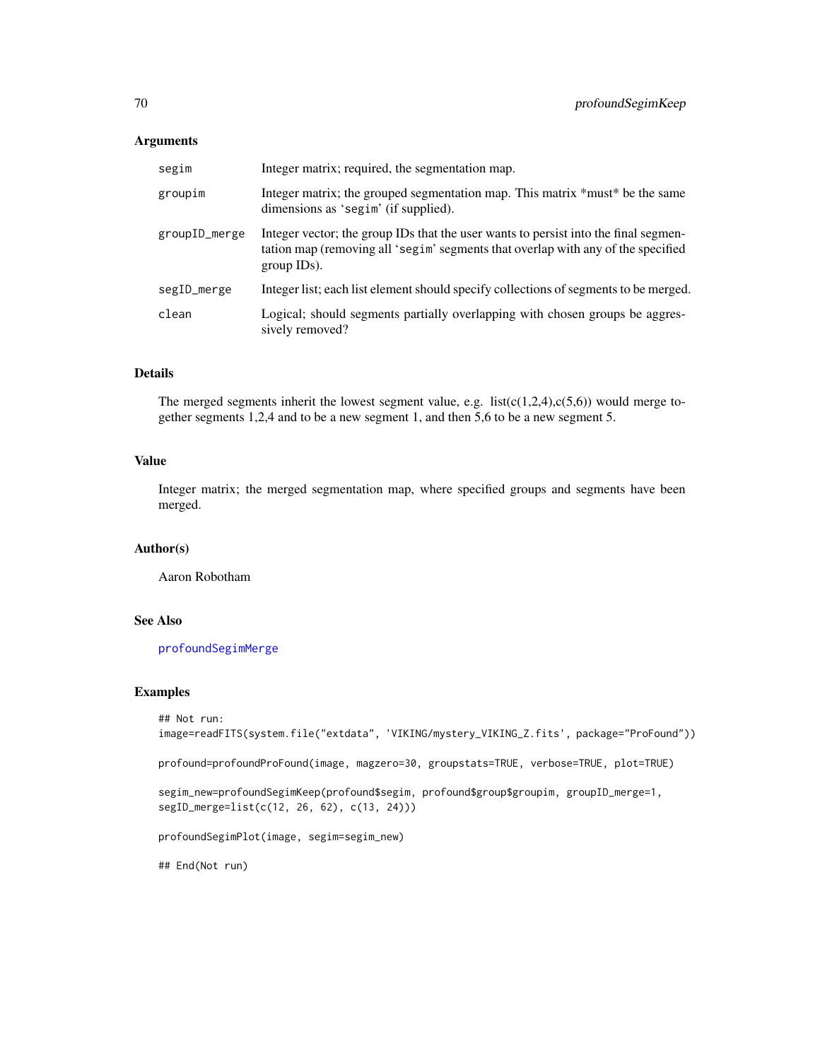## Arguments

| | |
|---|---|
| `segim` | Integer matrix; required, the segmentation map. |
| `groupim` | Integer matrix; the grouped segmentation map. This matrix *must* be the same dimensions as 'segim' (if supplied). |
| `groupID_merge` | Integer vector; the group IDs that the user wants to persist into the final segmentation map (removing all 'segim' segments that overlap with any of the specified group IDs). |
| `segID_merge` | Integer list; each list element should specify collections of segments to be merged. |
| `clean` | Logical; should segments partially overlapping with chosen groups be aggressively removed? |

## Details

The merged segments inherit the lowest segment value, e.g. list(c(1,2,4),c(5,6)) would merge together segments 1,2,4 and to be a new segment 1, and then 5,6 to be a new segment 5.

## Value

Integer matrix; the merged segmentation map, where specified groups and segments have been merged.

## Author(s)

Aaron Robotham

## See Also

profoundSegimMerge

## Examples

```
## Not run:
image=readFITS(system.file("extdata", 'VIKING/mystery_VIKING_Z.fits', package="ProFound"))

profound=profoundProFound(image, magzero=30, groupstats=TRUE, verbose=TRUE, plot=TRUE)

segim_new=profoundSegimKeep(profound$segim, profound$group$groupim, groupID_merge=1,
segID_merge=list(c(12, 26, 62), c(13, 24)))

profoundSegimPlot(image, segim=segim_new)

## End(Not run)
```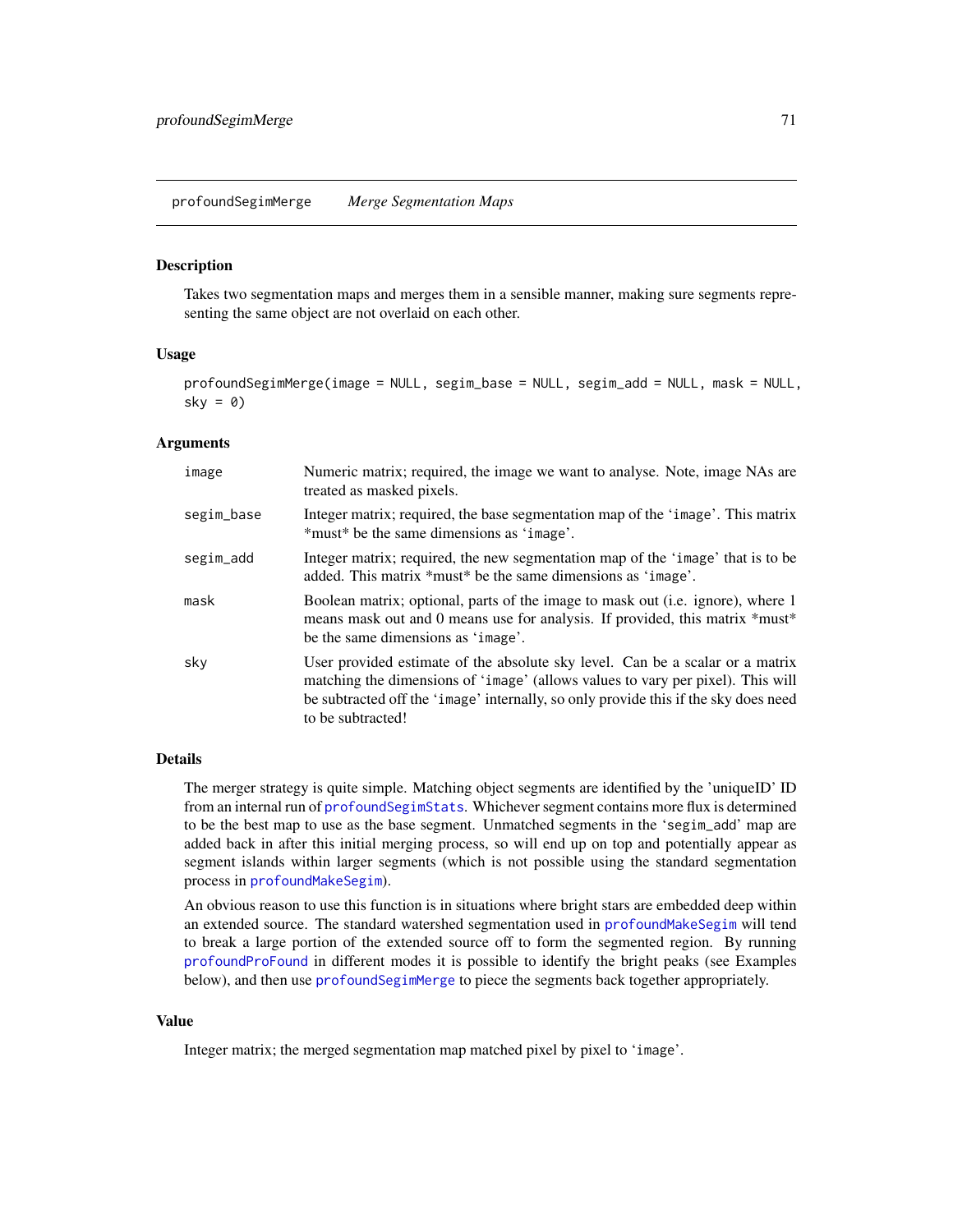## profoundSegimMerge *Merge Segmentation Maps*

### Description

Takes two segmentation maps and merges them in a sensible manner, making sure segments representing the same object are not overlaid on each other.

### Usage

```
profoundSegimMerge(image = NULL, segim_base = NULL, segim_add = NULL, mask = NULL,
sky = 0)
```

### Arguments

| | |
|---|---|
| image | Numeric matrix; required, the image we want to analyse. Note, image NAs are treated as masked pixels. |
| segim_base | Integer matrix; required, the base segmentation map of the 'image'. This matrix *must* be the same dimensions as 'image'. |
| segim_add | Integer matrix; required, the new segmentation map of the 'image' that is to be added. This matrix *must* be the same dimensions as 'image'. |
| mask | Boolean matrix; optional, parts of the image to mask out (i.e. ignore), where 1 means mask out and 0 means use for analysis. If provided, this matrix *must* be the same dimensions as 'image'. |
| sky | User provided estimate of the absolute sky level. Can be a scalar or a matrix matching the dimensions of 'image' (allows values to vary per pixel). This will be subtracted off the 'image' internally, so only provide this if the sky does need to be subtracted! |

### Details

The merger strategy is quite simple. Matching object segments are identified by the 'uniqueID' ID from an internal run of profoundSegimStats. Whichever segment contains more flux is determined to be the best map to use as the base segment. Unmatched segments in the 'segim_add' map are added back in after this initial merging process, so will end up on top and potentially appear as segment islands within larger segments (which is not possible using the standard segmentation process in profoundMakeSegim).

An obvious reason to use this function is in situations where bright stars are embedded deep within an extended source. The standard watershed segmentation used in profoundMakeSegim will tend to break a large portion of the extended source off to form the segmented region. By running profoundProFound in different modes it is possible to identify the bright peaks (see Examples below), and then use profoundSegimMerge to piece the segments back together appropriately.

### Value

Integer matrix; the merged segmentation map matched pixel by pixel to 'image'.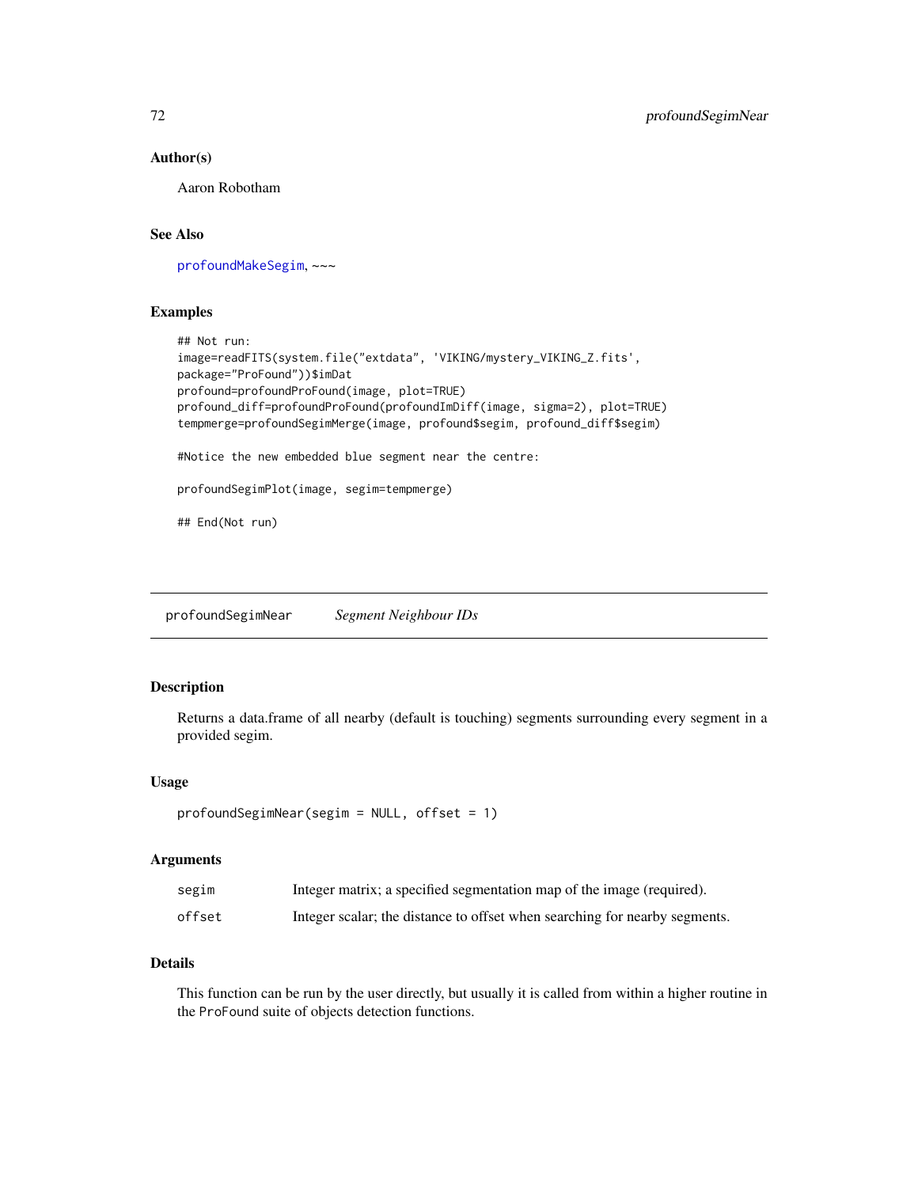### Author(s)

Aaron Robotham

### See Also

profoundMakeSegim, ~~~

### Examples

```
## Not run:
image=readFITS(system.file("extdata", 'VIKING/mystery_VIKING_Z.fits',
package="ProFound"))$imDat
profound=profoundProFound(image, plot=TRUE)
profound_diff=profoundProFound(profoundImDiff(image, sigma=2), plot=TRUE)
tempmerge=profoundSegimMerge(image, profound$segim, profound_diff$segim)

#Notice the new embedded blue segment near the centre:

profoundSegimPlot(image, segim=tempmerge)

## End(Not run)
```

---

## profoundSegimNear — *Segment Neighbour IDs*

---

### Description

Returns a data.frame of all nearby (default is touching) segments surrounding every segment in a provided segim.

### Usage

```
profoundSegimNear(segim = NULL, offset = 1)
```

### Arguments

| | |
|---|---|
| segim | Integer matrix; a specified segmentation map of the image (required). |
| offset | Integer scalar; the distance to offset when searching for nearby segments. |

### Details

This function can be run by the user directly, but usually it is called from within a higher routine in the ProFound suite of objects detection functions.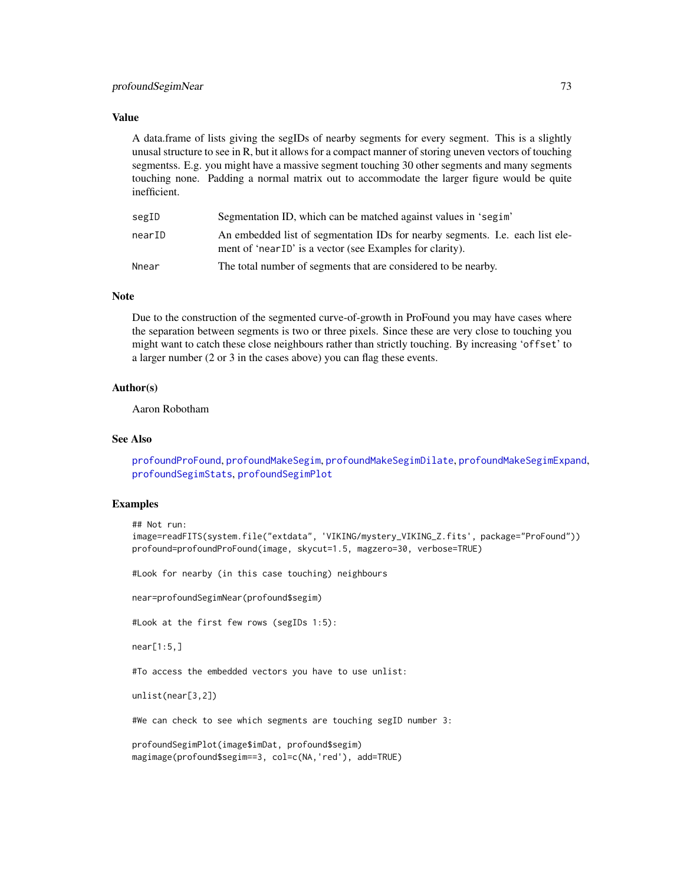### Value

A data.frame of lists giving the segIDs of nearby segments for every segment. This is a slightly unusal structure to see in R, but it allows for a compact manner of storing uneven vectors of touching segmentss. E.g. you might have a massive segment touching 30 other segments and many segments touching none. Padding a normal matrix out to accommodate the larger figure would be quite inefficient.

| | |
|---|---|
| `segID` | Segmentation ID, which can be matched against values in 'segim' |
| `nearID` | An embedded list of segmentation IDs for nearby segments. I.e. each list element of 'nearID' is a vector (see Examples for clarity). |
| `Nnear` | The total number of segments that are considered to be nearby. |

### Note

Due to the construction of the segmented curve-of-growth in ProFound you may have cases where the separation between segments is two or three pixels. Since these are very close to touching you might want to catch these close neighbours rather than strictly touching. By increasing 'offset' to a larger number (2 or 3 in the cases above) you can flag these events.

### Author(s)

Aaron Robotham

### See Also

profoundProFound, profoundMakeSegim, profoundMakeSegimDilate, profoundMakeSegimExpand, profoundSegimStats, profoundSegimPlot

### Examples

```
## Not run:
image=readFITS(system.file("extdata", 'VIKING/mystery_VIKING_Z.fits', package="ProFound"))
profound=profoundProFound(image, skycut=1.5, magzero=30, verbose=TRUE)

#Look for nearby (in this case touching) neighbours

near=profoundSegimNear(profound$segim)

#Look at the first few rows (segIDs 1:5):

near[1:5,]

#To access the embedded vectors you have to use unlist:

unlist(near[3,2])

#We can check to see which segments are touching segID number 3:

profoundSegimPlot(image$imDat, profound$segim)
magimage(profound$segim==3, col=c(NA,'red'), add=TRUE)
```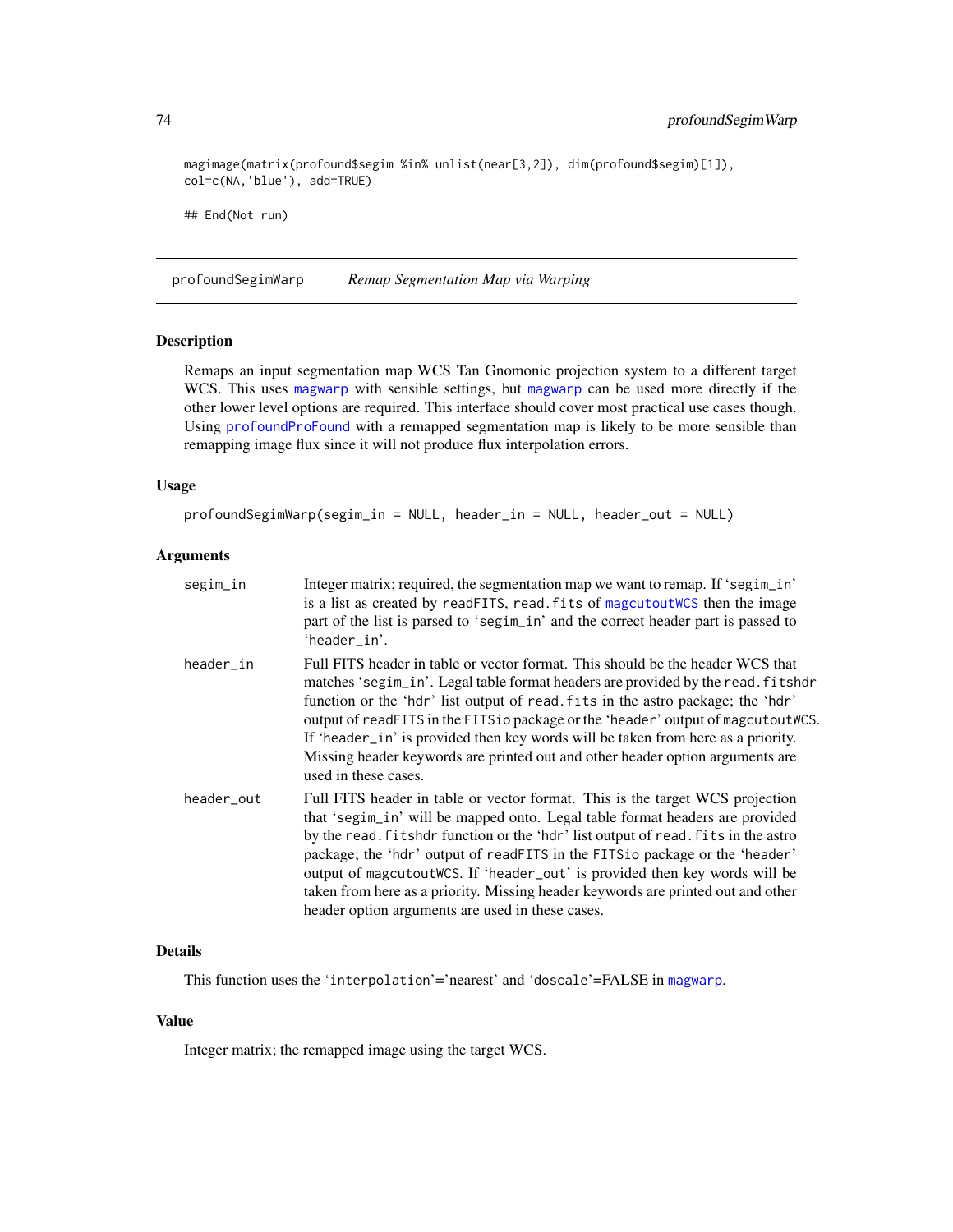```
magimage(matrix(profound$segim %in% unlist(near[3,2]), dim(profound$segim)[1]),
col=c(NA,'blue'), add=TRUE)

## End(Not run)
```

---

## profoundSegimWarp *Remap Segmentation Map via Warping*

### Description

Remaps an input segmentation map WCS Tan Gnomonic projection system to a different target WCS. This uses magwarp with sensible settings, but magwarp can be used more directly if the other lower level options are required. This interface should cover most practical use cases though. Using profoundProFound with a remapped segmentation map is likely to be more sensible than remapping image flux since it will not produce flux interpolation errors.

### Usage

```
profoundSegimWarp(segim_in = NULL, header_in = NULL, header_out = NULL)
```

### Arguments

| | |
|---|---|
| segim_in | Integer matrix; required, the segmentation map we want to remap. If 'segim_in' is a list as created by readFITS, read.fits of magcutoutWCS then the image part of the list is parsed to 'segim_in' and the correct header part is passed to 'header_in'. |
| header_in | Full FITS header in table or vector format. This should be the header WCS that matches 'segim_in'. Legal table format headers are provided by the read.fitshdr function or the 'hdr' list output of read.fits in the astro package; the 'hdr' output of readFITS in the FITSio package or the 'header' output of magcutoutWCS. If 'header_in' is provided then key words will be taken from here as a priority. Missing header keywords are printed out and other header option arguments are used in these cases. |
| header_out | Full FITS header in table or vector format. This is the target WCS projection that 'segim_in' will be mapped onto. Legal table format headers are provided by the read.fitshdr function or the 'hdr' list output of read.fits in the astro package; the 'hdr' output of readFITS in the FITSio package or the 'header' output of magcutoutWCS. If 'header_out' is provided then key words will be taken from here as a priority. Missing header keywords are printed out and other header option arguments are used in these cases. |

### Details

This function uses the 'interpolation'='nearest' and 'doscale'=FALSE in magwarp.

### Value

Integer matrix; the remapped image using the target WCS.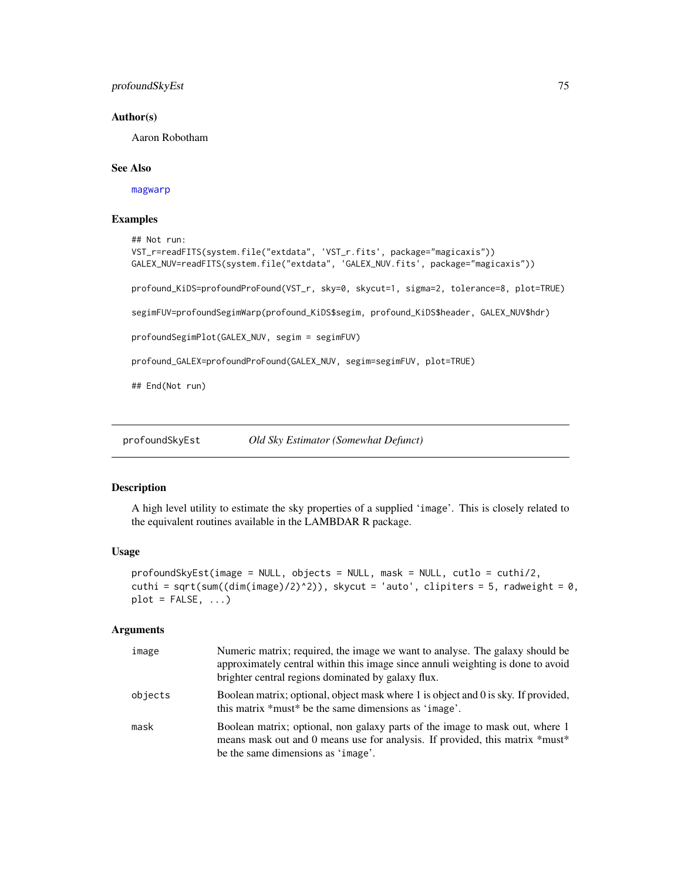### Author(s)

Aaron Robotham

### See Also

magwarp

### Examples

```
## Not run:
VST_r=readFITS(system.file("extdata", 'VST_r.fits', package="magicaxis"))
GALEX_NUV=readFITS(system.file("extdata", 'GALEX_NUV.fits', package="magicaxis"))

profound_KiDS=profoundProFound(VST_r, sky=0, skycut=1, sigma=2, tolerance=8, plot=TRUE)

segimFUV=profoundSegimWarp(profound_KiDS$segim, profound_KiDS$header, GALEX_NUV$hdr)

profoundSegimPlot(GALEX_NUV, segim = segimFUV)

profound_GALEX=profoundProFound(GALEX_NUV, segim=segimFUV, plot=TRUE)

## End(Not run)
```

---

## profoundSkyEst — *Old Sky Estimator (Somewhat Defunct)*

### Description

A high level utility to estimate the sky properties of a supplied 'image'. This is closely related to the equivalent routines available in the LAMBDAR R package.

### Usage

```
profoundSkyEst(image = NULL, objects = NULL, mask = NULL, cutlo = cuthi/2,
cuthi = sqrt(sum((dim(image)/2)^2)), skycut = 'auto', clipiters = 5, radweight = 0,
plot = FALSE, ...)
```

### Arguments

| | |
|---|---|
| image | Numeric matrix; required, the image we want to analyse. The galaxy should be approximately central within this image since annuli weighting is done to avoid brighter central regions dominated by galaxy flux. |
| objects | Boolean matrix; optional, object mask where 1 is object and 0 is sky. If provided, this matrix *must* be the same dimensions as 'image'. |
| mask | Boolean matrix; optional, non galaxy parts of the image to mask out, where 1 means mask out and 0 means use for analysis. If provided, this matrix *must* be the same dimensions as 'image'. |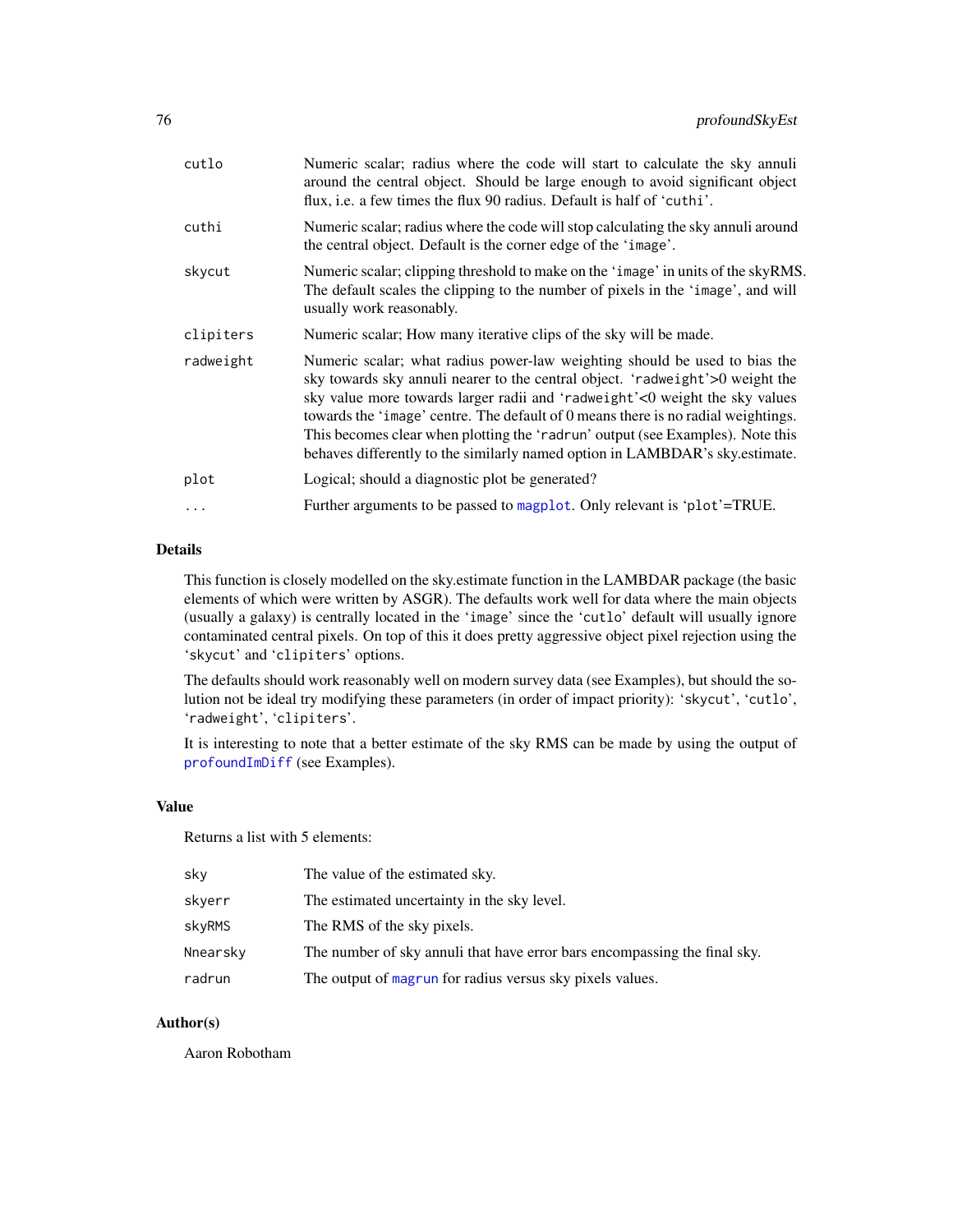| | |
|---|---|
| cutlo | Numeric scalar; radius where the code will start to calculate the sky annuli around the central object. Should be large enough to avoid significant object flux, i.e. a few times the flux 90 radius. Default is half of 'cuthi'. |
| cuthi | Numeric scalar; radius where the code will stop calculating the sky annuli around the central object. Default is the corner edge of the 'image'. |
| skycut | Numeric scalar; clipping threshold to make on the 'image' in units of the skyRMS. The default scales the clipping to the number of pixels in the 'image', and will usually work reasonably. |
| clipiters | Numeric scalar; How many iterative clips of the sky will be made. |
| radweight | Numeric scalar; what radius power-law weighting should be used to bias the sky towards sky annuli nearer to the central object. 'radweight'>0 weight the sky value more towards larger radii and 'radweight'<0 weight the sky values towards the 'image' centre. The default of 0 means there is no radial weightings. This becomes clear when plotting the 'radrun' output (see Examples). Note this behaves differently to the similarly named option in LAMBDAR's sky.estimate. |
| plot | Logical; should a diagnostic plot be generated? |
| ... | Further arguments to be passed to magplot. Only relevant is 'plot'=TRUE. |

### Details

This function is closely modelled on the sky.estimate function in the LAMBDAR package (the basic elements of which were written by ASGR). The defaults work well for data where the main objects (usually a galaxy) is centrally located in the 'image' since the 'cutlo' default will usually ignore contaminated central pixels. On top of this it does pretty aggressive object pixel rejection using the 'skycut' and 'clipiters' options.

The defaults should work reasonably well on modern survey data (see Examples), but should the solution not be ideal try modifying these parameters (in order of impact priority): 'skycut', 'cutlo', 'radweight', 'clipiters'.

It is interesting to note that a better estimate of the sky RMS can be made by using the output of profoundImDiff (see Examples).

### Value

Returns a list with 5 elements:

| | |
|---|---|
| sky | The value of the estimated sky. |
| skyerr | The estimated uncertainty in the sky level. |
| skyRMS | The RMS of the sky pixels. |
| Nnearsky | The number of sky annuli that have error bars encompassing the final sky. |
| radrun | The output of magrun for radius versus sky pixels values. |

### Author(s)

Aaron Robotham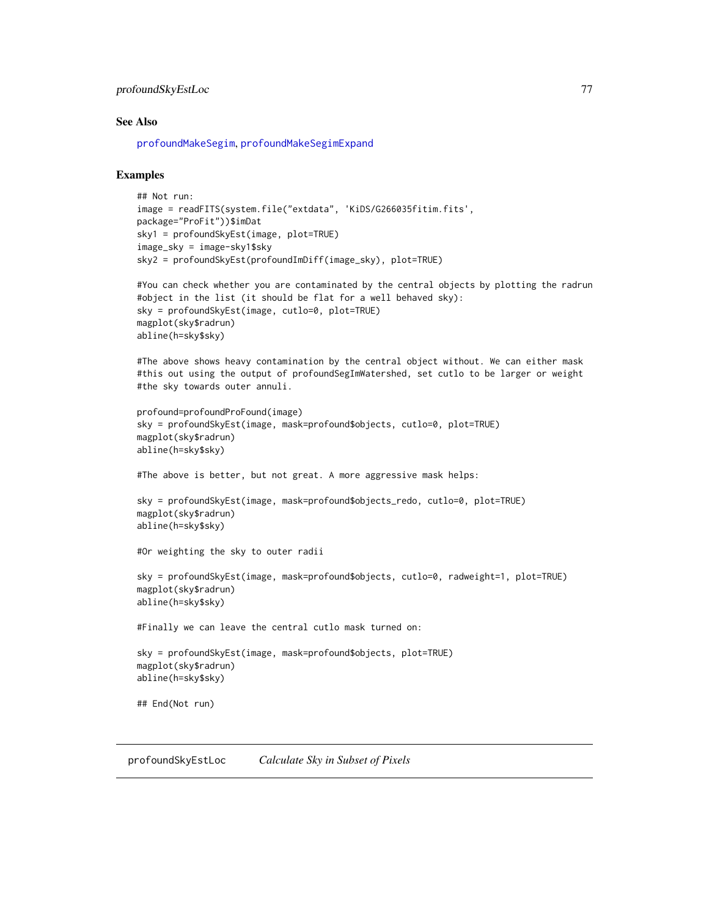## See Also

profoundMakeSegim, profoundMakeSegimExpand

## Examples

```
## Not run:
image = readFITS(system.file("extdata", 'KiDS/G266035fitim.fits',
package="ProFit"))$imDat
sky1 = profoundSkyEst(image, plot=TRUE)
image_sky = image-sky1$sky
sky2 = profoundSkyEst(profoundImDiff(image_sky), plot=TRUE)

#You can check whether you are contaminated by the central objects by plotting the radrun
#object in the list (it should be flat for a well behaved sky):
sky = profoundSkyEst(image, cutlo=0, plot=TRUE)
magplot(sky$radrun)
abline(h=sky$sky)

#The above shows heavy contamination by the central object without. We can either mask
#this out using the output of profoundSegImWatershed, set cutlo to be larger or weight
#the sky towards outer annuli.

profound=profoundProFound(image)
sky = profoundSkyEst(image, mask=profound$objects, cutlo=0, plot=TRUE)
magplot(sky$radrun)
abline(h=sky$sky)

#The above is better, but not great. A more aggressive mask helps:

sky = profoundSkyEst(image, mask=profound$objects_redo, cutlo=0, plot=TRUE)
magplot(sky$radrun)
abline(h=sky$sky)

#Or weighting the sky to outer radii

sky = profoundSkyEst(image, mask=profound$objects, cutlo=0, radweight=1, plot=TRUE)
magplot(sky$radrun)
abline(h=sky$sky)

#Finally we can leave the central cutlo mask turned on:

sky = profoundSkyEst(image, mask=profound$objects, plot=TRUE)
magplot(sky$radrun)
abline(h=sky$sky)

## End(Not run)
```

---

profoundSkyEstLoc *Calculate Sky in Subset of Pixels*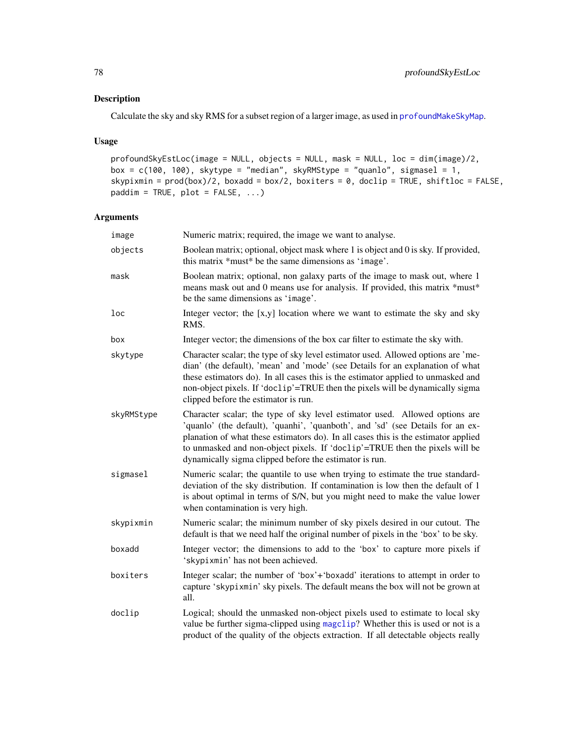## Description

Calculate the sky and sky RMS for a subset region of a larger image, as used in profoundMakeSkyMap.

## Usage

```
profoundSkyEstLoc(image = NULL, objects = NULL, mask = NULL, loc = dim(image)/2,
box = c(100, 100), skytype = "median", skyRMStype = "quanlo", sigmasel = 1,
skypixmin = prod(box)/2, boxadd = box/2, boxiters = 0, doclip = TRUE, shiftloc = FALSE,
paddim = TRUE, plot = FALSE, ...)
```

## Arguments

| | |
|---|---|
| image | Numeric matrix; required, the image we want to analyse. |
| objects | Boolean matrix; optional, object mask where 1 is object and 0 is sky. If provided, this matrix *must* be the same dimensions as 'image'. |
| mask | Boolean matrix; optional, non galaxy parts of the image to mask out, where 1 means mask out and 0 means use for analysis. If provided, this matrix *must* be the same dimensions as 'image'. |
| loc | Integer vector; the [x,y] location where we want to estimate the sky and sky RMS. |
| box | Integer vector; the dimensions of the box car filter to estimate the sky with. |
| skytype | Character scalar; the type of sky level estimator used. Allowed options are 'median' (the default), 'mean' and 'mode' (see Details for an explanation of what these estimators do). In all cases this is the estimator applied to unmasked and non-object pixels. If 'doclip'=TRUE then the pixels will be dynamically sigma clipped before the estimator is run. |
| skyRMStype | Character scalar; the type of sky level estimator used. Allowed options are 'quanlo' (the default), 'quanhi', 'quanboth', and 'sd' (see Details for an explanation of what these estimators do). In all cases this is the estimator applied to unmasked and non-object pixels. If 'doclip'=TRUE then the pixels will be dynamically sigma clipped before the estimator is run. |
| sigmasel | Numeric scalar; the quantile to use when trying to estimate the true standard-deviation of the sky distribution. If contamination is low then the default of 1 is about optimal in terms of S/N, but you might need to make the value lower when contamination is very high. |
| skypixmin | Numeric scalar; the minimum number of sky pixels desired in our cutout. The default is that we need half the original number of pixels in the 'box' to be sky. |
| boxadd | Integer vector; the dimensions to add to the 'box' to capture more pixels if 'skypixmin' has not been achieved. |
| boxiters | Integer scalar; the number of 'box'+'boxadd' iterations to attempt in order to capture 'skypixmin' sky pixels. The default means the box will not be grown at all. |
| doclip | Logical; should the unmasked non-object pixels used to estimate to local sky value be further sigma-clipped using magclip? Whether this is used or not is a product of the quality of the objects extraction. If all detectable objects really |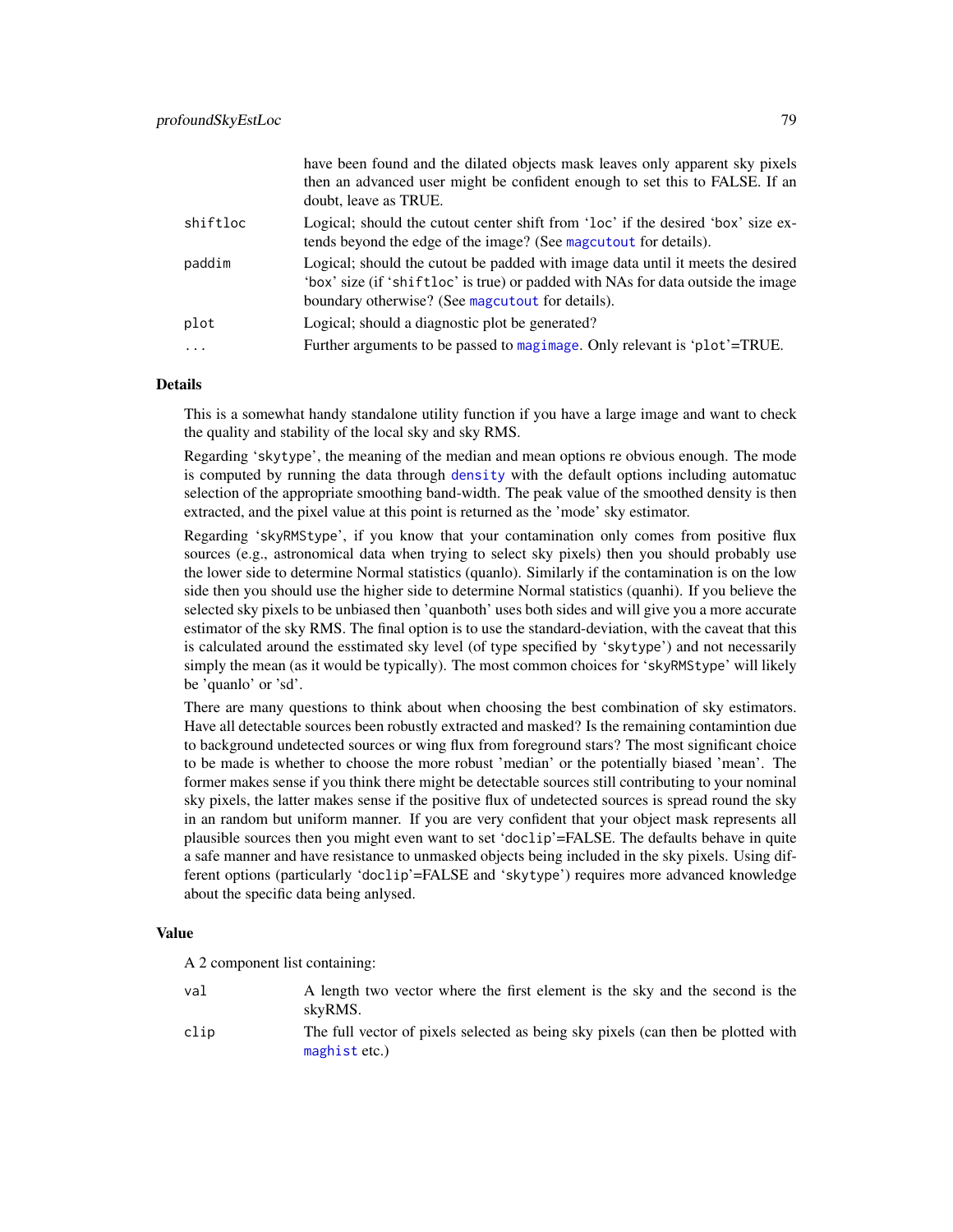| | |
|---|---|
| | have been found and the dilated objects mask leaves only apparent sky pixels then an advanced user might be confident enough to set this to FALSE. If an doubt, leave as TRUE. |
| shiftloc | Logical; should the cutout center shift from 'loc' if the desired 'box' size extends beyond the edge of the image? (See magcutout for details). |
| paddim | Logical; should the cutout be padded with image data until it meets the desired 'box' size (if 'shiftloc' is true) or padded with NAs for data outside the image boundary otherwise? (See magcutout for details). |
| plot | Logical; should a diagnostic plot be generated? |
| ... | Further arguments to be passed to magimage. Only relevant is 'plot'=TRUE. |

## Details

This is a somewhat handy standalone utility function if you have a large image and want to check the quality and stability of the local sky and sky RMS.

Regarding 'skytype', the meaning of the median and mean options re obvious enough. The mode is computed by running the data through density with the default options including automatuc selection of the appropriate smoothing band-width. The peak value of the smoothed density is then extracted, and the pixel value at this point is returned as the 'mode' sky estimator.

Regarding 'skyRMStype', if you know that your contamination only comes from positive flux sources (e.g., astronomical data when trying to select sky pixels) then you should probably use the lower side to determine Normal statistics (quanlo). Similarly if the contamination is on the low side then you should use the higher side to determine Normal statistics (quanhi). If you believe the selected sky pixels to be unbiased then 'quanboth' uses both sides and will give you a more accurate estimator of the sky RMS. The final option is to use the standard-deviation, with the caveat that this is calculated around the esstimated sky level (of type specified by 'skytype') and not necessarily simply the mean (as it would be typically). The most common choices for 'skyRMStype' will likely be 'quanlo' or 'sd'.

There are many questions to think about when choosing the best combination of sky estimators. Have all detectable sources been robustly extracted and masked? Is the remaining contamintion due to background undetected sources or wing flux from foreground stars? The most significant choice to be made is whether to choose the more robust 'median' or the potentially biased 'mean'. The former makes sense if you think there might be detectable sources still contributing to your nominal sky pixels, the latter makes sense if the positive flux of undetected sources is spread round the sky in an random but uniform manner. If you are very confident that your object mask represents all plausible sources then you might even want to set 'doclip'=FALSE. The defaults behave in quite a safe manner and have resistance to unmasked objects being included in the sky pixels. Using different options (particularly 'doclip'=FALSE and 'skytype') requires more advanced knowledge about the specific data being anlysed.

## Value

A 2 component list containing:

| | |
|---|---|
| val | A length two vector where the first element is the sky and the second is the skyRMS. |
| clip | The full vector of pixels selected as being sky pixels (can then be plotted with maghist etc.) |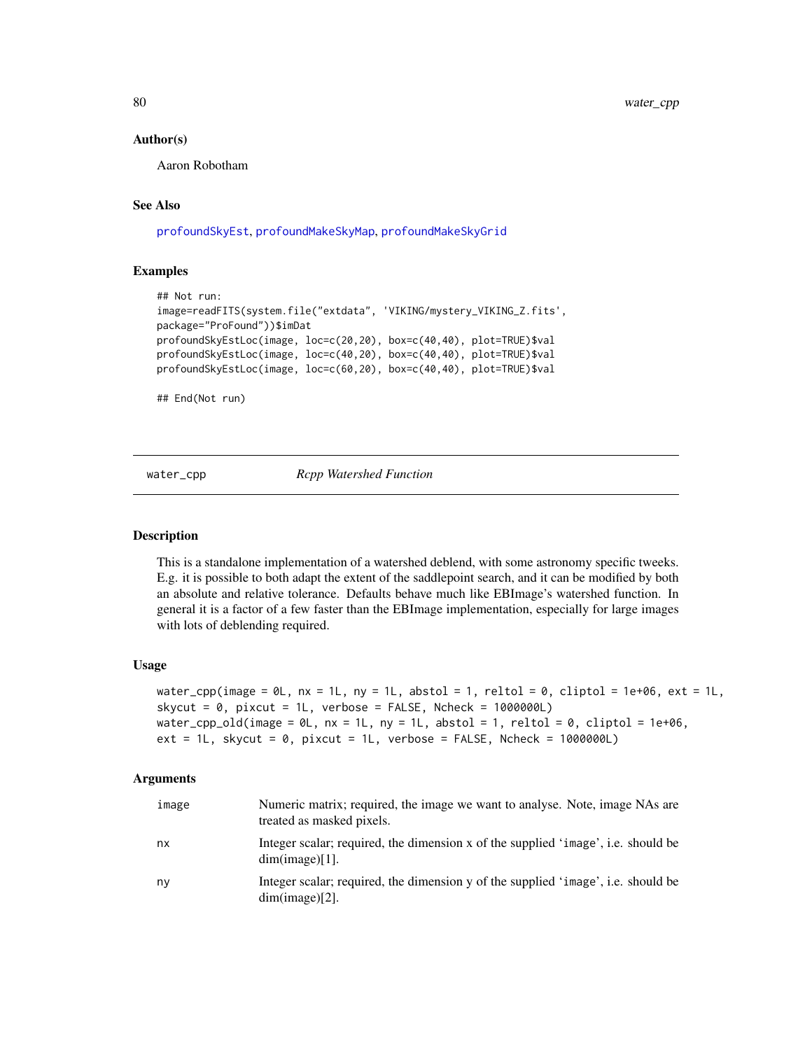### Author(s)

Aaron Robotham

### See Also

profoundSkyEst, profoundMakeSkyMap, profoundMakeSkyGrid

### Examples

```
## Not run:
image=readFITS(system.file("extdata", 'VIKING/mystery_VIKING_Z.fits',
package="ProFound"))$imDat
profoundSkyEstLoc(image, loc=c(20,20), box=c(40,40), plot=TRUE)$val
profoundSkyEstLoc(image, loc=c(40,20), box=c(40,40), plot=TRUE)$val
profoundSkyEstLoc(image, loc=c(60,20), box=c(40,40), plot=TRUE)$val

## End(Not run)
```

---

## water_cpp *Rcpp Watershed Function*

### Description

This is a standalone implementation of a watershed deblend, with some astronomy specific tweeks. E.g. it is possible to both adapt the extent of the saddlepoint search, and it can be modified by both an absolute and relative tolerance. Defaults behave much like EBImage's watershed function. In general it is a factor of a few faster than the EBImage implementation, especially for large images with lots of deblending required.

### Usage

```
water_cpp(image = 0L, nx = 1L, ny = 1L, abstol = 1, reltol = 0, cliptol = 1e+06, ext = 1L,
skycut = 0, pixcut = 1L, verbose = FALSE, Ncheck = 1000000L)
water_cpp_old(image = 0L, nx = 1L, ny = 1L, abstol = 1, reltol = 0, cliptol = 1e+06,
ext = 1L, skycut = 0, pixcut = 1L, verbose = FALSE, Ncheck = 1000000L)
```

### Arguments

| | |
|---|---|
| image | Numeric matrix; required, the image we want to analyse. Note, image NAs are treated as masked pixels. |
| nx | Integer scalar; required, the dimension x of the supplied 'image', i.e. should be dim(image)[1]. |
| ny | Integer scalar; required, the dimension y of the supplied 'image', i.e. should be dim(image)[2]. |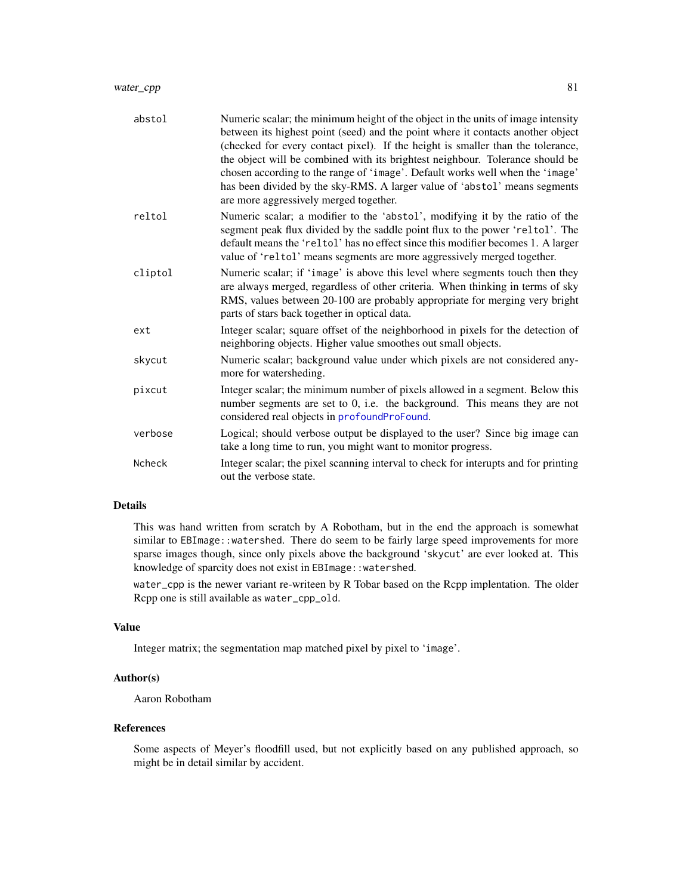| | |
|---|---|
| abstol | Numeric scalar; the minimum height of the object in the units of image intensity between its highest point (seed) and the point where it contacts another object (checked for every contact pixel). If the height is smaller than the tolerance, the object will be combined with its brightest neighbour. Tolerance should be chosen according to the range of 'image'. Default works well when the 'image' has been divided by the sky-RMS. A larger value of 'abstol' means segments are more aggressively merged together. |
| reltol | Numeric scalar; a modifier to the 'abstol', modifying it by the ratio of the segment peak flux divided by the saddle point flux to the power 'reltol'. The default means the 'reltol' has no effect since this modifier becomes 1. A larger value of 'reltol' means segments are more aggressively merged together. |
| cliptol | Numeric scalar; if 'image' is above this level where segments touch then they are always merged, regardless of other criteria. When thinking in terms of sky RMS, values between 20-100 are probably appropriate for merging very bright parts of stars back together in optical data. |
| ext | Integer scalar; square offset of the neighborhood in pixels for the detection of neighboring objects. Higher value smoothes out small objects. |
| skycut | Numeric scalar; background value under which pixels are not considered anymore for watersheding. |
| pixcut | Integer scalar; the minimum number of pixels allowed in a segment. Below this number segments are set to 0, i.e. the background. This means they are not considered real objects in profoundProFound. |
| verbose | Logical; should verbose output be displayed to the user? Since big image can take a long time to run, you might want to monitor progress. |
| Ncheck | Integer scalar; the pixel scanning interval to check for interupts and for printing out the verbose state. |

## Details

This was hand written from scratch by A Robotham, but in the end the approach is somewhat similar to EBImage::watershed. There do seem to be fairly large speed improvements for more sparse images though, since only pixels above the background 'skycut' are ever looked at. This knowledge of sparcity does not exist in EBImage::watershed.

water_cpp is the newer variant re-writeen by R Tobar based on the Rcpp implentation. The older Rcpp one is still available as water_cpp_old.

## Value

Integer matrix; the segmentation map matched pixel by pixel to 'image'.

## Author(s)

Aaron Robotham

## References

Some aspects of Meyer's floodfill used, but not explicitly based on any published approach, so might be in detail similar by accident.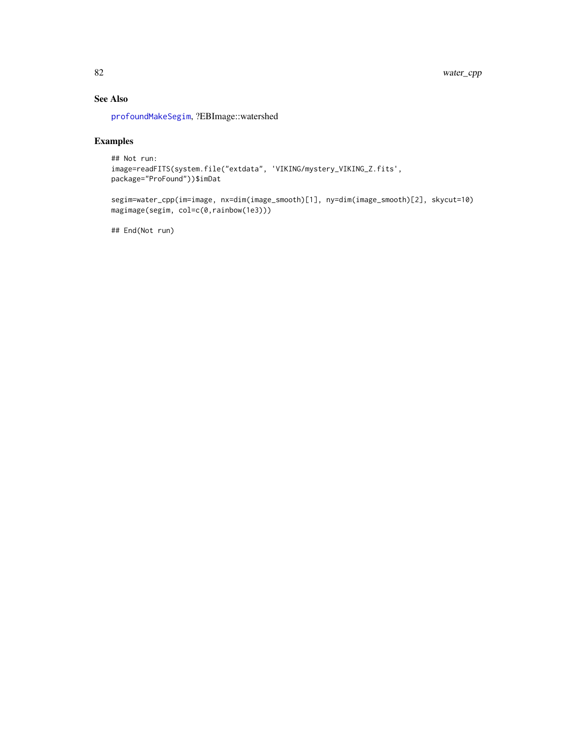### See Also

profoundMakeSegim, ?EBImage::watershed

### Examples

```
## Not run:
image=readFITS(system.file("extdata", 'VIKING/mystery_VIKING_Z.fits',
package="ProFound"))$imDat

segim=water_cpp(im=image, nx=dim(image_smooth)[1], ny=dim(image_smooth)[2], skycut=10)
magimage(segim, col=c(0,rainbow(1e3)))

## End(Not run)
```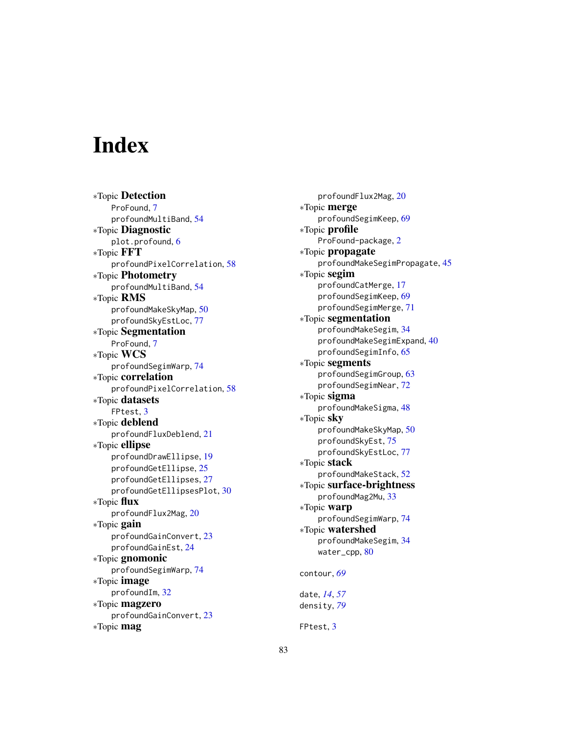# Index

∗Topic **Detection**
- ProFound, 7
- profoundMultiBand, 54

∗Topic **Diagnostic**
- plot.profound, 6

∗Topic **FFT**
- profoundPixelCorrelation, 58

∗Topic **Photometry**
- profoundMultiBand, 54

∗Topic **RMS**
- profoundMakeSkyMap, 50
- profoundSkyEstLoc, 77

∗Topic **Segmentation**
- ProFound, 7

∗Topic **WCS**
- profoundSegimWarp, 74

∗Topic **correlation**
- profoundPixelCorrelation, 58

∗Topic **datasets**
- FPtest, 3

∗Topic **deblend**
- profoundFluxDeblend, 21

∗Topic **ellipse**
- profoundDrawEllipse, 19
- profoundGetEllipse, 25
- profoundGetEllipses, 27
- profoundGetEllipsesPlot, 30

∗Topic **flux**
- profoundFlux2Mag, 20

∗Topic **gain**
- profoundGainConvert, 23
- profoundGainEst, 24

∗Topic **gnomonic**
- profoundSegimWarp, 74

∗Topic **image**
- profoundIm, 32

∗Topic **magzero**
- profoundGainConvert, 23

∗Topic **mag**
- profoundFlux2Mag, 20

∗Topic **merge**
- profoundSegimKeep, 69

∗Topic **profile**
- ProFound-package, 2

∗Topic **propagate**
- profoundMakeSegimPropagate, 45

∗Topic **segim**
- profoundCatMerge, 17
- profoundSegimKeep, 69
- profoundSegimMerge, 71

∗Topic **segmentation**
- profoundMakeSegim, 34
- profoundMakeSegimExpand, 40
- profoundSegimInfo, 65

∗Topic **segments**
- profoundSegimGroup, 63
- profoundSegimNear, 72

∗Topic **sigma**
- profoundMakeSigma, 48

∗Topic **sky**
- profoundMakeSkyMap, 50
- profoundSkyEst, 75
- profoundSkyEstLoc, 77

∗Topic **stack**
- profoundMakeStack, 52

∗Topic **surface-brightness**
- profoundMag2Mu, 33

∗Topic **warp**
- profoundSegimWarp, 74

∗Topic **watershed**
- profoundMakeSegim, 34
- water_cpp, 80

contour, *69*

date, *14*, *57*
density, *79*

FPtest, 3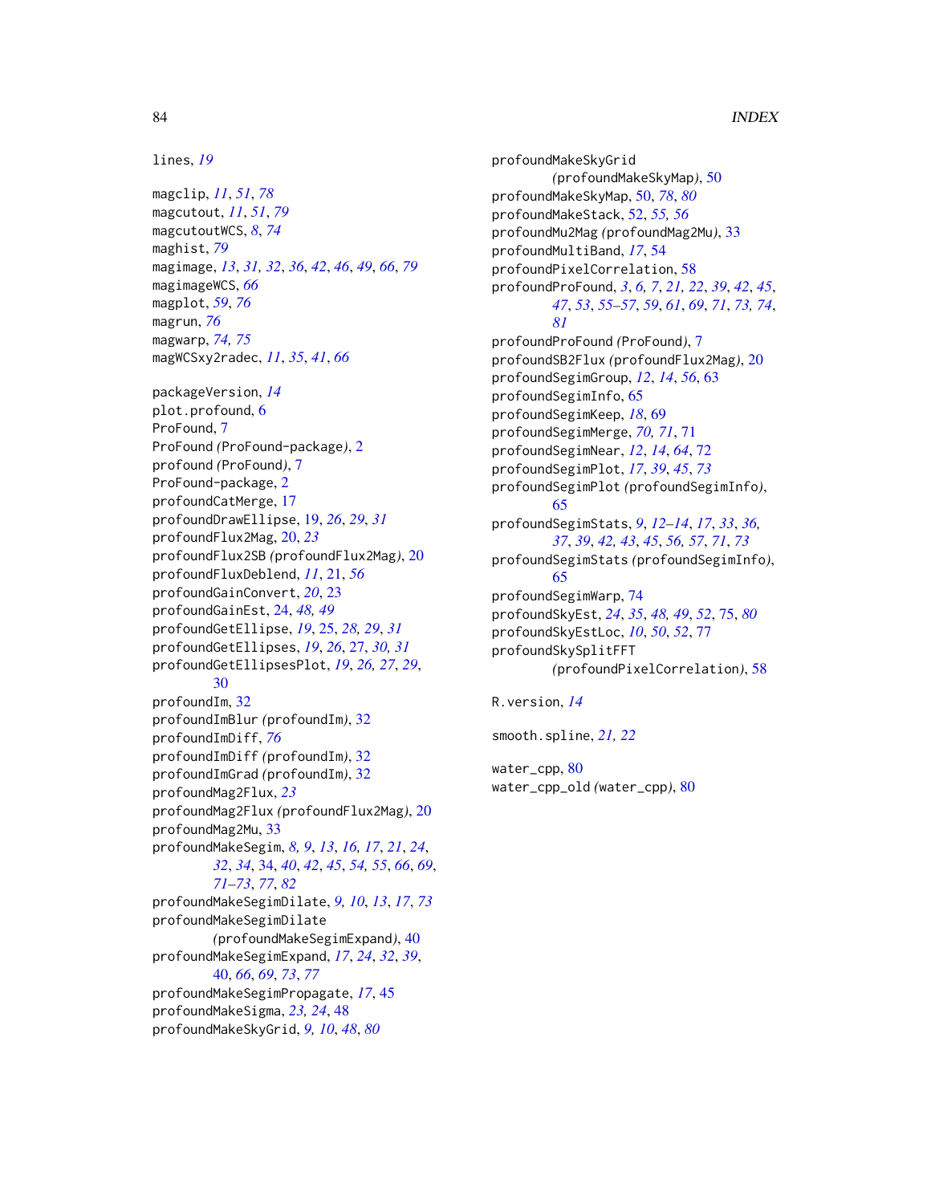lines, *19*

magclip, *11*, *51*, *78*
magcutout, *11*, *51*, *79*
magcutoutWCS, *8*, *74*
maghist, *79*
magimage, *13*, *31, 32*, *36*, *42*, *46*, *49*, *66*, *79*
magimageWCS, *66*
magplot, *59*, *76*
magrun, *76*
magwarp, *74, 75*
magWCSxy2radec, *11*, *35*, *41*, *66*

packageVersion, *14*
plot.profound, 6
ProFound, 7
ProFound *(*ProFound-package*)*, 2
profound *(*ProFound*)*, 7
ProFound-package, 2
profoundCatMerge, 17
profoundDrawEllipse, 19, *26*, *29*, *31*
profoundFlux2Mag, 20, *23*
profoundFlux2SB *(*profoundFlux2Mag*)*, 20
profoundFluxDeblend, *11*, 21, *56*
profoundGainConvert, *20*, 23
profoundGainEst, 24, *48, 49*
profoundGetEllipse, *19*, 25, *28, 29*, *31*
profoundGetEllipses, *19*, *26*, 27, *30, 31*
profoundGetEllipsesPlot, *19*, *26, 27*, *29*, 30
profoundIm, 32
profoundImBlur *(*profoundIm*)*, 32
profoundImDiff, *76*
profoundImDiff *(*profoundIm*)*, 32
profoundImGrad *(*profoundIm*)*, 32
profoundMag2Flux, *23*
profoundMag2Flux *(*profoundFlux2Mag*)*, 20
profoundMag2Mu, 33
profoundMakeSegim, *8, 9*, *13*, *16, 17*, *21*, *24*, *32*, *34*, 34, *40*, *42*, *45*, *54, 55*, *66*, *69*, *71–73*, *77*, *82*
profoundMakeSegimDilate, *9, 10*, *13*, *17*, *73*
profoundMakeSegimDilate *(*profoundMakeSegimExpand*)*, 40
profoundMakeSegimExpand, *17*, *24*, *32*, *39*, 40, *66*, *69*, *73*, *77*
profoundMakeSegimPropagate, *17*, 45
profoundMakeSigma, *23, 24*, 48
profoundMakeSkyGrid, *9, 10*, *48*, *80*
profoundMakeSkyGrid *(*profoundMakeSkyMap*)*, 50
profoundMakeSkyMap, 50, *78*, *80*
profoundMakeStack, 52, *55, 56*
profoundMu2Mag *(*profoundMag2Mu*)*, 33
profoundMultiBand, *17*, 54
profoundPixelCorrelation, 58
profoundProFound, *3*, *6, 7*, *21, 22*, *39*, *42*, *45*, *47*, *53*, *55–57*, *59*, *61*, *69*, *71*, *73, 74*, *81*
profoundProFound *(*ProFound*)*, 7
profoundSB2Flux *(*profoundFlux2Mag*)*, 20
profoundSegimGroup, *12*, *14*, *56*, 63
profoundSegimInfo, 65
profoundSegimKeep, *18*, 69
profoundSegimMerge, *70, 71*, 71
profoundSegimNear, *12*, *14*, *64*, 72
profoundSegimPlot, *17*, *39*, *45*, *73*
profoundSegimPlot *(*profoundSegimInfo*)*, 65
profoundSegimStats, *9*, *12–14*, *17*, *33*, *36, 37*, *39*, *42, 43*, *45*, *56, 57*, *71*, *73*
profoundSegimStats *(*profoundSegimInfo*)*, 65
profoundSegimWarp, 74
profoundSkyEst, *24*, *35*, *48, 49*, *52*, 75, *80*
profoundSkyEstLoc, *10*, *50*, *52*, 77
profoundSkySplitFFT *(*profoundPixelCorrelation*)*, 58

R.version, *14*

smooth.spline, *21, 22*

water_cpp, 80
water_cpp_old *(*water_cpp*)*, 80